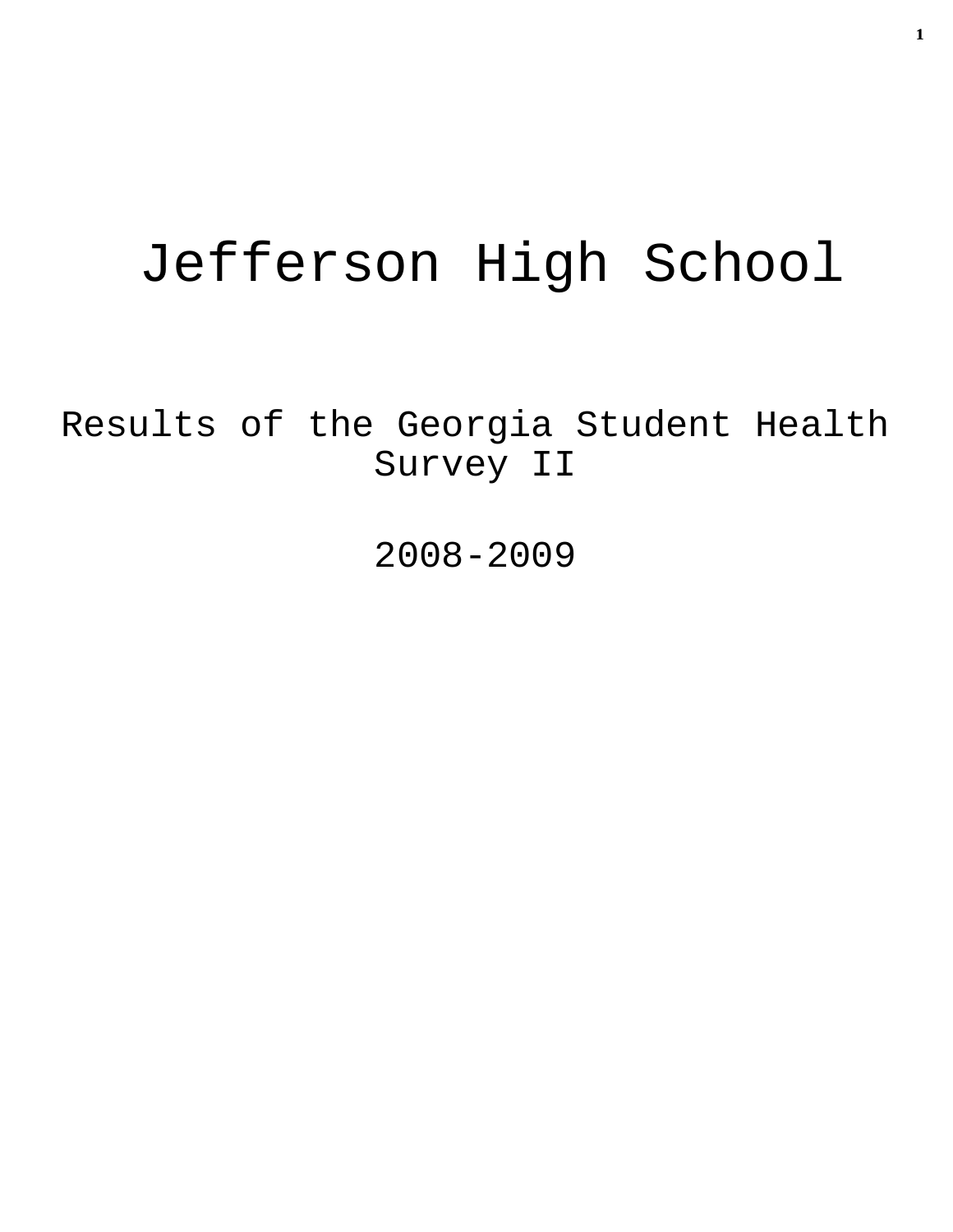# Jefferson High School

## Results of the Georgia Student Health Survey II

## 2008-2009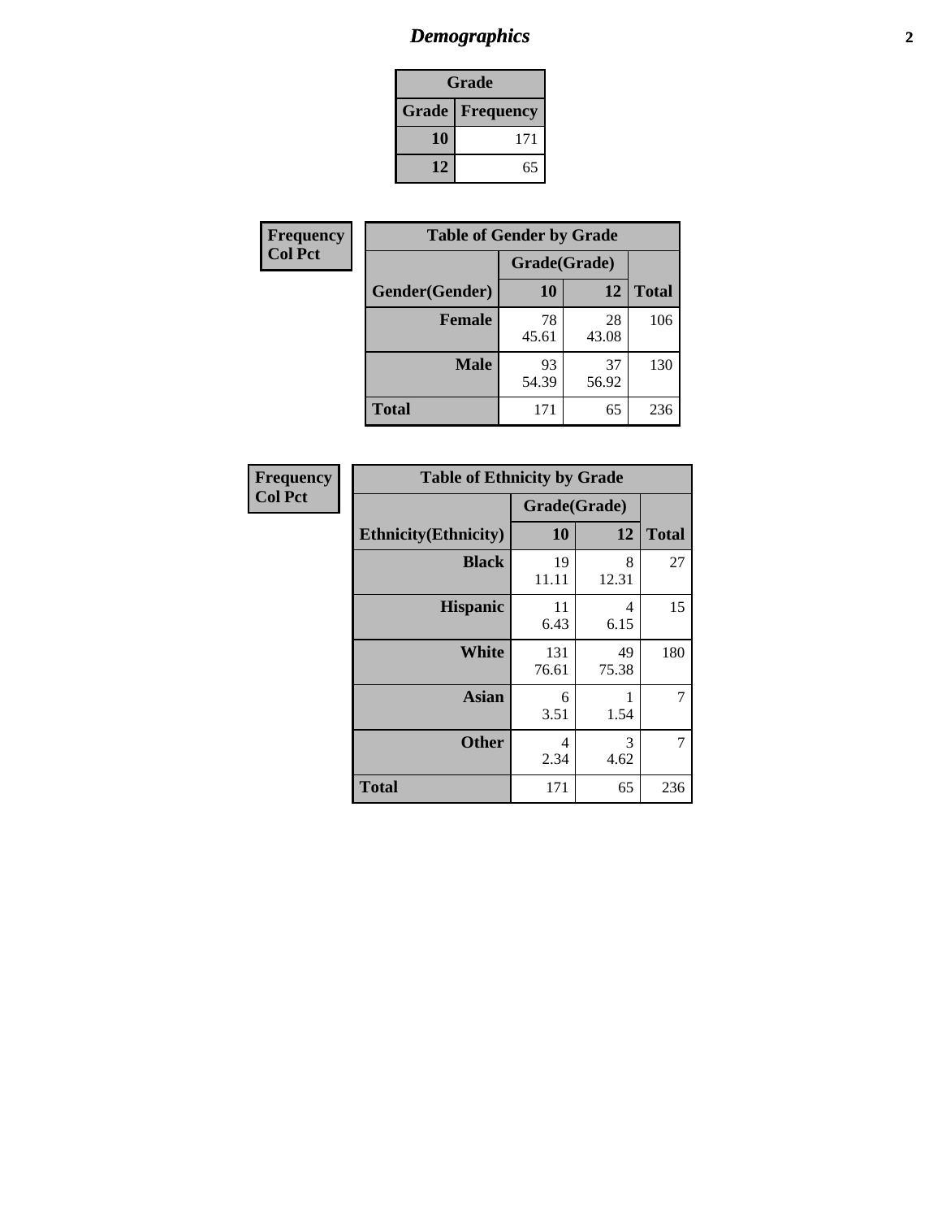# *Demographics*

| Grade | |
|---|---|
| **Grade** | **Frequency** |
| **10** | 171 |
| **12** | 65 |

| Frequency<br>Col Pct |
|---|

| Table of Gender by Grade | | | |
|---|---|---|---|
| | Grade(Grade) | | |
| **Gender(Gender)** | **10** | **12** | **Total** |
| **Female** | 78<br>45.61 | 28<br>43.08 | 106 |
| **Male** | 93<br>54.39 | 37<br>56.92 | 130 |
| **Total** | 171 | 65 | 236 |

| Frequency<br>Col Pct |
|---|

| Table of Ethnicity by Grade | | | |
|---|---|---|---|
| | Grade(Grade) | | |
| **Ethnicity(Ethnicity)** | **10** | **12** | **Total** |
| **Black** | 19<br>11.11 | 8<br>12.31 | 27 |
| **Hispanic** | 11<br>6.43 | 4<br>6.15 | 15 |
| **White** | 131<br>76.61 | 49<br>75.38 | 180 |
| **Asian** | 6<br>3.51 | 1<br>1.54 | 7 |
| **Other** | 4<br>2.34 | 3<br>4.62 | 7 |
| **Total** | 171 | 65 | 236 |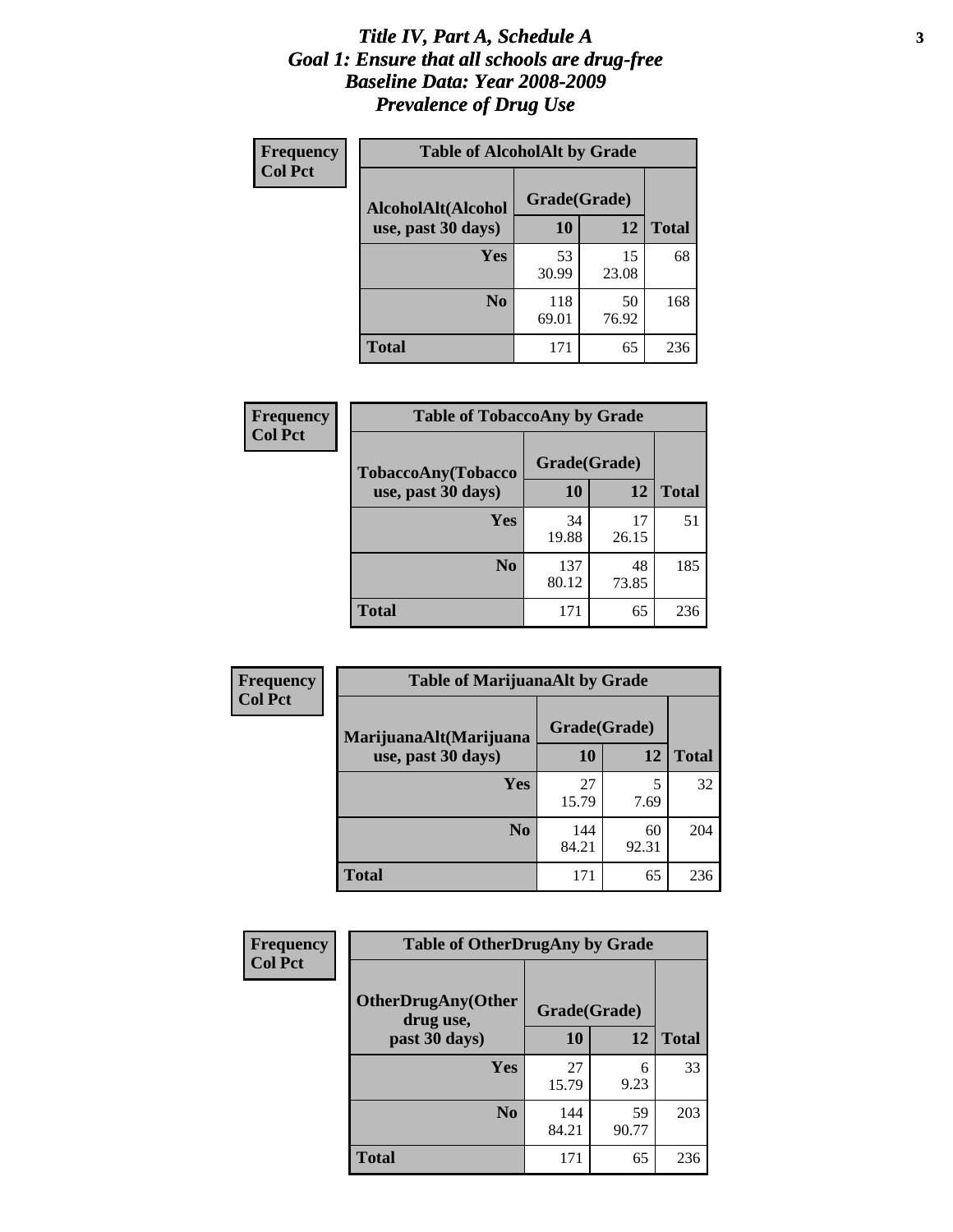# *Title IV, Part A, Schedule A*
## *Goal 1: Ensure that all schools are drug-free*
## *Baseline Data: Year 2008-2009*
## *Prevalence of Drug Use*

**Frequency**
**Col Pct**

| Table of AlcoholAlt by Grade | | | |
|---|---|---|---|
| AlcoholAlt(Alcohol use, past 30 days) | Grade(Grade) | | |
| | 10 | 12 | Total |
| Yes | 53<br>30.99 | 15<br>23.08 | 68 |
| No | 118<br>69.01 | 50<br>76.92 | 168 |
| Total | 171 | 65 | 236 |

**Frequency**
**Col Pct**

| Table of TobaccoAny by Grade | | | |
|---|---|---|---|
| TobaccoAny(Tobacco use, past 30 days) | Grade(Grade) | | |
| | 10 | 12 | Total |
| Yes | 34<br>19.88 | 17<br>26.15 | 51 |
| No | 137<br>80.12 | 48<br>73.85 | 185 |
| Total | 171 | 65 | 236 |

**Frequency**
**Col Pct**

| Table of MarijuanaAlt by Grade | | | |
|---|---|---|---|
| MarijuanaAlt(Marijuana use, past 30 days) | Grade(Grade) | | |
| | 10 | 12 | Total |
| Yes | 27<br>15.79 | 5<br>7.69 | 32 |
| No | 144<br>84.21 | 60<br>92.31 | 204 |
| Total | 171 | 65 | 236 |

**Frequency**
**Col Pct**

| Table of OtherDrugAny by Grade | | | |
|---|---|---|---|
| OtherDrugAny(Other drug use, past 30 days) | Grade(Grade) | | |
| | 10 | 12 | Total |
| Yes | 27<br>15.79 | 6<br>9.23 | 33 |
| No | 144<br>84.21 | 59<br>90.77 | 203 |
| Total | 171 | 65 | 236 |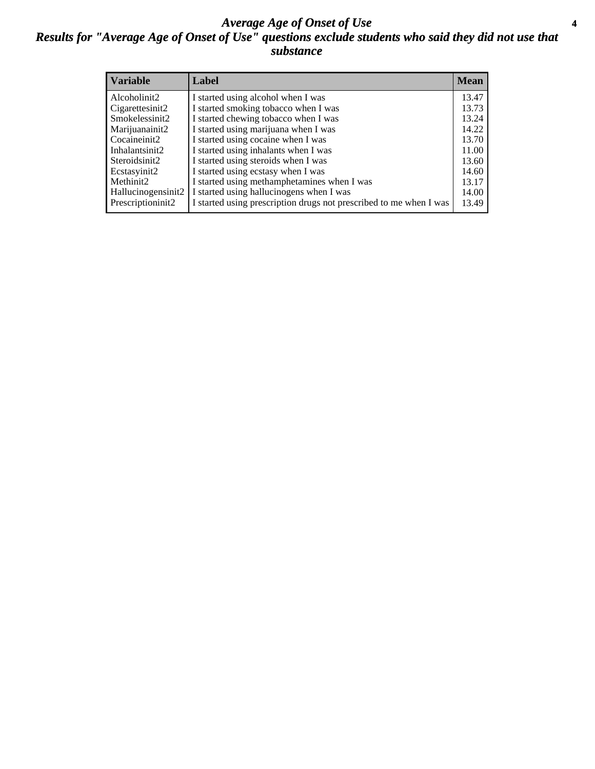# *Average Age of Onset of Use*

## *Results for "Average Age of Onset of Use" questions exclude students who said they did not use that substance*

| Variable | Label | Mean |
|---|---|---|
| Alcoholinit2 | I started using alcohol when I was | 13.47 |
| Cigarettesinit2 | I started smoking tobacco when I was | 13.73 |
| Smokelessinit2 | I started chewing tobacco when I was | 13.24 |
| Marijuanainit2 | I started using marijuana when I was | 14.22 |
| Cocaineinit2 | I started using cocaine when I was | 13.70 |
| Inhalantsinit2 | I started using inhalants when I was | 11.00 |
| Steroidsinit2 | I started using steroids when I was | 13.60 |
| Ecstasyinit2 | I started using ecstasy when I was | 14.60 |
| Methinit2 | I started using methamphetamines when I was | 13.17 |
| Hallucinogensinit2 | I started using hallucinogens when I was | 14.00 |
| Prescriptioninit2 | I started using prescription drugs not prescribed to me when I was | 13.49 |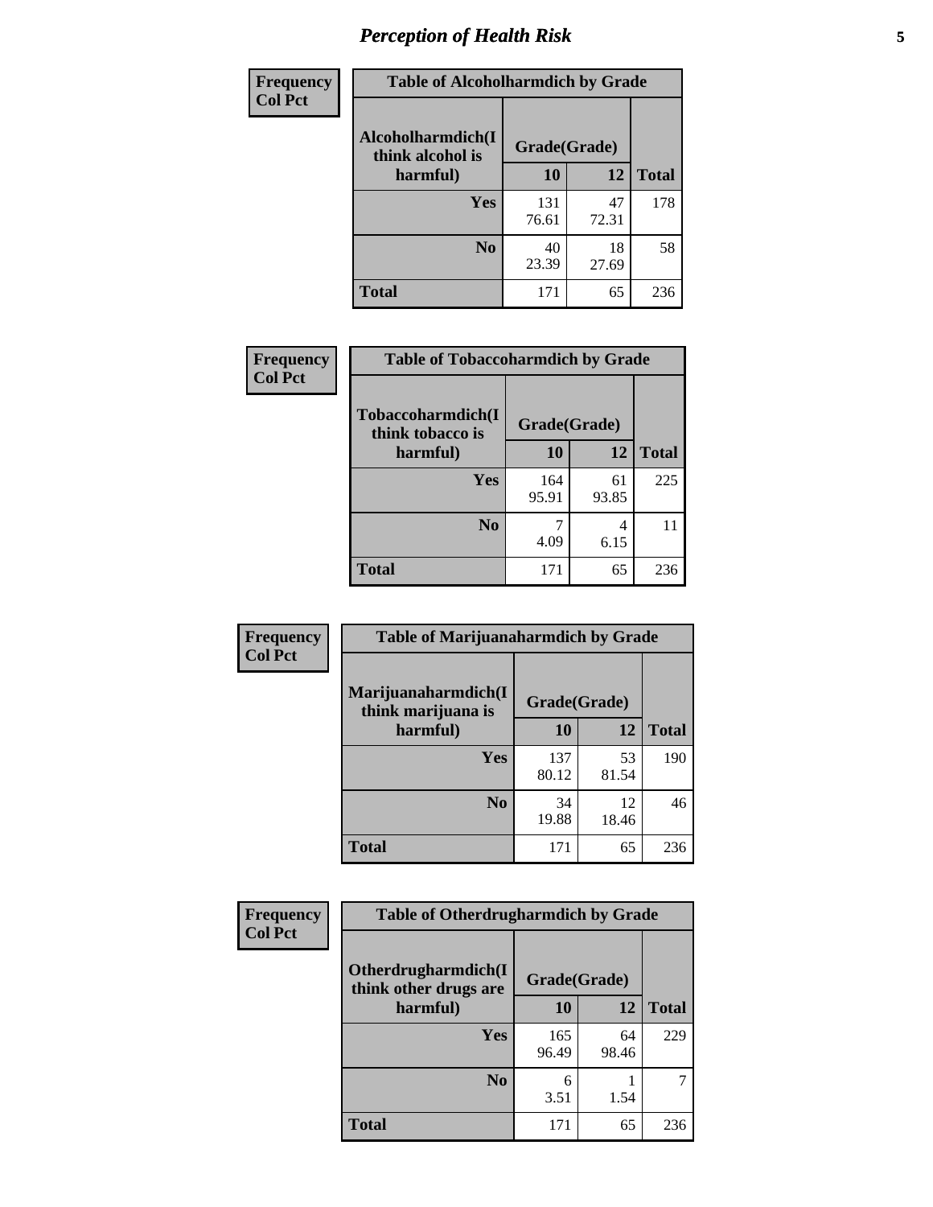| Frequency Col Pct | Table of Alcoholharmdich by Grade | | |
|---|---|---|---|
| Alcoholharmdich(I think alcohol is harmful) | Grade(Grade) | | |
| | 10 | 12 | Total |
| Yes | 131<br>76.61 | 47<br>72.31 | 178 |
| No | 40<br>23.39 | 18<br>27.69 | 58 |
| Total | 171 | 65 | 236 |

| Frequency Col Pct | Table of Tobaccoharmdich by Grade | | |
|---|---|---|---|
| Tobaccoharmdich(I think tobacco is harmful) | Grade(Grade) | | |
| | 10 | 12 | Total |
| Yes | 164<br>95.91 | 61<br>93.85 | 225 |
| No | 7<br>4.09 | 4<br>6.15 | 11 |
| Total | 171 | 65 | 236 |

| Frequency Col Pct | Table of Marijuanaharmdich by Grade | | |
|---|---|---|---|
| Marijuanaharmdich(I think marijuana is harmful) | Grade(Grade) | | |
| | 10 | 12 | Total |
| Yes | 137<br>80.12 | 53<br>81.54 | 190 |
| No | 34<br>19.88 | 12<br>18.46 | 46 |
| Total | 171 | 65 | 236 |

| Frequency Col Pct | Table of Otherdrugharmdich by Grade | | |
|---|---|---|---|
| Otherdrugharmdich(I think other drugs are harmful) | Grade(Grade) | | |
| | 10 | 12 | Total |
| Yes | 165<br>96.49 | 64<br>98.46 | 229 |
| No | 6<br>3.51 | 1<br>1.54 | 7 |
| Total | 171 | 65 | 236 |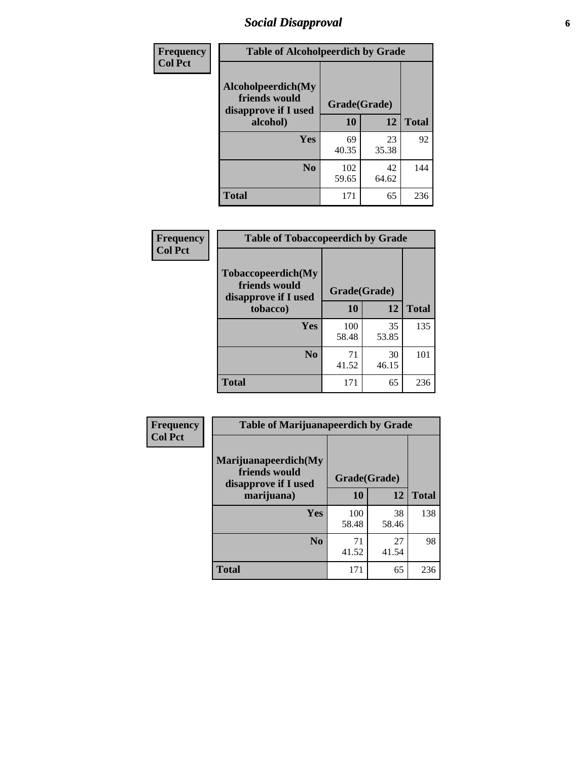# *Social Disapproval*

| Frequency<br>Col Pct | | | |
|---|---|---|---|

**Table of Alcoholpeerdich by Grade**

| Alcoholpeerdich(My friends would disapprove if I used alcohol) | Grade(Grade) 10 | 12 | Total |
|---|---|---|---|
| Yes | 69<br>40.35 | 23<br>35.38 | 92 |
| No | 102<br>59.65 | 42<br>64.62 | 144 |
| Total | 171 | 65 | 236 |

| Frequency<br>Col Pct | | | |
|---|---|---|---|

**Table of Tobaccopeerdich by Grade**

| Tobaccopeerdich(My friends would disapprove if I used tobacco) | Grade(Grade) 10 | 12 | Total |
|---|---|---|---|
| Yes | 100<br>58.48 | 35<br>53.85 | 135 |
| No | 71<br>41.52 | 30<br>46.15 | 101 |
| Total | 171 | 65 | 236 |

| Frequency<br>Col Pct | | | |
|---|---|---|---|

**Table of Marijuanapeerdich by Grade**

| Marijuanapeerdich(My friends would disapprove if I used marijuana) | Grade(Grade) 10 | 12 | Total |
|---|---|---|---|
| Yes | 100<br>58.48 | 38<br>58.46 | 138 |
| No | 71<br>41.52 | 27<br>41.54 | 98 |
| Total | 171 | 65 | 236 |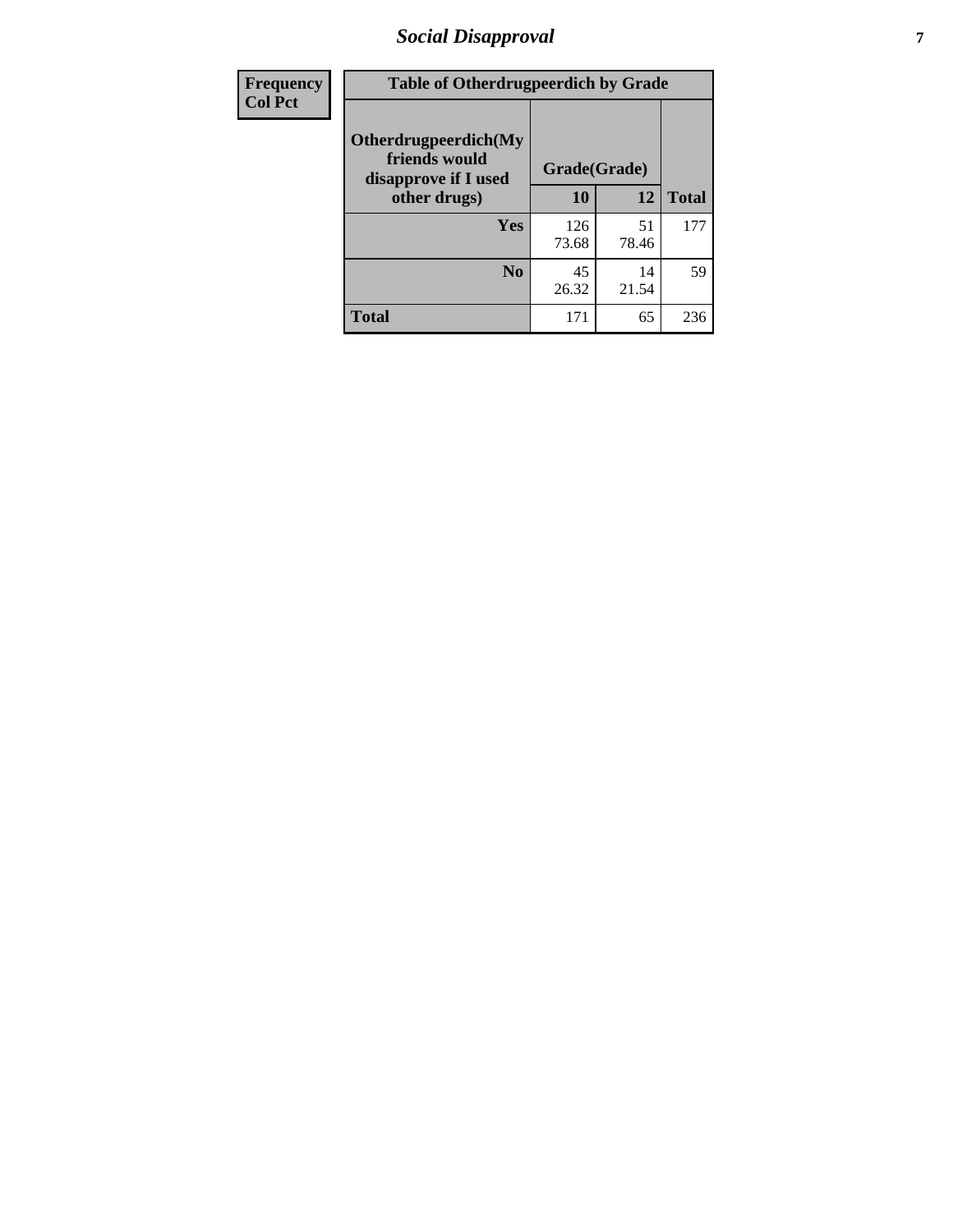# Social Disapproval

| Frequency<br>Col Pct | Table of Otherdrugpeerdich by Grade | | |
|---|---|---|---|
| Otherdrugpeerdich(My friends would disapprove if I used other drugs) | Grade(Grade) | | |
| | 10 | 12 | Total |
| Yes | 126<br>73.68 | 51<br>78.46 | 177 |
| No | 45<br>26.32 | 14<br>21.54 | 59 |
| Total | 171 | 65 | 236 |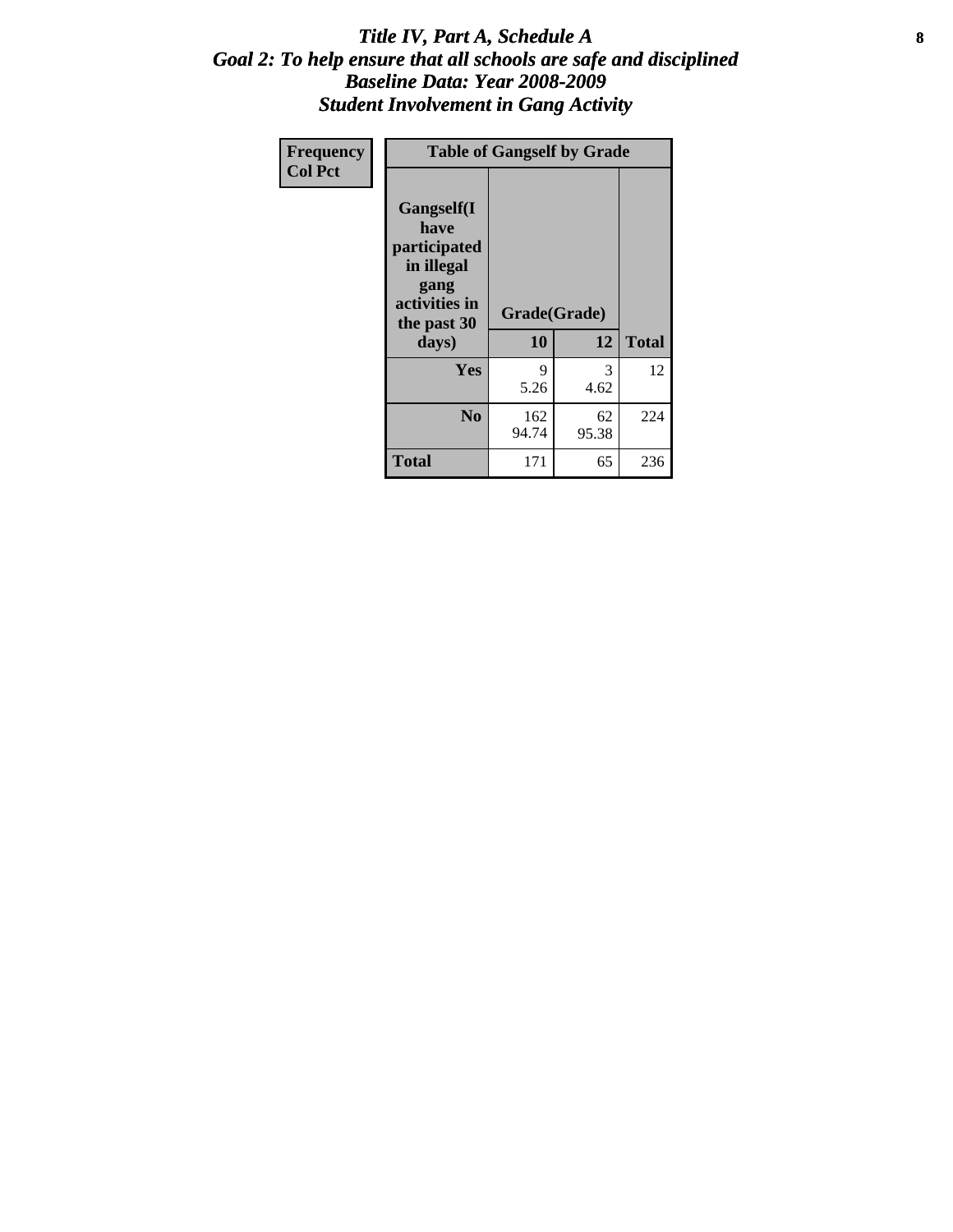# *Title IV, Part A, Schedule A*
## *Goal 2: To help ensure that all schools are safe and disciplined*
## *Baseline Data: Year 2008-2009*
## *Student Involvement in Gang Activity*

| Frequency<br>Col Pct | Table of Gangself by Grade | | | |
|---|---|---|---|---|
| | Gangself(I have participated in illegal gang activities in the past 30 days) | Grade(Grade) | | |
| | | 10 | 12 | Total |
| | Yes | 9<br>5.26 | 3<br>4.62 | 12 |
| | No | 162<br>94.74 | 62<br>95.38 | 224 |
| | Total | 171 | 65 | 236 |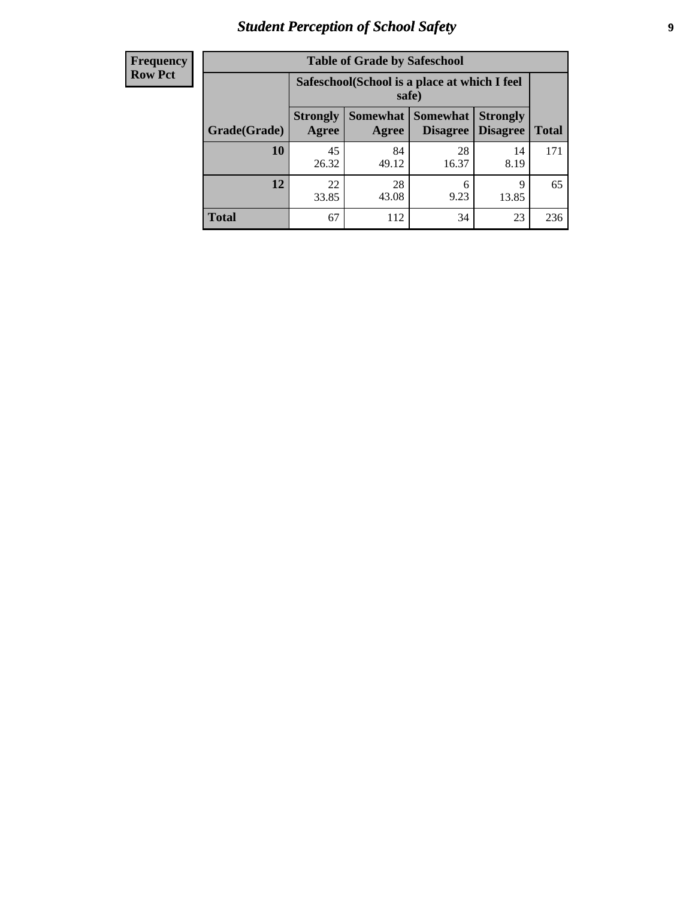| Frequency |
|---|
| Row Pct |

| Table of Grade by Safeschool | | | | | |
|---|---|---|---|---|---|
| | Safeschool(School is a place at which I feel safe) | | | | |
| Grade(Grade) | Strongly Agree | Somewhat Agree | Somewhat Disagree | Strongly Disagree | Total |
| 10 | 45<br>26.32 | 84<br>49.12 | 28<br>16.37 | 14<br>8.19 | 171 |
| 12 | 22<br>33.85 | 28<br>43.08 | 6<br>9.23 | 9<br>13.85 | 65 |
| Total | 67 | 112 | 34 | 23 | 236 |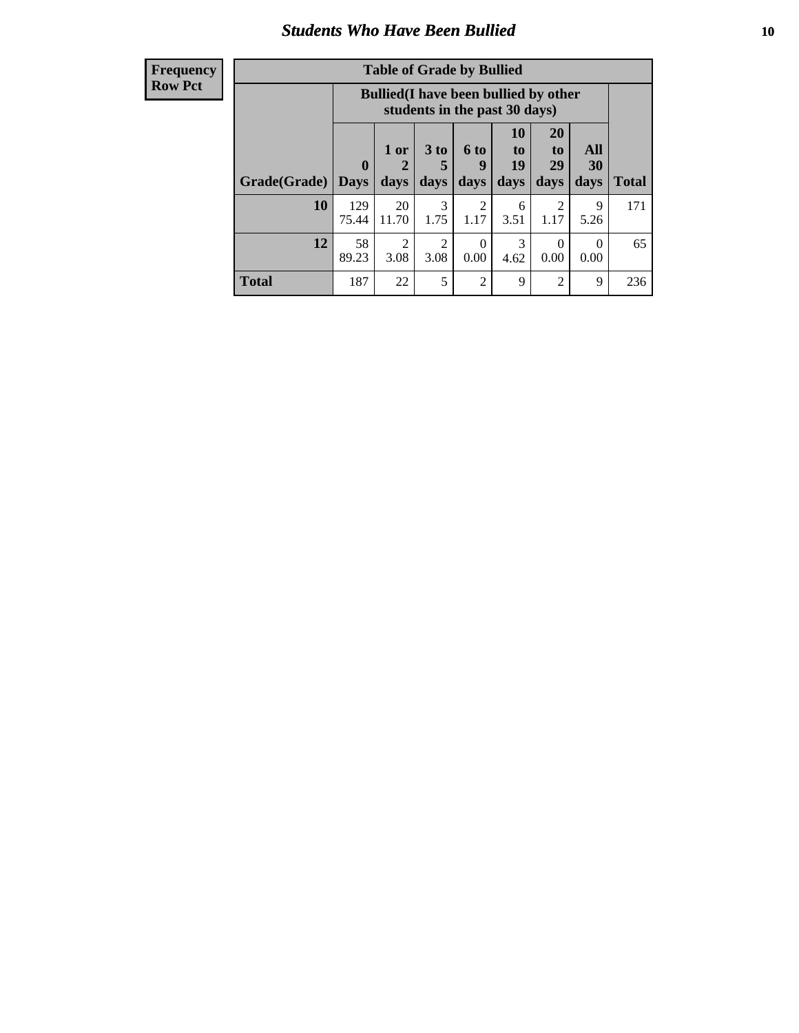## Students Who Have Been Bullied

| Frequency<br>Row Pct |
|---|

**Table of Grade by Bullied**

| Grade(Grade) | Bullied(I have been bullied by other students in the past 30 days) | | | | | | | Total |
|---|---|---|---|---|---|---|---|---|
| | 0 Days | 1 or 2 days | 3 to 5 days | 6 to 9 days | 10 to 19 days | 20 to 29 days | All 30 days | |
| **10** | 129<br>75.44 | 20<br>11.70 | 3<br>1.75 | 2<br>1.17 | 6<br>3.51 | 2<br>1.17 | 9<br>5.26 | 171 |
| **12** | 58<br>89.23 | 2<br>3.08 | 2<br>3.08 | 0<br>0.00 | 3<br>4.62 | 0<br>0.00 | 0<br>0.00 | 65 |
| **Total** | 187 | 22 | 5 | 2 | 9 | 2 | 9 | 236 |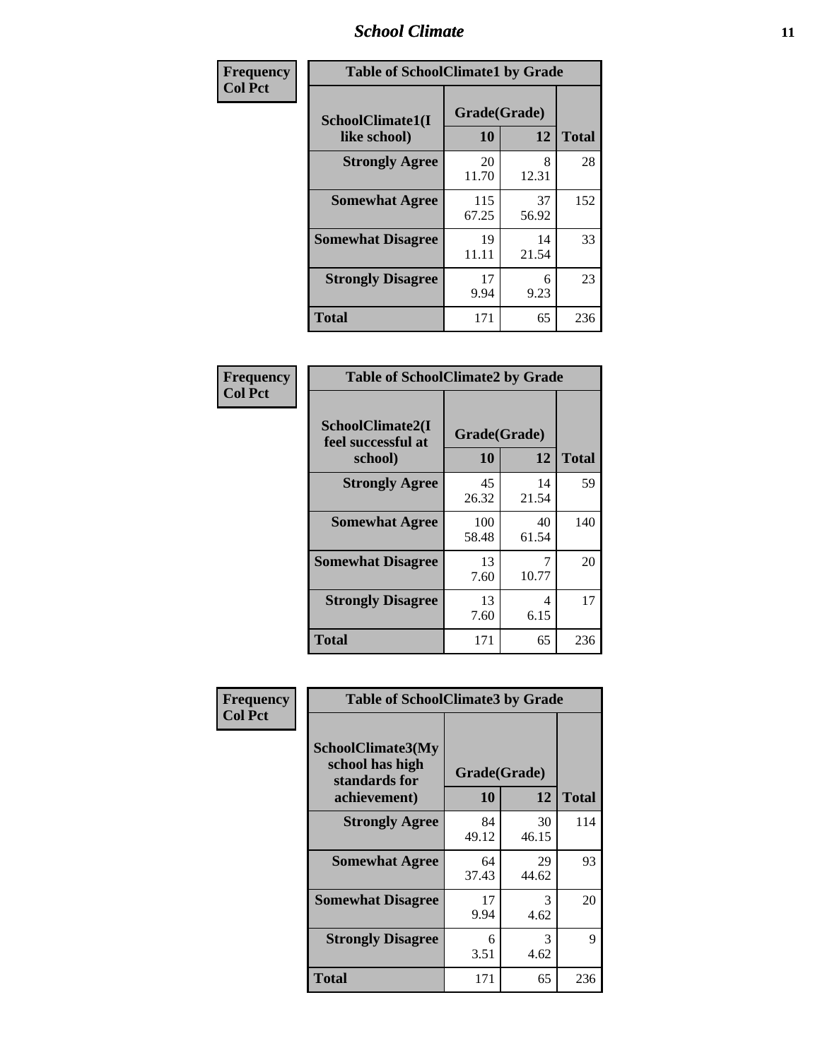| Frequency<br>Col Pct | | | |
|---|---|---|---|

**Table of SchoolClimate1 by Grade**

| SchoolClimate1(I like school) | Grade(Grade) | | Total |
|---|---|---|---|
| | 10 | 12 | |
| Strongly Agree | 20<br>11.70 | 8<br>12.31 | 28 |
| Somewhat Agree | 115<br>67.25 | 37<br>56.92 | 152 |
| Somewhat Disagree | 19<br>11.11 | 14<br>21.54 | 33 |
| Strongly Disagree | 17<br>9.94 | 6<br>9.23 | 23 |
| Total | 171 | 65 | 236 |

**Table of SchoolClimate2 by Grade**

| SchoolClimate2(I feel successful at school) | Grade(Grade) | | Total |
|---|---|---|---|
| | 10 | 12 | |
| Strongly Agree | 45<br>26.32 | 14<br>21.54 | 59 |
| Somewhat Agree | 100<br>58.48 | 40<br>61.54 | 140 |
| Somewhat Disagree | 13<br>7.60 | 7<br>10.77 | 20 |
| Strongly Disagree | 13<br>7.60 | 4<br>6.15 | 17 |
| Total | 171 | 65 | 236 |

**Table of SchoolClimate3 by Grade**

| SchoolClimate3(My school has high standards for achievement) | Grade(Grade) | | Total |
|---|---|---|---|
| | 10 | 12 | |
| Strongly Agree | 84<br>49.12 | 30<br>46.15 | 114 |
| Somewhat Agree | 64<br>37.43 | 29<br>44.62 | 93 |
| Somewhat Disagree | 17<br>9.94 | 3<br>4.62 | 20 |
| Strongly Disagree | 6<br>3.51 | 3<br>4.62 | 9 |
| Total | 171 | 65 | 236 |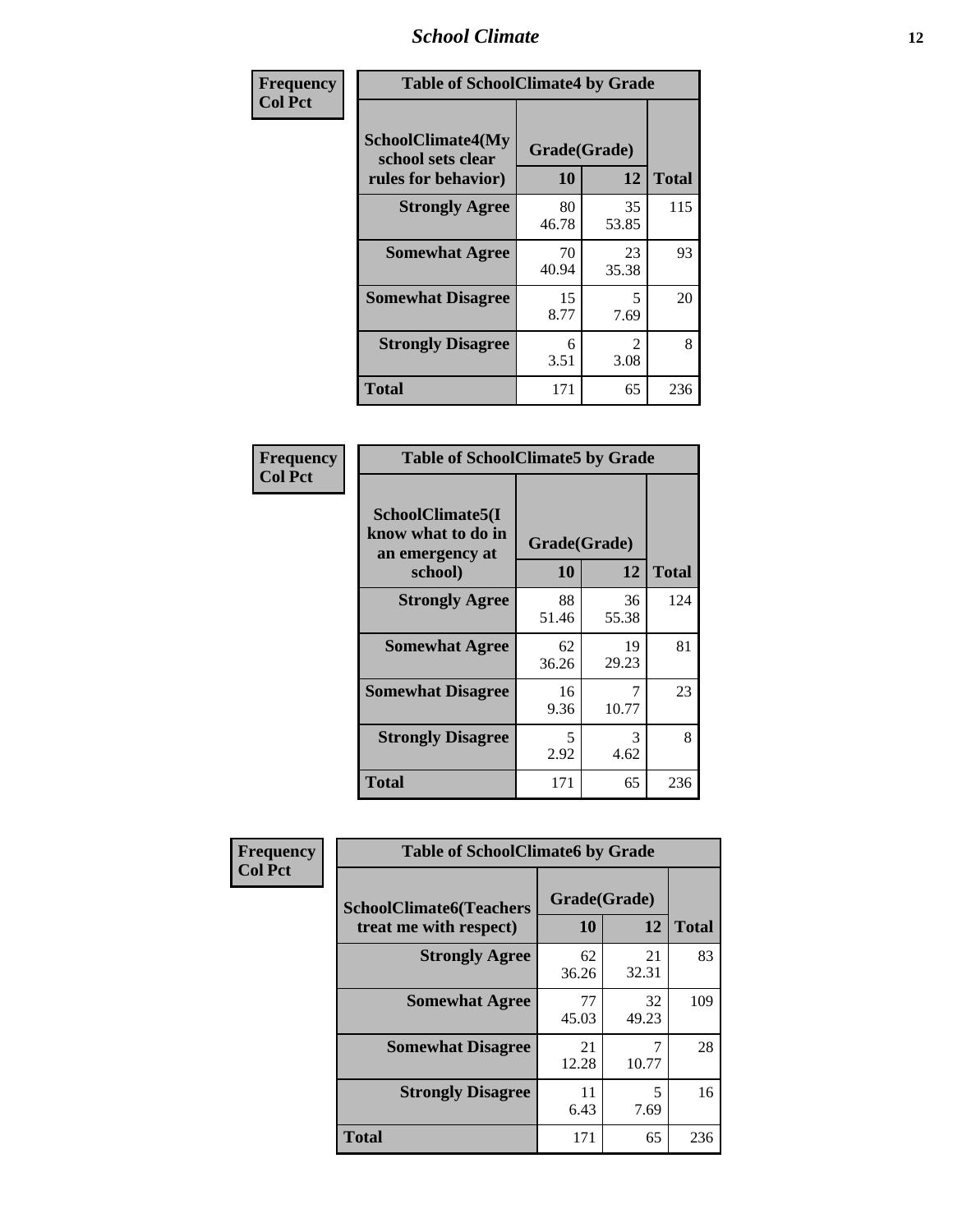# School Climate

**Frequency / Col Pct**

| Table of SchoolClimate4 by Grade | | | |
|---|---|---|---|
| SchoolClimate4(My school sets clear rules for behavior) | Grade(Grade) | | Total |
| | 10 | 12 | |
| **Strongly Agree** | 80<br>46.78 | 35<br>53.85 | 115 |
| **Somewhat Agree** | 70<br>40.94 | 23<br>35.38 | 93 |
| **Somewhat Disagree** | 15<br>8.77 | 5<br>7.69 | 20 |
| **Strongly Disagree** | 6<br>3.51 | 2<br>3.08 | 8 |
| **Total** | 171 | 65 | 236 |

**Frequency / Col Pct**

| Table of SchoolClimate5 by Grade | | | |
|---|---|---|---|
| SchoolClimate5(I know what to do in an emergency at school) | Grade(Grade) | | Total |
| | 10 | 12 | |
| **Strongly Agree** | 88<br>51.46 | 36<br>55.38 | 124 |
| **Somewhat Agree** | 62<br>36.26 | 19<br>29.23 | 81 |
| **Somewhat Disagree** | 16<br>9.36 | 7<br>10.77 | 23 |
| **Strongly Disagree** | 5<br>2.92 | 3<br>4.62 | 8 |
| **Total** | 171 | 65 | 236 |

**Frequency / Col Pct**

| Table of SchoolClimate6 by Grade | | | |
|---|---|---|---|
| SchoolClimate6(Teachers treat me with respect) | Grade(Grade) | | Total |
| | 10 | 12 | |
| **Strongly Agree** | 62<br>36.26 | 21<br>32.31 | 83 |
| **Somewhat Agree** | 77<br>45.03 | 32<br>49.23 | 109 |
| **Somewhat Disagree** | 21<br>12.28 | 7<br>10.77 | 28 |
| **Strongly Disagree** | 11<br>6.43 | 5<br>7.69 | 16 |
| **Total** | 171 | 65 | 236 |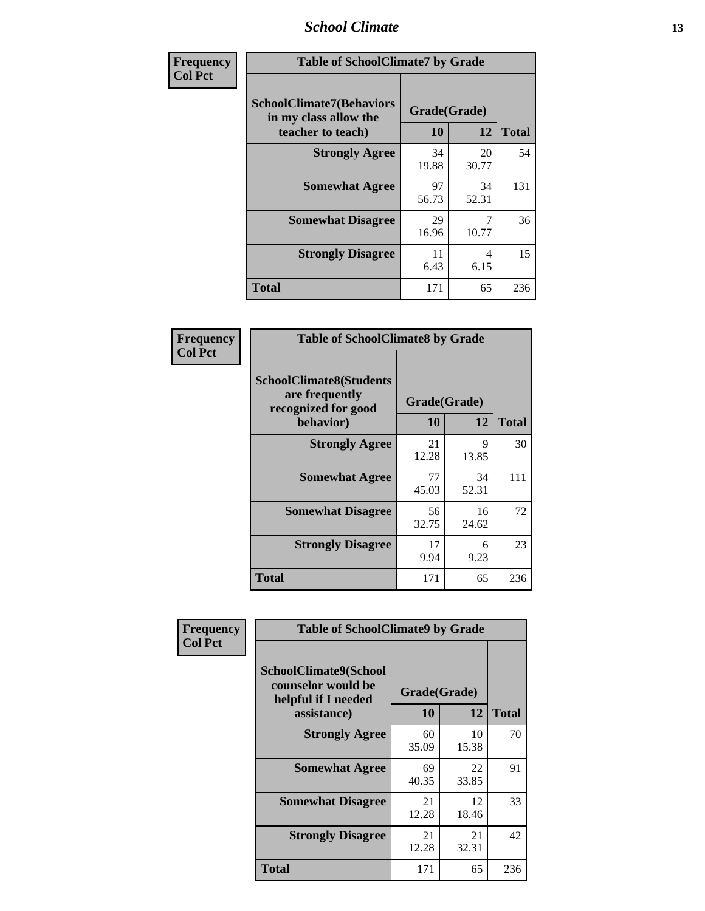| Frequency Col Pct | Table of SchoolClimate7 by Grade | | |
|---|---|---|---|
| SchoolClimate7(Behaviors in my class allow the teacher to teach) | Grade(Grade) | | |
| | 10 | 12 | Total |
| Strongly Agree | 34<br>19.88 | 20<br>30.77 | 54 |
| Somewhat Agree | 97<br>56.73 | 34<br>52.31 | 131 |
| Somewhat Disagree | 29<br>16.96 | 7<br>10.77 | 36 |
| Strongly Disagree | 11<br>6.43 | 4<br>6.15 | 15 |
| Total | 171 | 65 | 236 |

| Frequency Col Pct | Table of SchoolClimate8 by Grade | | |
|---|---|---|---|
| SchoolClimate8(Students are frequently recognized for good behavior) | Grade(Grade) | | |
| | 10 | 12 | Total |
| Strongly Agree | 21<br>12.28 | 9<br>13.85 | 30 |
| Somewhat Agree | 77<br>45.03 | 34<br>52.31 | 111 |
| Somewhat Disagree | 56<br>32.75 | 16<br>24.62 | 72 |
| Strongly Disagree | 17<br>9.94 | 6<br>9.23 | 23 |
| Total | 171 | 65 | 236 |

| Frequency Col Pct | Table of SchoolClimate9 by Grade | | |
|---|---|---|---|
| SchoolClimate9(School counselor would be helpful if I needed assistance) | Grade(Grade) | | |
| | 10 | 12 | Total |
| Strongly Agree | 60<br>35.09 | 10<br>15.38 | 70 |
| Somewhat Agree | 69<br>40.35 | 22<br>33.85 | 91 |
| Somewhat Disagree | 21<br>12.28 | 12<br>18.46 | 33 |
| Strongly Disagree | 21<br>12.28 | 21<br>32.31 | 42 |
| Total | 171 | 65 | 236 |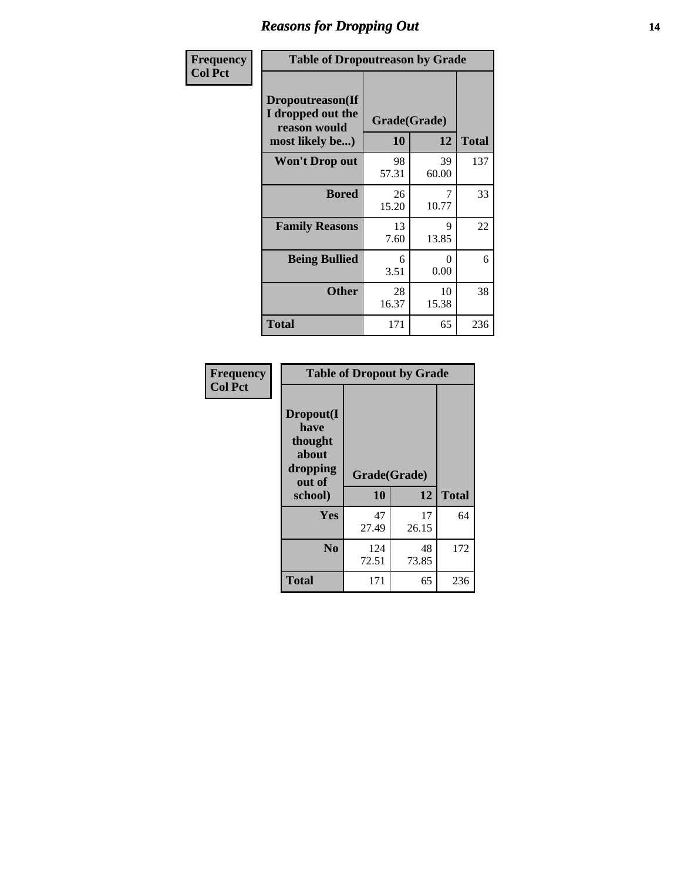# Reasons for Dropping Out

Frequency
Col Pct

| Table of Dropoutreason by Grade | | | |
|---|---|---|---|
| Dropoutreason(If I dropped out the reason would most likely be...) | Grade(Grade) | | |
| | 10 | 12 | Total |
| Won't Drop out | 98<br>57.31 | 39<br>60.00 | 137 |
| Bored | 26<br>15.20 | 7<br>10.77 | 33 |
| Family Reasons | 13<br>7.60 | 9<br>13.85 | 22 |
| Being Bullied | 6<br>3.51 | 0<br>0.00 | 6 |
| Other | 28<br>16.37 | 10<br>15.38 | 38 |
| Total | 171 | 65 | 236 |

Frequency
Col Pct

| Table of Dropout by Grade | | | |
|---|---|---|---|
| Dropout(I have thought about dropping out of school) | Grade(Grade) | | |
| | 10 | 12 | Total |
| Yes | 47<br>27.49 | 17<br>26.15 | 64 |
| No | 124<br>72.51 | 48<br>73.85 | 172 |
| Total | 171 | 65 | 236 |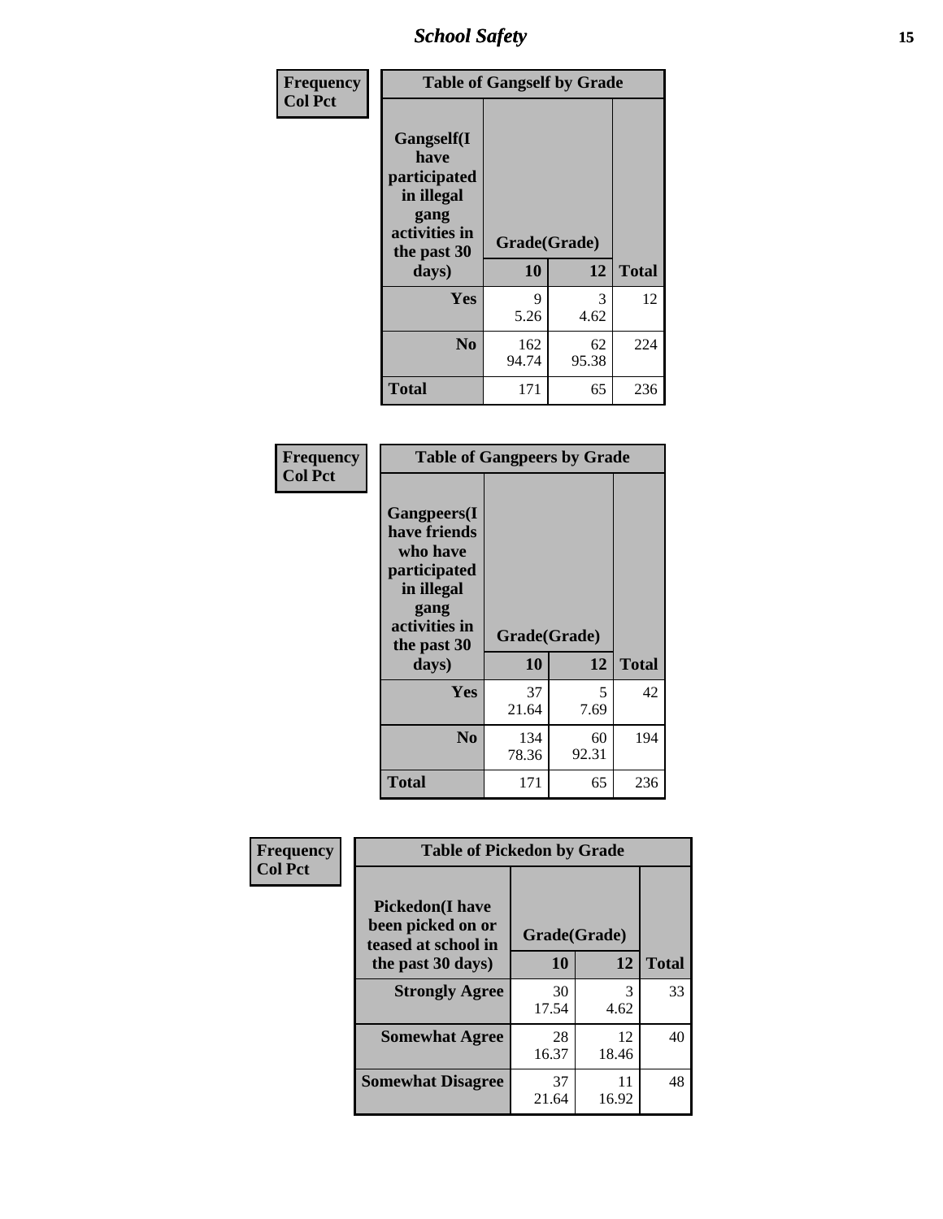**Frequency**
**Col Pct**

| Gangself(I have participated in illegal gang activities in the past 30 days) | Grade(Grade) 10 | 12 | Total |
|---|---|---|---|
| **Yes** | 9<br>5.26 | 3<br>4.62 | 12 |
| **No** | 162<br>94.74 | 62<br>95.38 | 224 |
| **Total** | 171 | 65 | 236 |

**Table of Gangself by Grade**

**Frequency**
**Col Pct**

| Gangpeers(I have friends who have participated in illegal gang activities in the past 30 days) | Grade(Grade) 10 | 12 | Total |
|---|---|---|---|
| **Yes** | 37<br>21.64 | 5<br>7.69 | 42 |
| **No** | 134<br>78.36 | 60<br>92.31 | 194 |
| **Total** | 171 | 65 | 236 |

**Table of Gangpeers by Grade**

**Frequency**
**Col Pct**

| Pickedon(I have been picked on or teased at school in the past 30 days) | Grade(Grade) 10 | 12 | Total |
|---|---|---|---|
| **Strongly Agree** | 30<br>17.54 | 3<br>4.62 | 33 |
| **Somewhat Agree** | 28<br>16.37 | 12<br>18.46 | 40 |
| **Somewhat Disagree** | 37<br>21.64 | 11<br>16.92 | 48 |

**Table of Pickedon by Grade**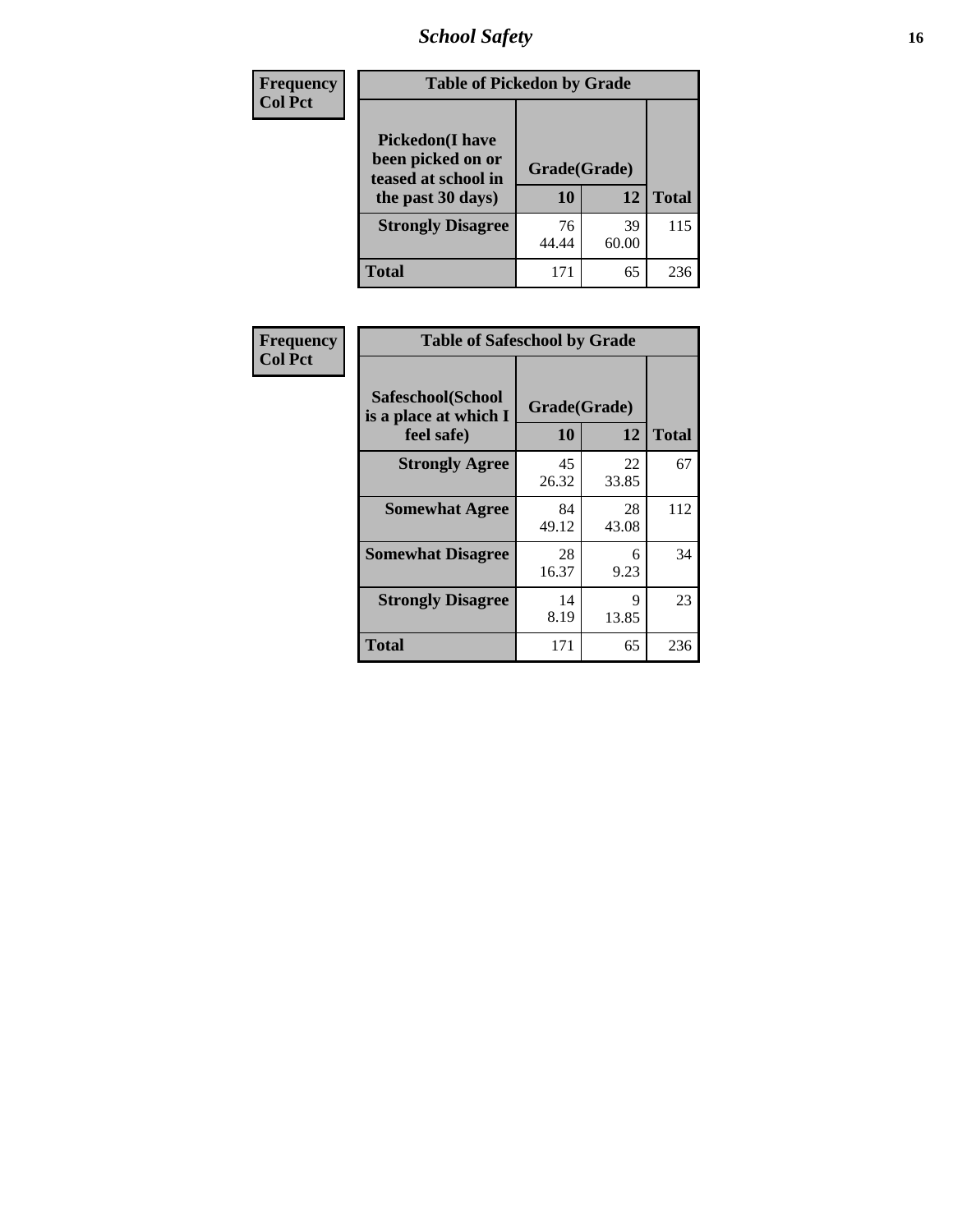| Frequency<br>Col Pct | | | |
|---|---|---|---|

**Table of Pickedon by Grade**

| Pickedon(I have been picked on or teased at school in the past 30 days) | Grade(Grade) | | Total |
|---|---|---|---|
| | 10 | 12 | |
| Strongly Disagree | 76<br>44.44 | 39<br>60.00 | 115 |
| Total | 171 | 65 | 236 |

| Frequency<br>Col Pct | | | |
|---|---|---|---|

**Table of Safeschool by Grade**

| Safeschool(School is a place at which I feel safe) | Grade(Grade) | | Total |
|---|---|---|---|
| | 10 | 12 | |
| Strongly Agree | 45<br>26.32 | 22<br>33.85 | 67 |
| Somewhat Agree | 84<br>49.12 | 28<br>43.08 | 112 |
| Somewhat Disagree | 28<br>16.37 | 6<br>9.23 | 34 |
| Strongly Disagree | 14<br>8.19 | 9<br>13.85 | 23 |
| Total | 171 | 65 | 236 |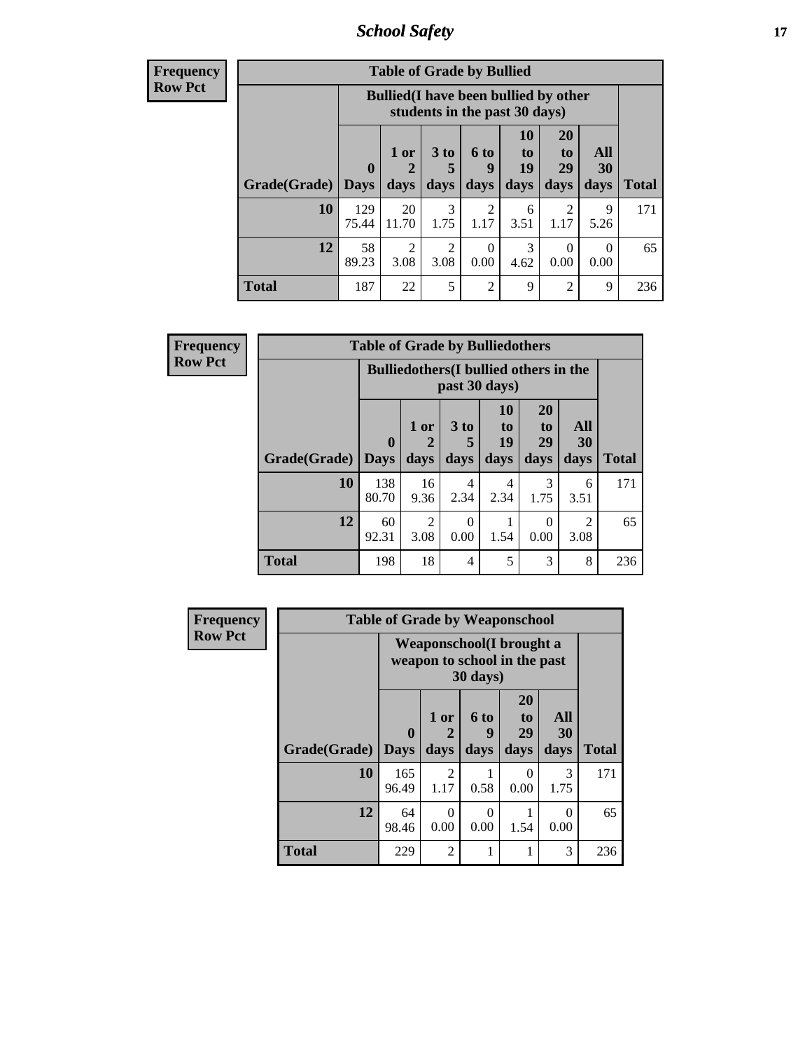## School Safety

**Frequency**
**Row Pct**

| Table of Grade by Bullied | | | | | | | | |
|---|---|---|---|---|---|---|---|---|
| | Bullied(I have been bullied by other students in the past 30 days) | | | | | | | |
| Grade(Grade) | 0 Days | 1 or 2 days | 3 to 5 days | 6 to 9 days | 10 to 19 days | 20 to 29 days | All 30 days | Total |
| 10 | 129<br>75.44 | 20<br>11.70 | 3<br>1.75 | 2<br>1.17 | 6<br>3.51 | 2<br>1.17 | 9<br>5.26 | 171 |
| 12 | 58<br>89.23 | 2<br>3.08 | 2<br>3.08 | 0<br>0.00 | 3<br>4.62 | 0<br>0.00 | 0<br>0.00 | 65 |
| Total | 187 | 22 | 5 | 2 | 9 | 2 | 9 | 236 |

**Frequency**
**Row Pct**

| Table of Grade by Bulliedothers | | | | | | | |
|---|---|---|---|---|---|---|---|
| | Bulliedothers(I bullied others in the past 30 days) | | | | | | |
| Grade(Grade) | 0 Days | 1 or 2 days | 3 to 5 days | 10 to 19 days | 20 to 29 days | All 30 days | Total |
| 10 | 138<br>80.70 | 16<br>9.36 | 4<br>2.34 | 4<br>2.34 | 3<br>1.75 | 6<br>3.51 | 171 |
| 12 | 60<br>92.31 | 2<br>3.08 | 0<br>0.00 | 1<br>1.54 | 0<br>0.00 | 2<br>3.08 | 65 |
| Total | 198 | 18 | 4 | 5 | 3 | 8 | 236 |

**Frequency**
**Row Pct**

| Table of Grade by Weaponschool | | | | | | |
|---|---|---|---|---|---|---|
| | Weaponschool(I brought a weapon to school in the past 30 days) | | | | | |
| Grade(Grade) | 0 Days | 1 or 2 days | 6 to 9 days | 20 to 29 days | All 30 days | Total |
| 10 | 165<br>96.49 | 2<br>1.17 | 1<br>0.58 | 0<br>0.00 | 3<br>1.75 | 171 |
| 12 | 64<br>98.46 | 0<br>0.00 | 0<br>0.00 | 1<br>1.54 | 0<br>0.00 | 65 |
| Total | 229 | 2 | 1 | 1 | 3 | 236 |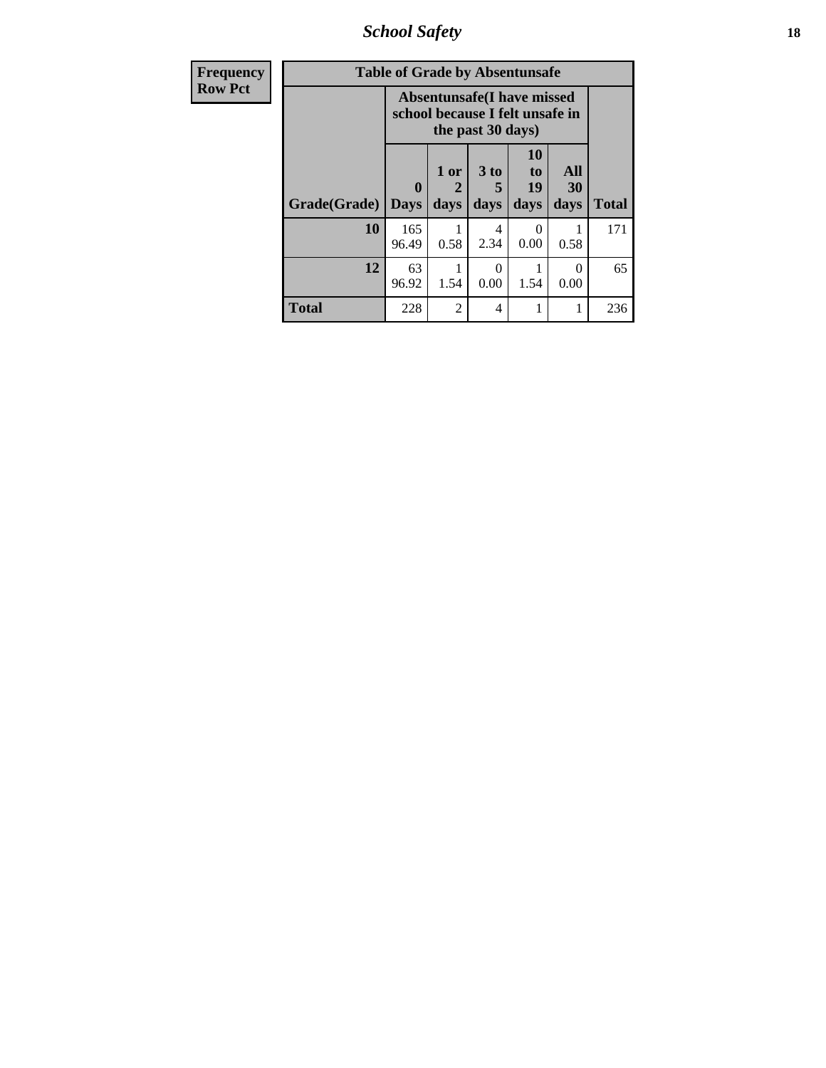| Frequency Row Pct | | | | | | |
|---|---|---|---|---|---|---|
| **Table of Grade by Absentunsafe** | | | | | | |
| | **Absentunsafe(I have missed school because I felt unsafe in the past 30 days)** | | | | | |
| **Grade(Grade)** | **0 Days** | **1 or 2 days** | **3 to 5 days** | **10 to 19 days** | **All 30 days** | **Total** |
| **10** | 165<br>96.49 | 1<br>0.58 | 4<br>2.34 | 0<br>0.00 | 1<br>0.58 | 171 |
| **12** | 63<br>96.92 | 1<br>1.54 | 0<br>0.00 | 1<br>1.54 | 0<br>0.00 | 65 |
| **Total** | 228 | 2 | 4 | 1 | 1 | 236 |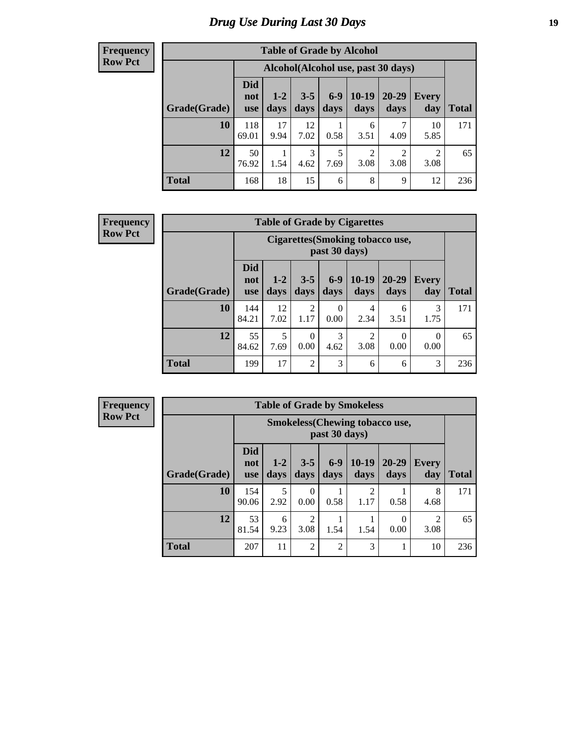# Drug Use During Last 30 Days

**Frequency**
**Row Pct**

| Table of Grade by Alcohol | | | | | | | | |
|---|---|---|---|---|---|---|---|---|
| | Alcohol(Alcohol use, past 30 days) | | | | | | | |
| Grade(Grade) | Did not use | 1-2 days | 3-5 days | 6-9 days | 10-19 days | 20-29 days | Every day | Total |
| 10 | 118<br>69.01 | 17<br>9.94 | 12<br>7.02 | 1<br>0.58 | 6<br>3.51 | 7<br>4.09 | 10<br>5.85 | 171 |
| 12 | 50<br>76.92 | 1<br>1.54 | 3<br>4.62 | 5<br>7.69 | 2<br>3.08 | 2<br>3.08 | 2<br>3.08 | 65 |
| Total | 168 | 18 | 15 | 6 | 8 | 9 | 12 | 236 |

**Frequency**
**Row Pct**

| Table of Grade by Cigarettes | | | | | | | | |
|---|---|---|---|---|---|---|---|---|
| | Cigarettes(Smoking tobacco use, past 30 days) | | | | | | | |
| Grade(Grade) | Did not use | 1-2 days | 3-5 days | 6-9 days | 10-19 days | 20-29 days | Every day | Total |
| 10 | 144<br>84.21 | 12<br>7.02 | 2<br>1.17 | 0<br>0.00 | 4<br>2.34 | 6<br>3.51 | 3<br>1.75 | 171 |
| 12 | 55<br>84.62 | 5<br>7.69 | 0<br>0.00 | 3<br>4.62 | 2<br>3.08 | 0<br>0.00 | 0<br>0.00 | 65 |
| Total | 199 | 17 | 2 | 3 | 6 | 6 | 3 | 236 |

**Frequency**
**Row Pct**

| Table of Grade by Smokeless | | | | | | | | |
|---|---|---|---|---|---|---|---|---|
| | Smokeless(Chewing tobacco use, past 30 days) | | | | | | | |
| Grade(Grade) | Did not use | 1-2 days | 3-5 days | 6-9 days | 10-19 days | 20-29 days | Every day | Total |
| 10 | 154<br>90.06 | 5<br>2.92 | 0<br>0.00 | 1<br>0.58 | 2<br>1.17 | 1<br>0.58 | 8<br>4.68 | 171 |
| 12 | 53<br>81.54 | 6<br>9.23 | 2<br>3.08 | 1<br>1.54 | 1<br>1.54 | 0<br>0.00 | 2<br>3.08 | 65 |
| Total | 207 | 11 | 2 | 2 | 3 | 1 | 10 | 236 |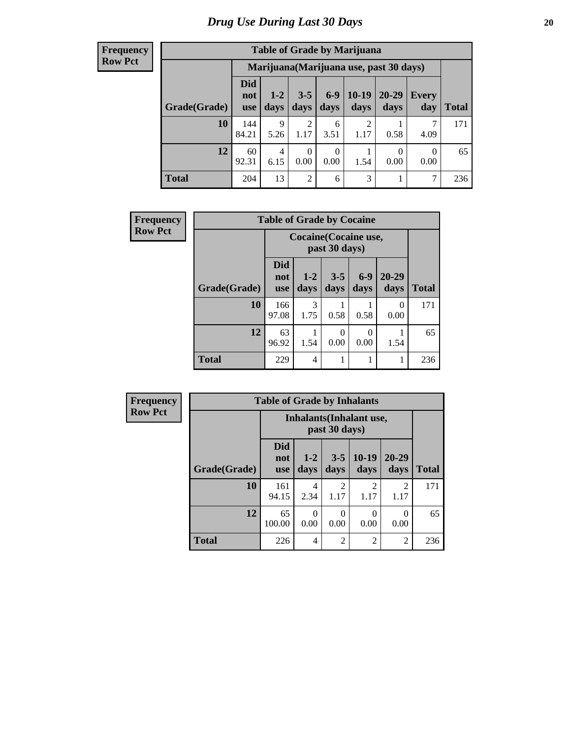# Drug Use During Last 30 Days

| Frequency<br>Row Pct | | | | | | | | |
|---|---|---|---|---|---|---|---|---|

**Table of Grade by Marijuana**

| | Marijuana(Marijuana use, past 30 days) | | | | | | | |
|---|---|---|---|---|---|---|---|---|
| Grade(Grade) | Did not use | 1-2 days | 3-5 days | 6-9 days | 10-19 days | 20-29 days | Every day | Total |
| 10 | 144<br>84.21 | 9<br>5.26 | 2<br>1.17 | 6<br>3.51 | 2<br>1.17 | 1<br>0.58 | 7<br>4.09 | 171 |
| 12 | 60<br>92.31 | 4<br>6.15 | 0<br>0.00 | 0<br>0.00 | 1<br>1.54 | 0<br>0.00 | 0<br>0.00 | 65 |
| Total | 204 | 13 | 2 | 6 | 3 | 1 | 7 | 236 |

| Frequency<br>Row Pct |
|---|

**Table of Grade by Cocaine**

| | Cocaine(Cocaine use, past 30 days) | | | | | |
|---|---|---|---|---|---|---|
| Grade(Grade) | Did not use | 1-2 days | 3-5 days | 6-9 days | 20-29 days | Total |
| 10 | 166<br>97.08 | 3<br>1.75 | 1<br>0.58 | 1<br>0.58 | 0<br>0.00 | 171 |
| 12 | 63<br>96.92 | 1<br>1.54 | 0<br>0.00 | 0<br>0.00 | 1<br>1.54 | 65 |
| Total | 229 | 4 | 1 | 1 | 1 | 236 |

| Frequency<br>Row Pct |
|---|

**Table of Grade by Inhalants**

| | Inhalants(Inhalant use, past 30 days) | | | | | |
|---|---|---|---|---|---|---|
| Grade(Grade) | Did not use | 1-2 days | 3-5 days | 10-19 days | 20-29 days | Total |
| 10 | 161<br>94.15 | 4<br>2.34 | 2<br>1.17 | 2<br>1.17 | 2<br>1.17 | 171 |
| 12 | 65<br>100.00 | 0<br>0.00 | 0<br>0.00 | 0<br>0.00 | 0<br>0.00 | 65 |
| Total | 226 | 4 | 2 | 2 | 2 | 236 |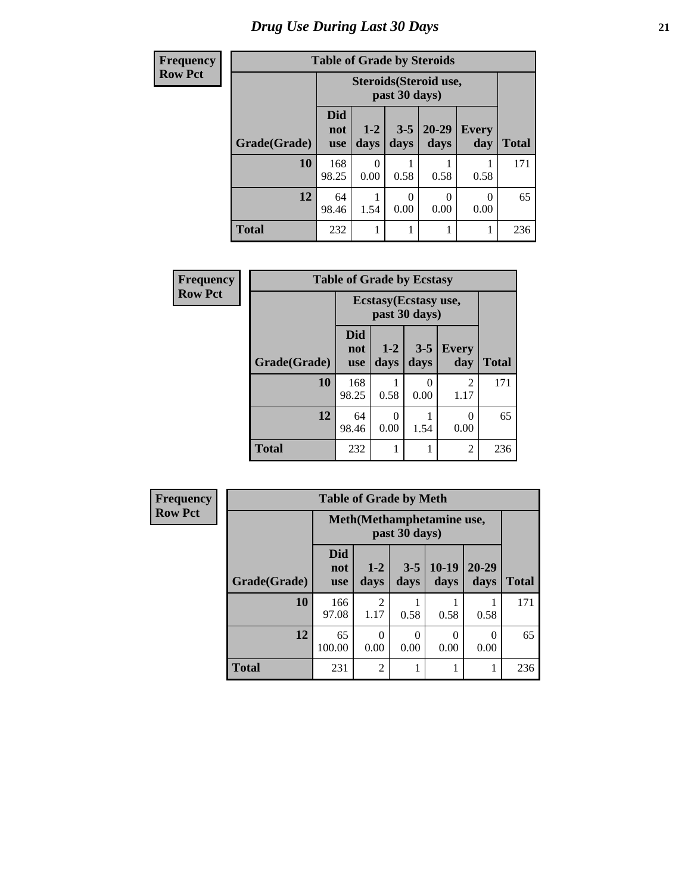# Drug Use During Last 30 Days

| Frequency<br>Row Pct |
|---|

**Table of Grade by Steroids**

| Grade(Grade) | Steroids(Steroid use, past 30 days) | | | | | Total |
|---|---|---|---|---|---|---|
| | Did not use | 1-2 days | 3-5 days | 20-29 days | Every day | |
| **10** | 168<br>98.25 | 0<br>0.00 | 1<br>0.58 | 1<br>0.58 | 1<br>0.58 | 171 |
| **12** | 64<br>98.46 | 1<br>1.54 | 0<br>0.00 | 0<br>0.00 | 0<br>0.00 | 65 |
| **Total** | 232 | 1 | 1 | 1 | 1 | 236 |

| Frequency<br>Row Pct |
|---|

**Table of Grade by Ecstasy**

| Grade(Grade) | Ecstasy(Ecstasy use, past 30 days) | | | | Total |
|---|---|---|---|---|---|
| | Did not use | 1-2 days | 3-5 days | Every day | |
| **10** | 168<br>98.25 | 1<br>0.58 | 0<br>0.00 | 2<br>1.17 | 171 |
| **12** | 64<br>98.46 | 0<br>0.00 | 1<br>1.54 | 0<br>0.00 | 65 |
| **Total** | 232 | 1 | 1 | 2 | 236 |

| Frequency<br>Row Pct |
|---|

**Table of Grade by Meth**

| Grade(Grade) | Meth(Methamphetamine use, past 30 days) | | | | | Total |
|---|---|---|---|---|---|---|
| | Did not use | 1-2 days | 3-5 days | 10-19 days | 20-29 days | |
| **10** | 166<br>97.08 | 2<br>1.17 | 1<br>0.58 | 1<br>0.58 | 1<br>0.58 | 171 |
| **12** | 65<br>100.00 | 0<br>0.00 | 0<br>0.00 | 0<br>0.00 | 0<br>0.00 | 65 |
| **Total** | 231 | 2 | 1 | 1 | 1 | 236 |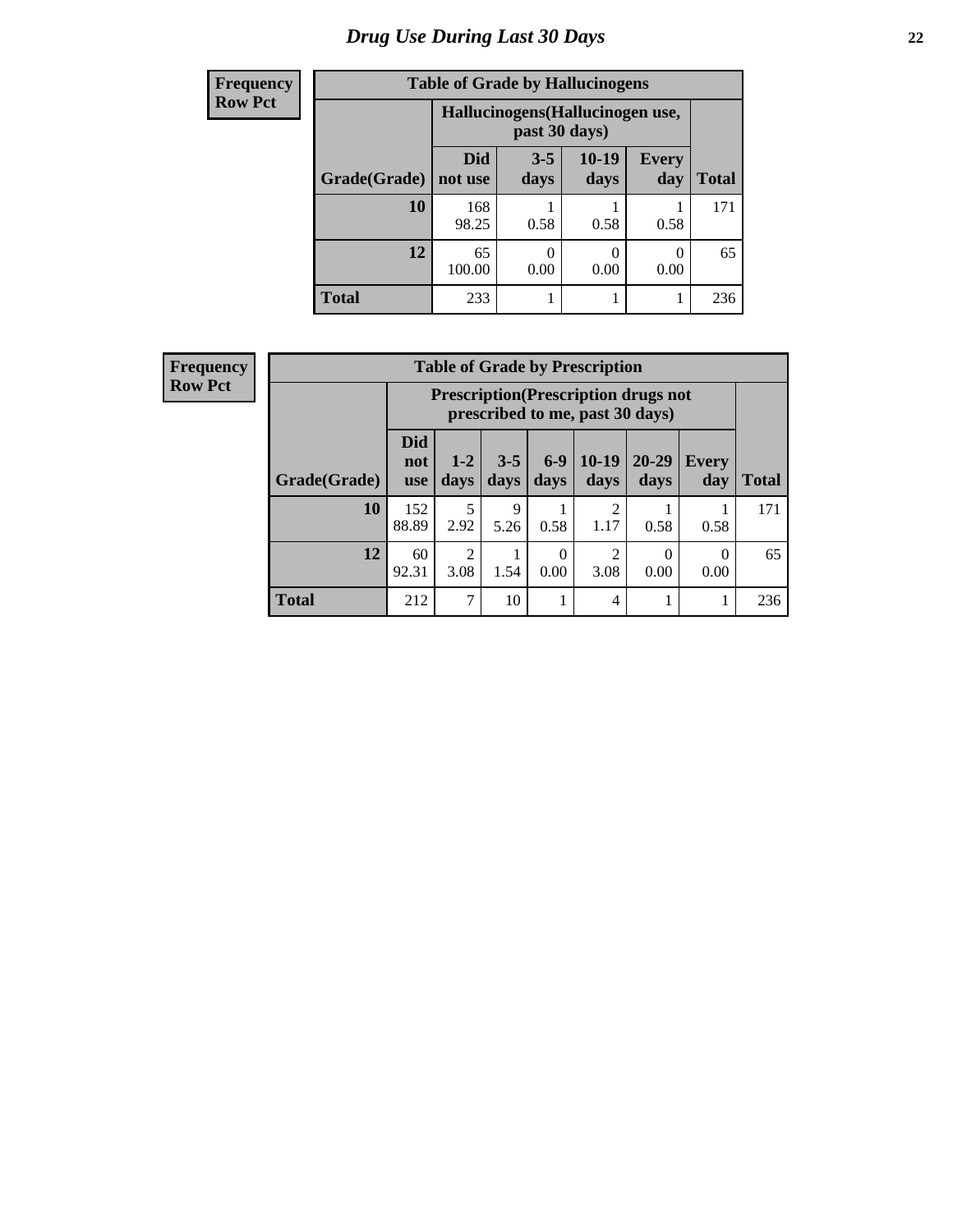# Drug Use During Last 30 Days

**Frequency**
**Row Pct**

**Table of Grade by Hallucinogens**

| Grade(Grade) | Hallucinogens(Hallucinogen use, past 30 days) | | | | Total |
|---|---|---|---|---|---|
| | Did not use | 3-5 days | 10-19 days | Every day | |
| **10** | 168<br>98.25 | 1<br>0.58 | 1<br>0.58 | 1<br>0.58 | 171 |
| **12** | 65<br>100.00 | 0<br>0.00 | 0<br>0.00 | 0<br>0.00 | 65 |
| **Total** | 233 | 1 | 1 | 1 | 236 |

**Frequency**
**Row Pct**

**Table of Grade by Prescription**

| Grade(Grade) | Prescription(Prescription drugs not prescribed to me, past 30 days) | | | | | | | Total |
|---|---|---|---|---|---|---|---|---|
| | Did not use | 1-2 days | 3-5 days | 6-9 days | 10-19 days | 20-29 days | Every day | |
| **10** | 152<br>88.89 | 5<br>2.92 | 9<br>5.26 | 1<br>0.58 | 2<br>1.17 | 1<br>0.58 | 1<br>0.58 | 171 |
| **12** | 60<br>92.31 | 2<br>3.08 | 1<br>1.54 | 0<br>0.00 | 2<br>3.08 | 0<br>0.00 | 0<br>0.00 | 65 |
| **Total** | 212 | 7 | 10 | 1 | 4 | 1 | 1 | 236 |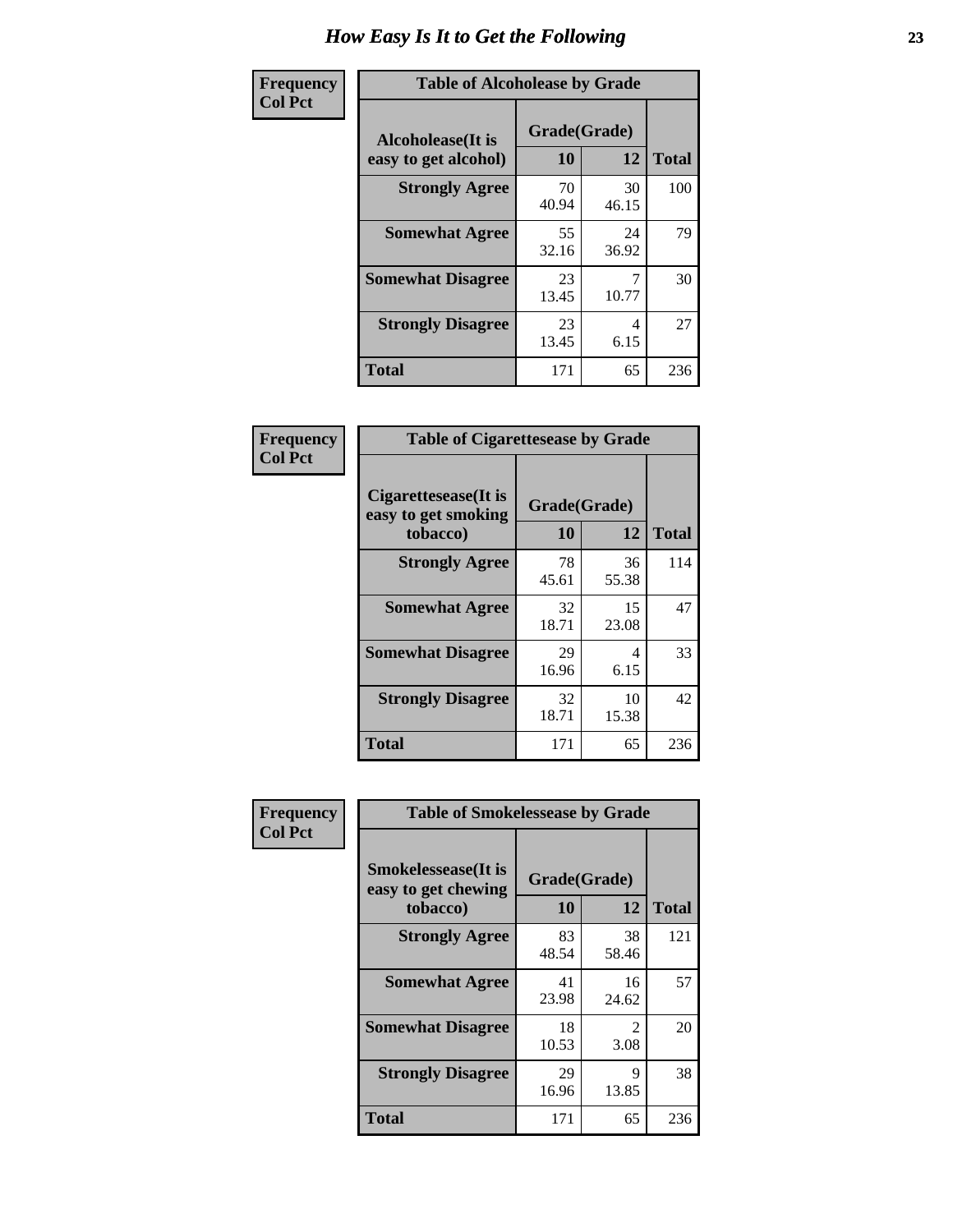# How Easy Is It to Get the Following

**Frequency**
**Col Pct**

**Table of Alcoholease by Grade**

| Alcoholease(It is easy to get alcohol) | Grade(Grade) | | Total |
|---|---|---|---|
| | 10 | 12 | |
| Strongly Agree | 70<br>40.94 | 30<br>46.15 | 100 |
| Somewhat Agree | 55<br>32.16 | 24<br>36.92 | 79 |
| Somewhat Disagree | 23<br>13.45 | 7<br>10.77 | 30 |
| Strongly Disagree | 23<br>13.45 | 4<br>6.15 | 27 |
| Total | 171 | 65 | 236 |

**Frequency**
**Col Pct**

**Table of Cigarettesease by Grade**

| Cigarettesease(It is easy to get smoking tobacco) | Grade(Grade) | | Total |
|---|---|---|---|
| | 10 | 12 | |
| Strongly Agree | 78<br>45.61 | 36<br>55.38 | 114 |
| Somewhat Agree | 32<br>18.71 | 15<br>23.08 | 47 |
| Somewhat Disagree | 29<br>16.96 | 4<br>6.15 | 33 |
| Strongly Disagree | 32<br>18.71 | 10<br>15.38 | 42 |
| Total | 171 | 65 | 236 |

**Frequency**
**Col Pct**

**Table of Smokelessease by Grade**

| Smokelessease(It is easy to get chewing tobacco) | Grade(Grade) | | Total |
|---|---|---|---|
| | 10 | 12 | |
| Strongly Agree | 83<br>48.54 | 38<br>58.46 | 121 |
| Somewhat Agree | 41<br>23.98 | 16<br>24.62 | 57 |
| Somewhat Disagree | 18<br>10.53 | 2<br>3.08 | 20 |
| Strongly Disagree | 29<br>16.96 | 9<br>13.85 | 38 |
| Total | 171 | 65 | 236 |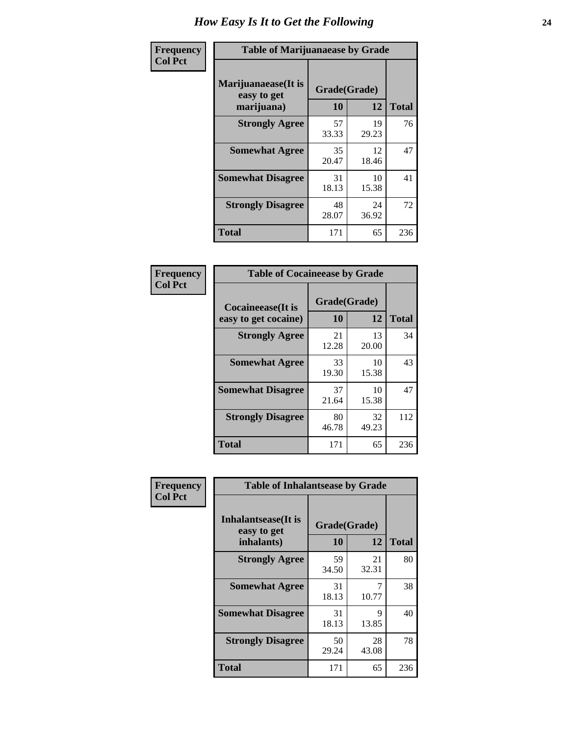# How Easy Is It to Get the Following

**Frequency**
**Col Pct**

**Table of Marijuanaease by Grade**

| Marijuanaease(It is easy to get marijuana) | Grade(Grade) 10 | 12 | Total |
|---|---|---|---|
| **Strongly Agree** | 57<br>33.33 | 19<br>29.23 | 76 |
| **Somewhat Agree** | 35<br>20.47 | 12<br>18.46 | 47 |
| **Somewhat Disagree** | 31<br>18.13 | 10<br>15.38 | 41 |
| **Strongly Disagree** | 48<br>28.07 | 24<br>36.92 | 72 |
| **Total** | 171 | 65 | 236 |

**Frequency**
**Col Pct**

**Table of Cocaineease by Grade**

| Cocaineease(It is easy to get cocaine) | Grade(Grade) 10 | 12 | Total |
|---|---|---|---|
| **Strongly Agree** | 21<br>12.28 | 13<br>20.00 | 34 |
| **Somewhat Agree** | 33<br>19.30 | 10<br>15.38 | 43 |
| **Somewhat Disagree** | 37<br>21.64 | 10<br>15.38 | 47 |
| **Strongly Disagree** | 80<br>46.78 | 32<br>49.23 | 112 |
| **Total** | 171 | 65 | 236 |

**Frequency**
**Col Pct**

**Table of Inhalantsease by Grade**

| Inhalantsease(It is easy to get inhalants) | Grade(Grade) 10 | 12 | Total |
|---|---|---|---|
| **Strongly Agree** | 59<br>34.50 | 21<br>32.31 | 80 |
| **Somewhat Agree** | 31<br>18.13 | 7<br>10.77 | 38 |
| **Somewhat Disagree** | 31<br>18.13 | 9<br>13.85 | 40 |
| **Strongly Disagree** | 50<br>29.24 | 28<br>43.08 | 78 |
| **Total** | 171 | 65 | 236 |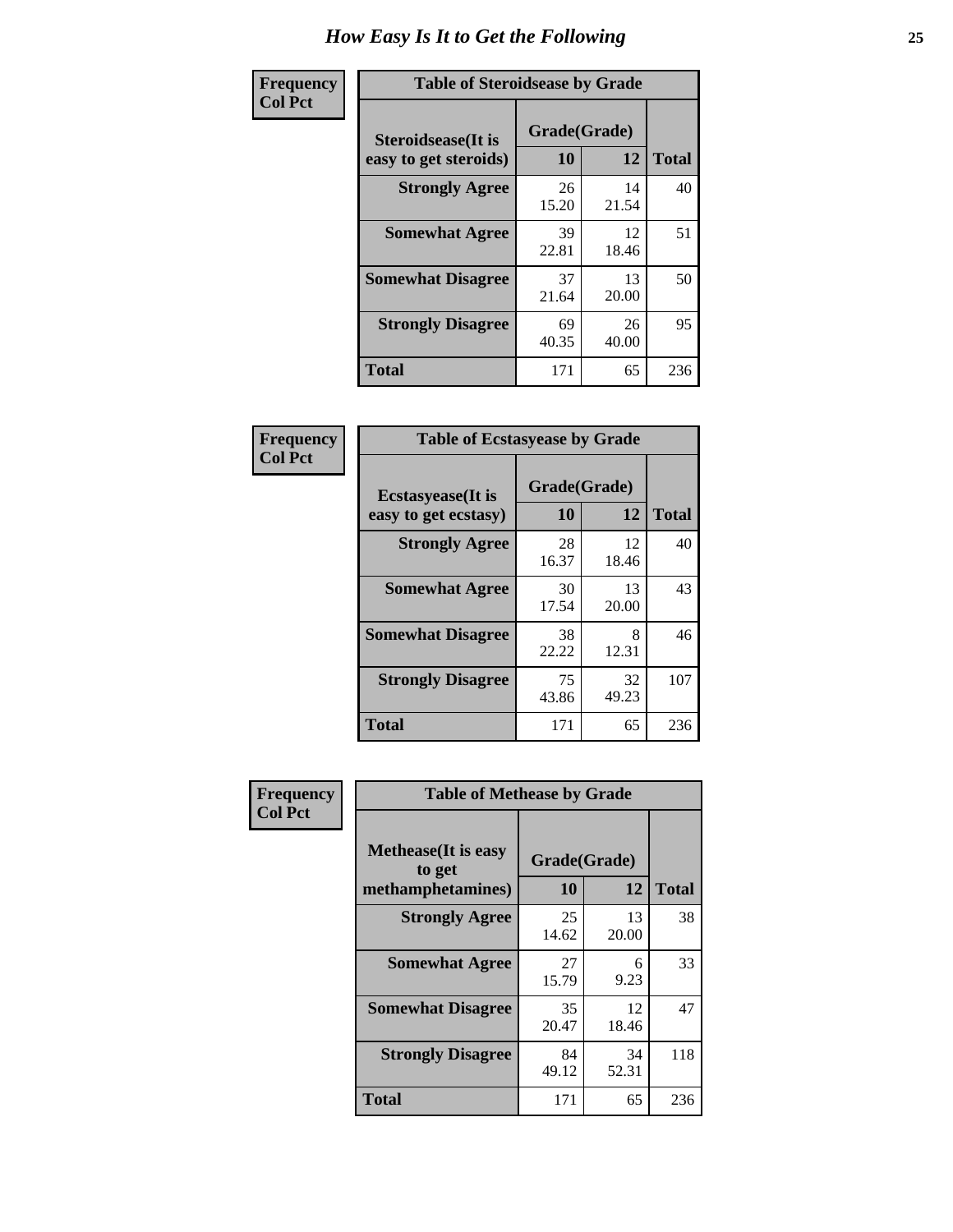# How Easy Is It to Get the Following

**Frequency**
**Col Pct**

**Table of Steroidsease by Grade**

| Steroidsease(It is easy to get steroids) | Grade(Grade) 10 | 12 | Total |
|---|---|---|---|
| **Strongly Agree** | 26<br>15.20 | 14<br>21.54 | 40 |
| **Somewhat Agree** | 39<br>22.81 | 12<br>18.46 | 51 |
| **Somewhat Disagree** | 37<br>21.64 | 13<br>20.00 | 50 |
| **Strongly Disagree** | 69<br>40.35 | 26<br>40.00 | 95 |
| **Total** | 171 | 65 | 236 |

**Frequency**
**Col Pct**

**Table of Ecstasyease by Grade**

| Ecstasyease(It is easy to get ecstasy) | Grade(Grade) 10 | 12 | Total |
|---|---|---|---|
| **Strongly Agree** | 28<br>16.37 | 12<br>18.46 | 40 |
| **Somewhat Agree** | 30<br>17.54 | 13<br>20.00 | 43 |
| **Somewhat Disagree** | 38<br>22.22 | 8<br>12.31 | 46 |
| **Strongly Disagree** | 75<br>43.86 | 32<br>49.23 | 107 |
| **Total** | 171 | 65 | 236 |

**Frequency**
**Col Pct**

**Table of Methease by Grade**

| Methease(It is easy to get methamphetamines) | Grade(Grade) 10 | 12 | Total |
|---|---|---|---|
| **Strongly Agree** | 25<br>14.62 | 13<br>20.00 | 38 |
| **Somewhat Agree** | 27<br>15.79 | 6<br>9.23 | 33 |
| **Somewhat Disagree** | 35<br>20.47 | 12<br>18.46 | 47 |
| **Strongly Disagree** | 84<br>49.12 | 34<br>52.31 | 118 |
| **Total** | 171 | 65 | 236 |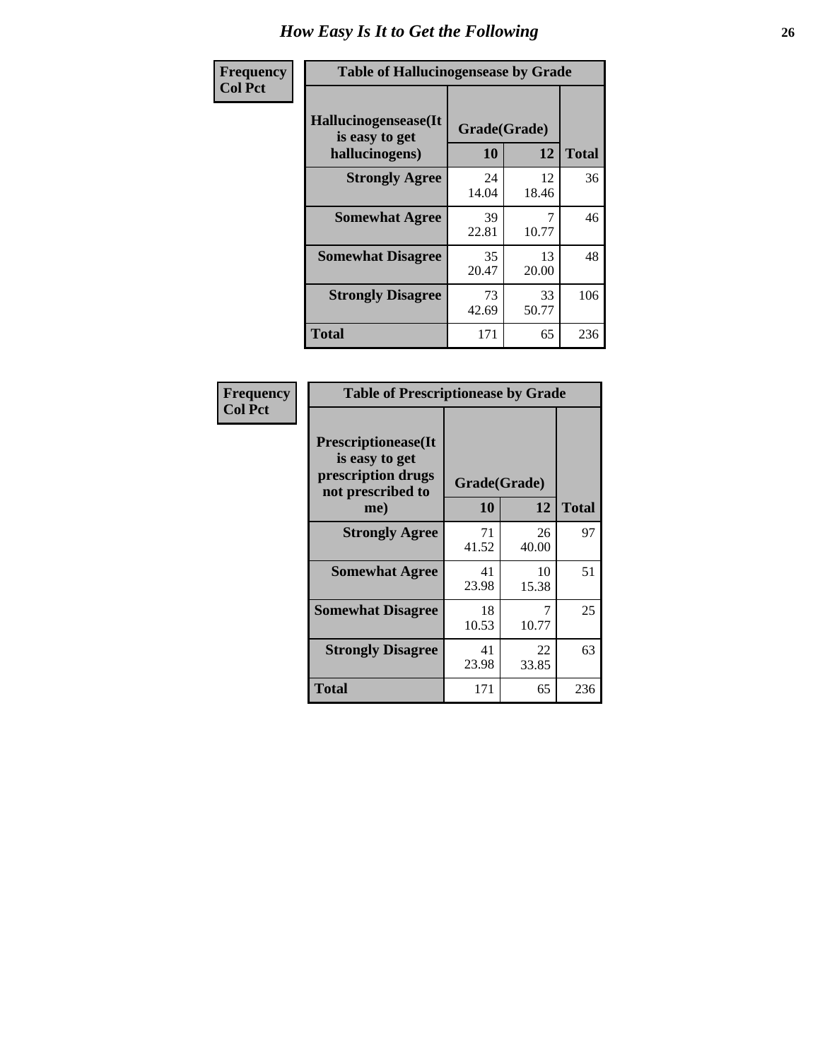# How Easy Is It to Get the Following

**Frequency**
**Col Pct**

| Table of Hallucinogensease by Grade | | | |
|---|---|---|---|
| **Hallucinogensease(It is easy to get hallucinogens)** | **Grade(Grade)** | | |
| | **10** | **12** | **Total** |
| **Strongly Agree** | 24<br>14.04 | 12<br>18.46 | 36 |
| **Somewhat Agree** | 39<br>22.81 | 7<br>10.77 | 46 |
| **Somewhat Disagree** | 35<br>20.47 | 13<br>20.00 | 48 |
| **Strongly Disagree** | 73<br>42.69 | 33<br>50.77 | 106 |
| **Total** | 171 | 65 | 236 |

**Frequency**
**Col Pct**

| Table of Prescriptionease by Grade | | | |
|---|---|---|---|
| **Prescriptionease(It is easy to get prescription drugs not prescribed to me)** | **Grade(Grade)** | | |
| | **10** | **12** | **Total** |
| **Strongly Agree** | 71<br>41.52 | 26<br>40.00 | 97 |
| **Somewhat Agree** | 41<br>23.98 | 10<br>15.38 | 51 |
| **Somewhat Disagree** | 18<br>10.53 | 7<br>10.77 | 25 |
| **Strongly Disagree** | 41<br>23.98 | 22<br>33.85 | 63 |
| **Total** | 171 | 65 | 236 |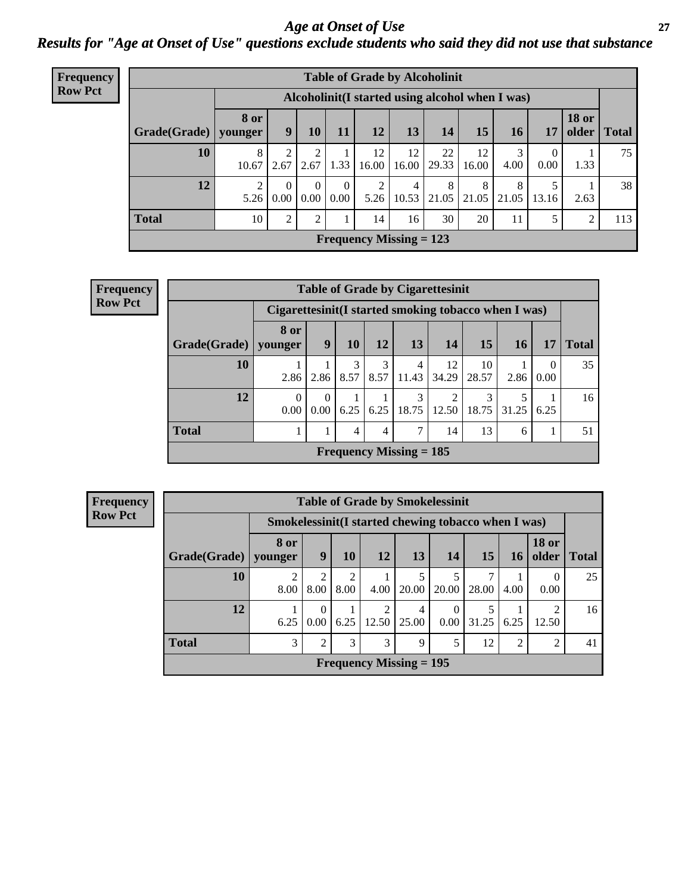# Age at Onset of Use

## Results for "Age at Onset of Use" questions exclude students who said they did not use that substance

**Frequency**
**Row Pct**

**Table of Grade by Alcoholinit**

| | Alcoholinit(I started using alcohol when I was) | | | | | | | | | | | |
|---|---|---|---|---|---|---|---|---|---|---|---|---|
| Grade(Grade) | 8 or younger | 9 | 10 | 11 | 12 | 13 | 14 | 15 | 16 | 17 | 18 or older | Total |
| 10 | 8<br>10.67 | 2<br>2.67 | 2<br>2.67 | 1<br>1.33 | 12<br>16.00 | 12<br>16.00 | 22<br>29.33 | 12<br>16.00 | 3<br>4.00 | 0<br>0.00 | 1<br>1.33 | 75 |
| 12 | 2<br>5.26 | 0<br>0.00 | 0<br>0.00 | 0<br>0.00 | 2<br>5.26 | 4<br>10.53 | 8<br>21.05 | 8<br>21.05 | 8<br>21.05 | 5<br>13.16 | 1<br>2.63 | 38 |
| Total | 10 | 2 | 2 | 1 | 14 | 16 | 30 | 20 | 11 | 5 | 2 | 113 |

Frequency Missing = 123

**Frequency**
**Row Pct**

**Table of Grade by Cigarettesinit**

| | Cigarettesinit(I started smoking tobacco when I was) | | | | | | | | | |
|---|---|---|---|---|---|---|---|---|---|---|
| Grade(Grade) | 8 or younger | 9 | 10 | 12 | 13 | 14 | 15 | 16 | 17 | Total |
| 10 | 1<br>2.86 | 1<br>2.86 | 3<br>8.57 | 3<br>8.57 | 4<br>11.43 | 12<br>34.29 | 10<br>28.57 | 1<br>2.86 | 0<br>0.00 | 35 |
| 12 | 0<br>0.00 | 0<br>0.00 | 1<br>6.25 | 1<br>6.25 | 3<br>18.75 | 2<br>12.50 | 3<br>18.75 | 5<br>31.25 | 1<br>6.25 | 16 |
| Total | 1 | 1 | 4 | 4 | 7 | 14 | 13 | 6 | 1 | 51 |

Frequency Missing = 185

**Frequency**
**Row Pct**

**Table of Grade by Smokelessinit**

| | Smokelessinit(I started chewing tobacco when I was) | | | | | | | | | |
|---|---|---|---|---|---|---|---|---|---|---|
| Grade(Grade) | 8 or younger | 9 | 10 | 12 | 13 | 14 | 15 | 16 | 18 or older | Total |
| 10 | 2<br>8.00 | 2<br>8.00 | 2<br>8.00 | 1<br>4.00 | 5<br>20.00 | 5<br>20.00 | 7<br>28.00 | 1<br>4.00 | 0<br>0.00 | 25 |
| 12 | 1<br>6.25 | 0<br>0.00 | 1<br>6.25 | 2<br>12.50 | 4<br>25.00 | 0<br>0.00 | 5<br>31.25 | 1<br>6.25 | 2<br>12.50 | 16 |
| Total | 3 | 2 | 3 | 3 | 9 | 5 | 12 | 2 | 2 | 41 |

Frequency Missing = 195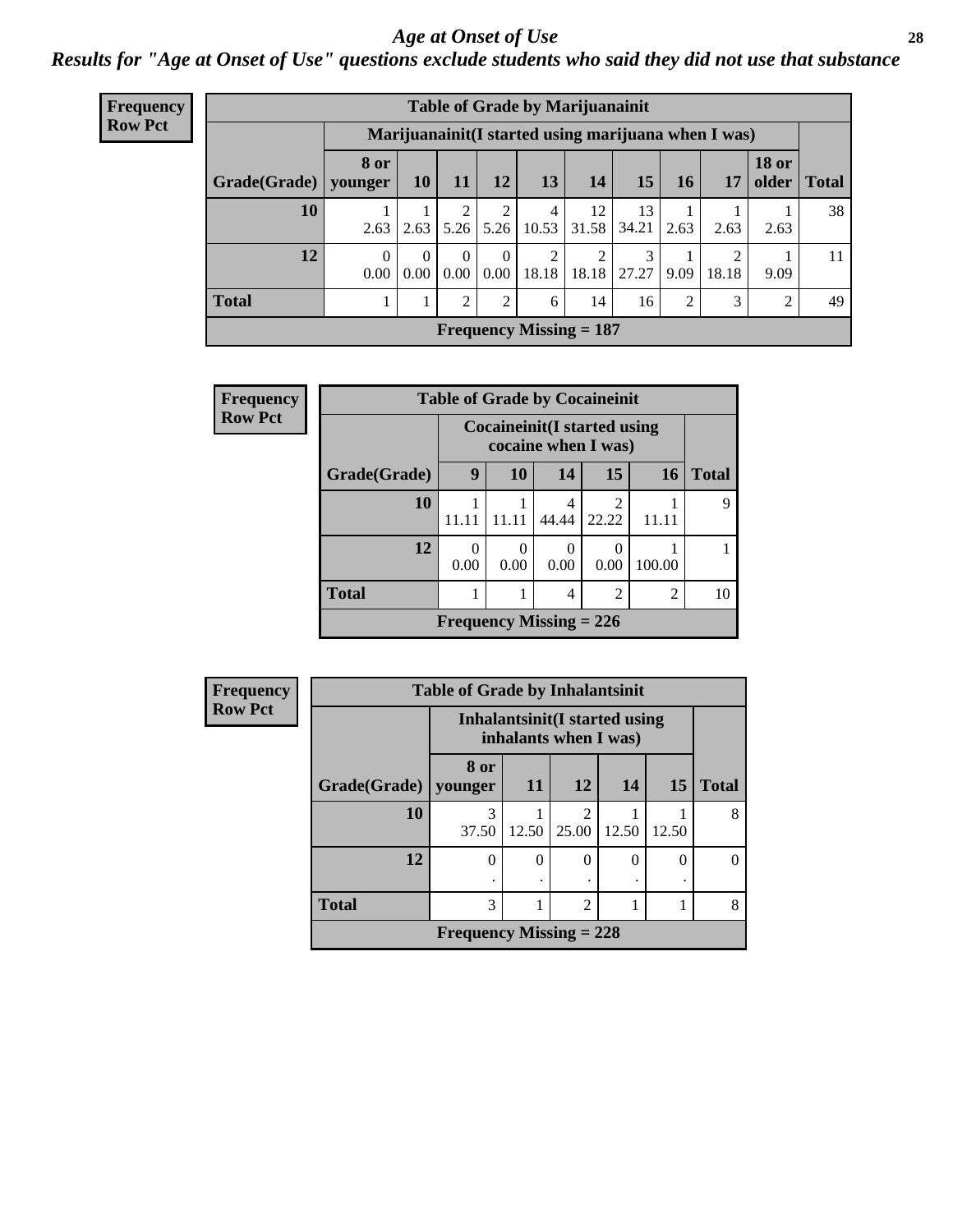# *Age at Onset of Use*

## *Results for "Age at Onset of Use" questions exclude students who said they did not use that substance*

**Frequency**
**Row Pct**

| Table of Grade by Marijuanainit | | | | | | | | | | | |
|---|---|---|---|---|---|---|---|---|---|---|---|
| | Marijuanainit(I started using marijuana when I was) | | | | | | | | | | |
| Grade(Grade) | 8 or younger | 10 | 11 | 12 | 13 | 14 | 15 | 16 | 17 | 18 or older | Total |
| 10 | 1<br>2.63 | 1<br>2.63 | 2<br>5.26 | 2<br>5.26 | 4<br>10.53 | 12<br>31.58 | 13<br>34.21 | 1<br>2.63 | 1<br>2.63 | 1<br>2.63 | 38 |
| 12 | 0<br>0.00 | 0<br>0.00 | 0<br>0.00 | 0<br>0.00 | 2<br>18.18 | 2<br>18.18 | 3<br>27.27 | 1<br>9.09 | 2<br>18.18 | 1<br>9.09 | 11 |
| Total | 1 | 1 | 2 | 2 | 6 | 14 | 16 | 2 | 3 | 2 | 49 |
| Frequency Missing = 187 | | | | | | | | | | | |

**Frequency**
**Row Pct**

| Table of Grade by Cocaineinit | | | | | | |
|---|---|---|---|---|---|---|
| | Cocaineinit(I started using cocaine when I was) | | | | | |
| Grade(Grade) | 9 | 10 | 14 | 15 | 16 | Total |
| 10 | 1<br>11.11 | 1<br>11.11 | 4<br>44.44 | 2<br>22.22 | 1<br>11.11 | 9 |
| 12 | 0<br>0.00 | 0<br>0.00 | 0<br>0.00 | 0<br>0.00 | 1<br>100.00 | 1 |
| Total | 1 | 1 | 4 | 2 | 2 | 10 |
| Frequency Missing = 226 | | | | | | |

**Frequency**
**Row Pct**

| Table of Grade by Inhalantsinit | | | | | | |
|---|---|---|---|---|---|---|
| | Inhalantsinit(I started using inhalants when I was) | | | | | |
| Grade(Grade) | 8 or younger | 11 | 12 | 14 | 15 | Total |
| 10 | 3<br>37.50 | 1<br>12.50 | 2<br>25.00 | 1<br>12.50 | 1<br>12.50 | 8 |
| 12 | 0<br>. | 0<br>. | 0<br>. | 0<br>. | 0<br>. | 0 |
| Total | 3 | 1 | 2 | 1 | 1 | 8 |
| Frequency Missing = 228 | | | | | | |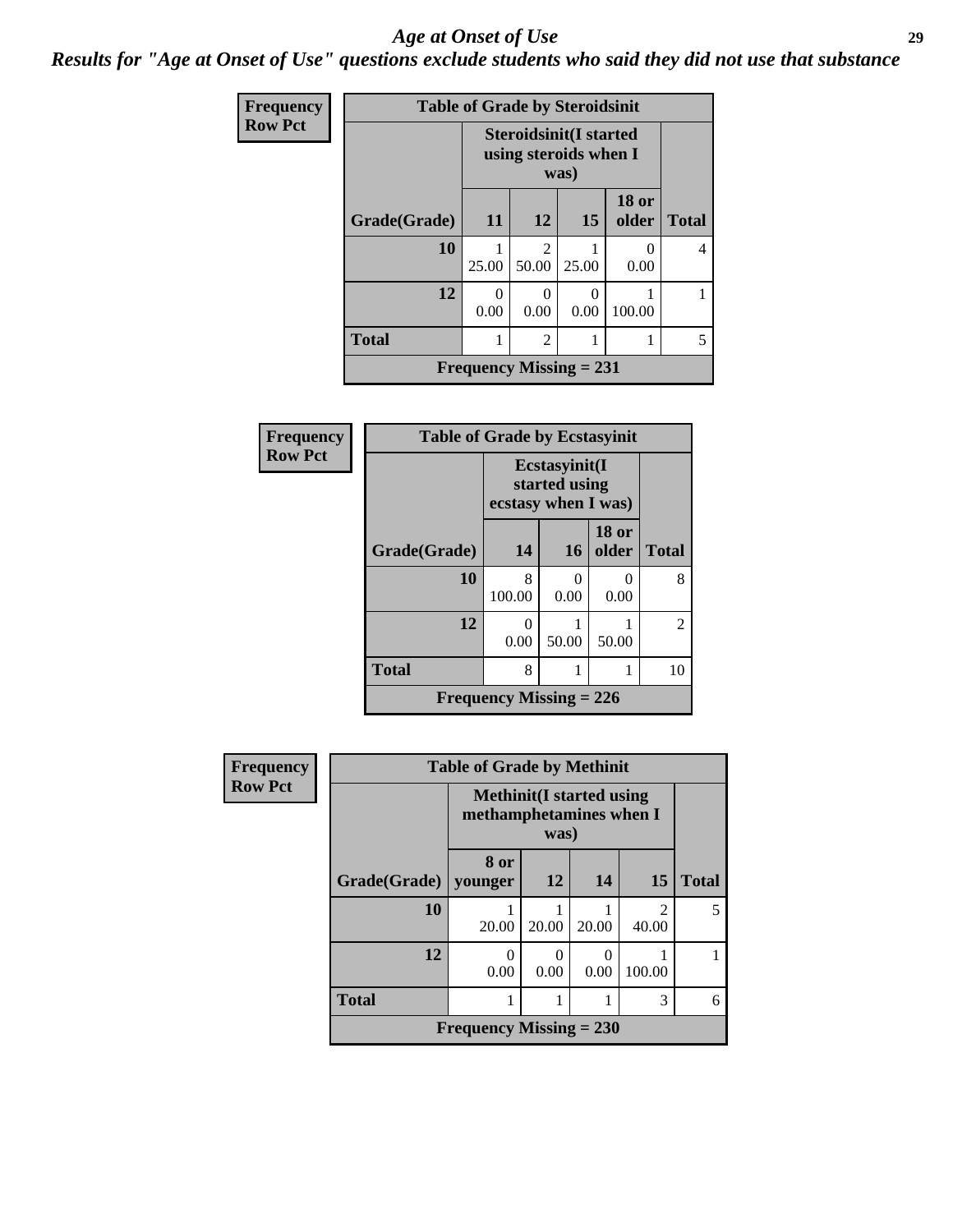## Age at Onset of Use

***Results for "Age at Onset of Use" questions exclude students who said they did not use that substance***

**Frequency**
**Row Pct**

**Table of Grade by Steroidsinit**

| Grade(Grade) | Steroidsinit(I started using steroids when I was) | | | | Total |
|---|---|---|---|---|---|
| | 11 | 12 | 15 | 18 or older | |
| 10 | 1<br>25.00 | 2<br>50.00 | 1<br>25.00 | 0<br>0.00 | 4 |
| 12 | 0<br>0.00 | 0<br>0.00 | 0<br>0.00 | 1<br>100.00 | 1 |
| Total | 1 | 2 | 1 | 1 | 5 |

Frequency Missing = 231

**Frequency**
**Row Pct**

**Table of Grade by Ecstasyinit**

| Grade(Grade) | Ecstasyinit(I started using ecstasy when I was) | | | Total |
|---|---|---|---|---|
| | 14 | 16 | 18 or older | |
| 10 | 8<br>100.00 | 0<br>0.00 | 0<br>0.00 | 8 |
| 12 | 0<br>0.00 | 1<br>50.00 | 1<br>50.00 | 2 |
| Total | 8 | 1 | 1 | 10 |

Frequency Missing = 226

**Frequency**
**Row Pct**

**Table of Grade by Methinit**

| Grade(Grade) | Methinit(I started using methamphetamines when I was) | | | | Total |
|---|---|---|---|---|---|
| | 8 or younger | 12 | 14 | 15 | |
| 10 | 1<br>20.00 | 1<br>20.00 | 1<br>20.00 | 2<br>40.00 | 5 |
| 12 | 0<br>0.00 | 0<br>0.00 | 0<br>0.00 | 1<br>100.00 | 1 |
| Total | 1 | 1 | 1 | 3 | 6 |

Frequency Missing = 230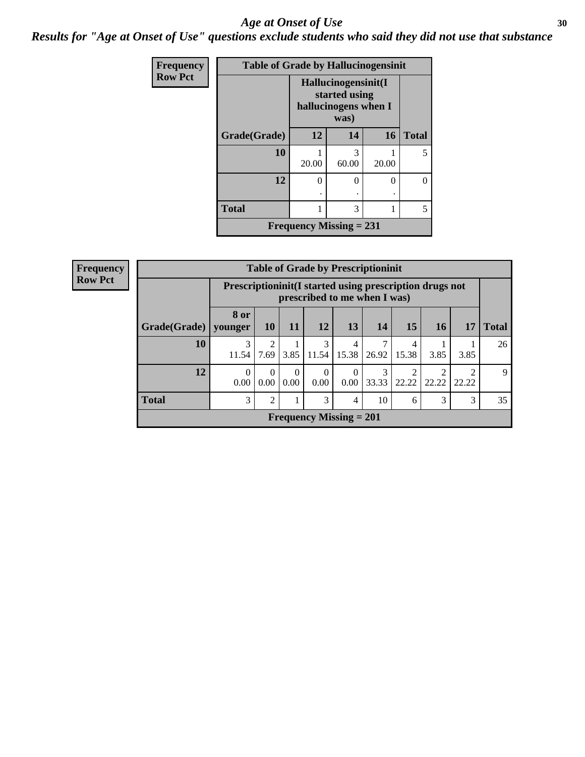## *Age at Onset of Use*

### *Results for "Age at Onset of Use" questions exclude students who said they did not use that substance*

**Frequency**
**Row Pct**

**Table of Grade by Hallucinogensinit**

| Grade(Grade) | Hallucinogensinit(I started using hallucinogens when I was) 12 | 14 | 16 | Total |
|---|---|---|---|---|
| 10 | 1<br>20.00 | 3<br>60.00 | 1<br>20.00 | 5 |
| 12 | 0<br>. | 0<br>. | 0<br>. | 0 |
| Total | 1 | 3 | 1 | 5 |

**Frequency Missing = 231**

**Frequency**
**Row Pct**

**Table of Grade by Prescriptioninit**

| Grade(Grade) | Prescriptioninit(I started using prescription drugs not prescribed to me when I was) 8 or younger | 10 | 11 | 12 | 13 | 14 | 15 | 16 | 17 | Total |
|---|---|---|---|---|---|---|---|---|---|---|
| 10 | 3<br>11.54 | 2<br>7.69 | 1<br>3.85 | 3<br>11.54 | 4<br>15.38 | 7<br>26.92 | 4<br>15.38 | 1<br>3.85 | 1<br>3.85 | 26 |
| 12 | 0<br>0.00 | 0<br>0.00 | 0<br>0.00 | 0<br>0.00 | 0<br>0.00 | 3<br>33.33 | 2<br>22.22 | 2<br>22.22 | 2<br>22.22 | 9 |
| Total | 3 | 2 | 1 | 3 | 4 | 10 | 6 | 3 | 3 | 35 |

**Frequency Missing = 201**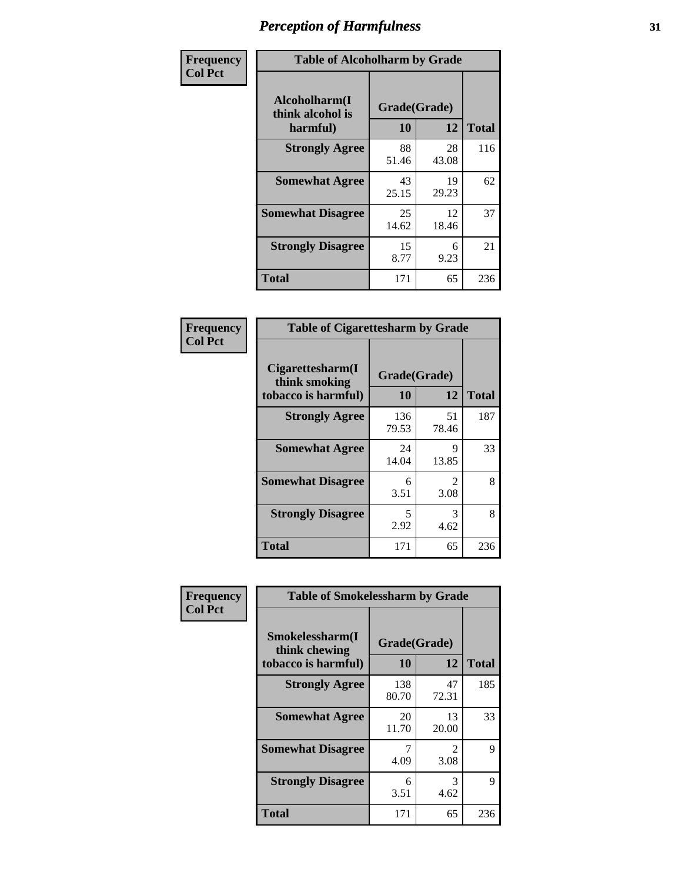# Perception of Harmfulness

**Frequency**
**Col Pct**

| Table of Alcoholharm by Grade | | | |
|---|---|---|---|
| Alcoholharm(I think alcohol is harmful) | Grade(Grade) | | Total |
| | 10 | 12 | |
| **Strongly Agree** | 88<br>51.46 | 28<br>43.08 | 116 |
| **Somewhat Agree** | 43<br>25.15 | 19<br>29.23 | 62 |
| **Somewhat Disagree** | 25<br>14.62 | 12<br>18.46 | 37 |
| **Strongly Disagree** | 15<br>8.77 | 6<br>9.23 | 21 |
| **Total** | 171 | 65 | 236 |

**Frequency**
**Col Pct**

| Table of Cigarettesharm by Grade | | | |
|---|---|---|---|
| Cigarettesharm(I think smoking tobacco is harmful) | Grade(Grade) | | Total |
| | 10 | 12 | |
| **Strongly Agree** | 136<br>79.53 | 51<br>78.46 | 187 |
| **Somewhat Agree** | 24<br>14.04 | 9<br>13.85 | 33 |
| **Somewhat Disagree** | 6<br>3.51 | 2<br>3.08 | 8 |
| **Strongly Disagree** | 5<br>2.92 | 3<br>4.62 | 8 |
| **Total** | 171 | 65 | 236 |

**Frequency**
**Col Pct**

| Table of Smokelessharm by Grade | | | |
|---|---|---|---|
| Smokelessharm(I think chewing tobacco is harmful) | Grade(Grade) | | Total |
| | 10 | 12 | |
| **Strongly Agree** | 138<br>80.70 | 47<br>72.31 | 185 |
| **Somewhat Agree** | 20<br>11.70 | 13<br>20.00 | 33 |
| **Somewhat Disagree** | 7<br>4.09 | 2<br>3.08 | 9 |
| **Strongly Disagree** | 6<br>3.51 | 3<br>4.62 | 9 |
| **Total** | 171 | 65 | 236 |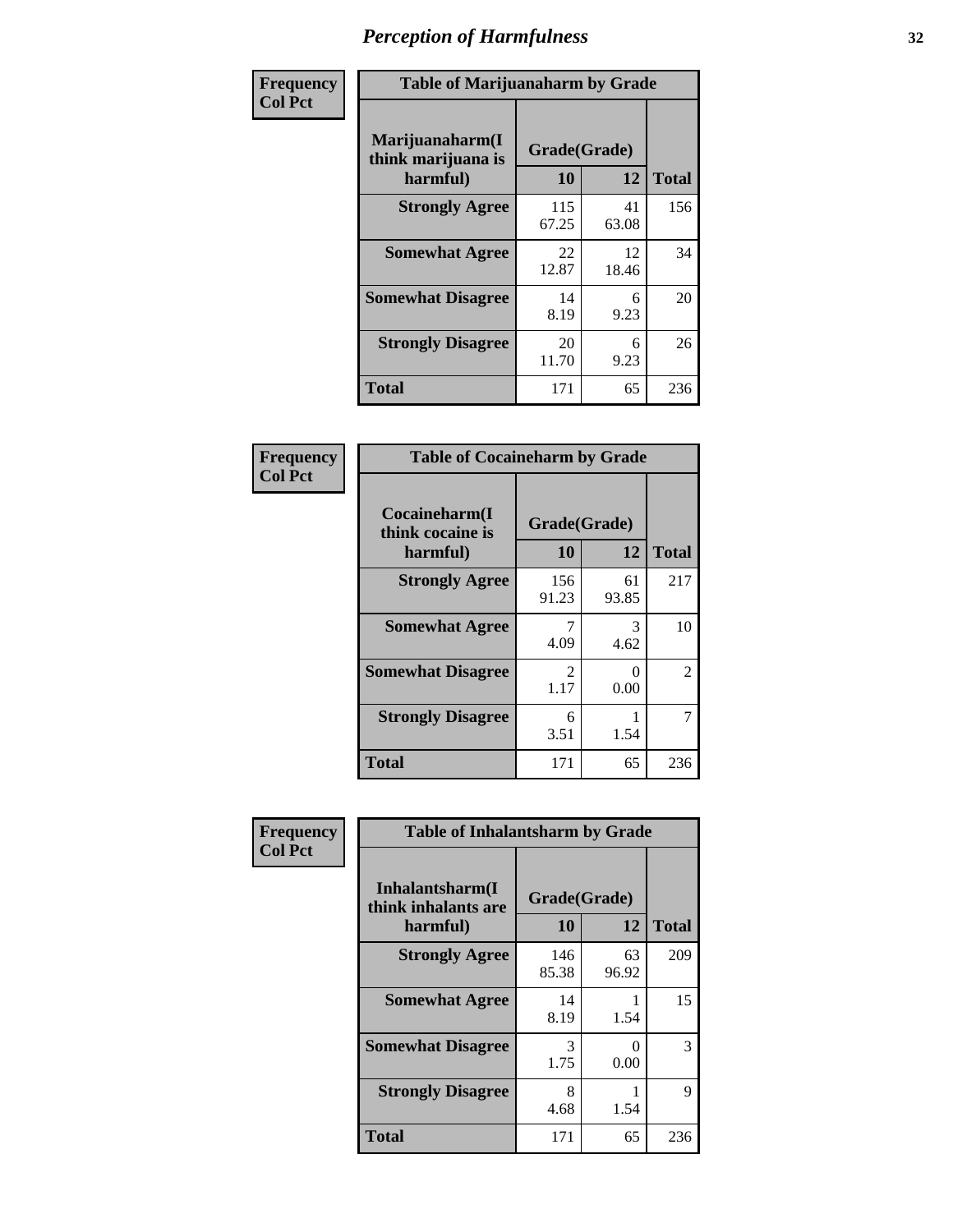# Perception of Harmfulness

**Frequency**
**Col Pct**

| Table of Marijuanaharm by Grade | | | |
|---|---|---|---|
| Marijuanaharm(I think marijuana is harmful) | Grade(Grade) | | |
| | 10 | 12 | Total |
| **Strongly Agree** | 115<br>67.25 | 41<br>63.08 | 156 |
| **Somewhat Agree** | 22<br>12.87 | 12<br>18.46 | 34 |
| **Somewhat Disagree** | 14<br>8.19 | 6<br>9.23 | 20 |
| **Strongly Disagree** | 20<br>11.70 | 6<br>9.23 | 26 |
| **Total** | 171 | 65 | 236 |

**Frequency**
**Col Pct**

| Table of Cocaineharm by Grade | | | |
|---|---|---|---|
| Cocaineharm(I think cocaine is harmful) | Grade(Grade) | | |
| | 10 | 12 | Total |
| **Strongly Agree** | 156<br>91.23 | 61<br>93.85 | 217 |
| **Somewhat Agree** | 7<br>4.09 | 3<br>4.62 | 10 |
| **Somewhat Disagree** | 2<br>1.17 | 0<br>0.00 | 2 |
| **Strongly Disagree** | 6<br>3.51 | 1<br>1.54 | 7 |
| **Total** | 171 | 65 | 236 |

**Frequency**
**Col Pct**

| Table of Inhalantsharm by Grade | | | |
|---|---|---|---|
| Inhalantsharm(I think inhalants are harmful) | Grade(Grade) | | |
| | 10 | 12 | Total |
| **Strongly Agree** | 146<br>85.38 | 63<br>96.92 | 209 |
| **Somewhat Agree** | 14<br>8.19 | 1<br>1.54 | 15 |
| **Somewhat Disagree** | 3<br>1.75 | 0<br>0.00 | 3 |
| **Strongly Disagree** | 8<br>4.68 | 1<br>1.54 | 9 |
| **Total** | 171 | 65 | 236 |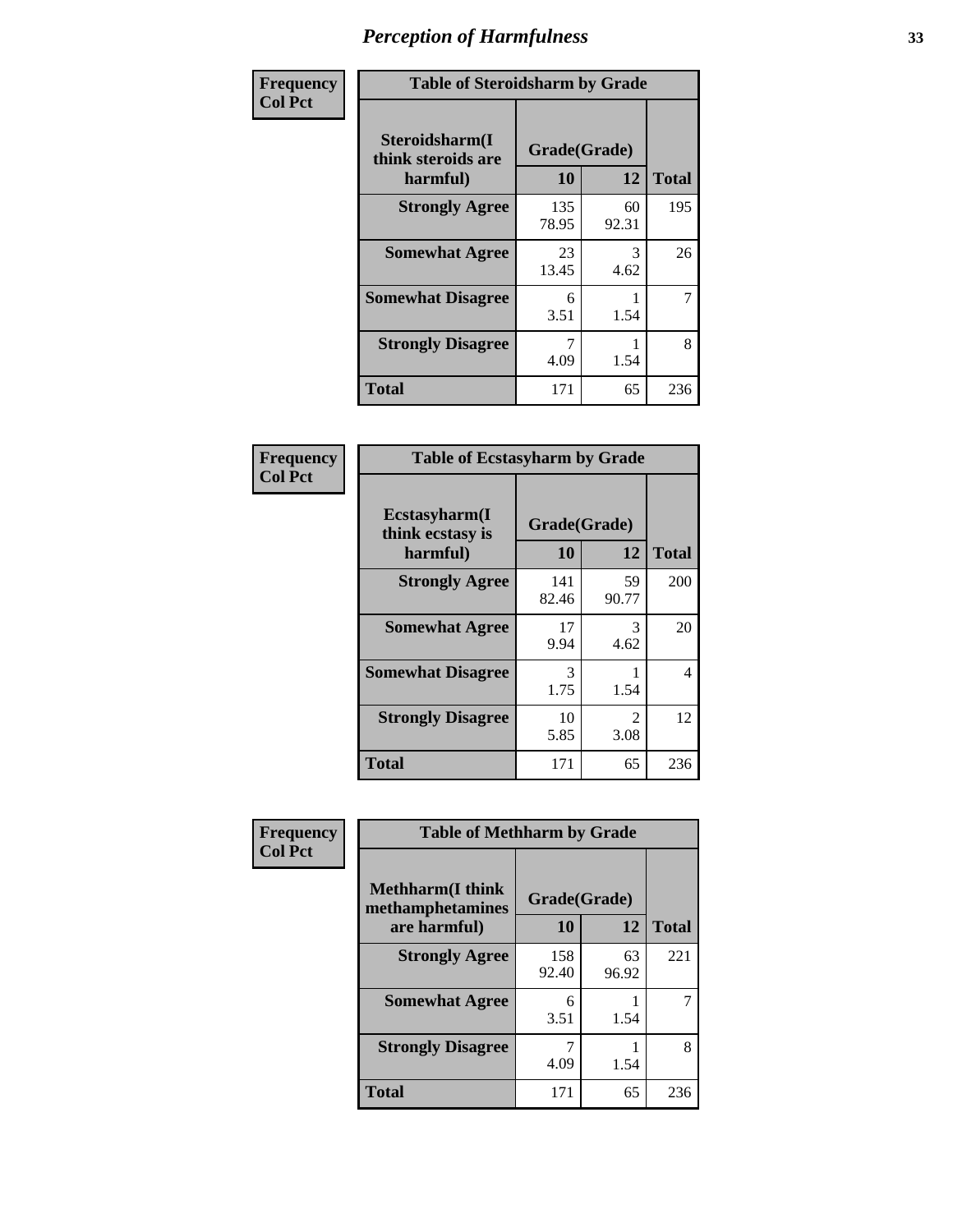# Perception of Harmfulness

| Frequency<br>Col Pct | | | |
|---|---|---|---|
| **Table of Steroidsharm by Grade** | | | |
| **Steroidsharm(I think steroids are harmful)** | **Grade(Grade)** | | |
| | **10** | **12** | **Total** |
| **Strongly Agree** | 135<br>78.95 | 60<br>92.31 | 195 |
| **Somewhat Agree** | 23<br>13.45 | 3<br>4.62 | 26 |
| **Somewhat Disagree** | 6<br>3.51 | 1<br>1.54 | 7 |
| **Strongly Disagree** | 7<br>4.09 | 1<br>1.54 | 8 |
| **Total** | 171 | 65 | 236 |

| Frequency<br>Col Pct | | | |
|---|---|---|---|
| **Table of Ecstasyharm by Grade** | | | |
| **Ecstasyharm(I think ecstasy is harmful)** | **Grade(Grade)** | | |
| | **10** | **12** | **Total** |
| **Strongly Agree** | 141<br>82.46 | 59<br>90.77 | 200 |
| **Somewhat Agree** | 17<br>9.94 | 3<br>4.62 | 20 |
| **Somewhat Disagree** | 3<br>1.75 | 1<br>1.54 | 4 |
| **Strongly Disagree** | 10<br>5.85 | 2<br>3.08 | 12 |
| **Total** | 171 | 65 | 236 |

| Frequency<br>Col Pct | | | |
|---|---|---|---|
| **Table of Methharm by Grade** | | | |
| **Methharm(I think methamphetamines are harmful)** | **Grade(Grade)** | | |
| | **10** | **12** | **Total** |
| **Strongly Agree** | 158<br>92.40 | 63<br>96.92 | 221 |
| **Somewhat Agree** | 6<br>3.51 | 1<br>1.54 | 7 |
| **Strongly Disagree** | 7<br>4.09 | 1<br>1.54 | 8 |
| **Total** | 171 | 65 | 236 |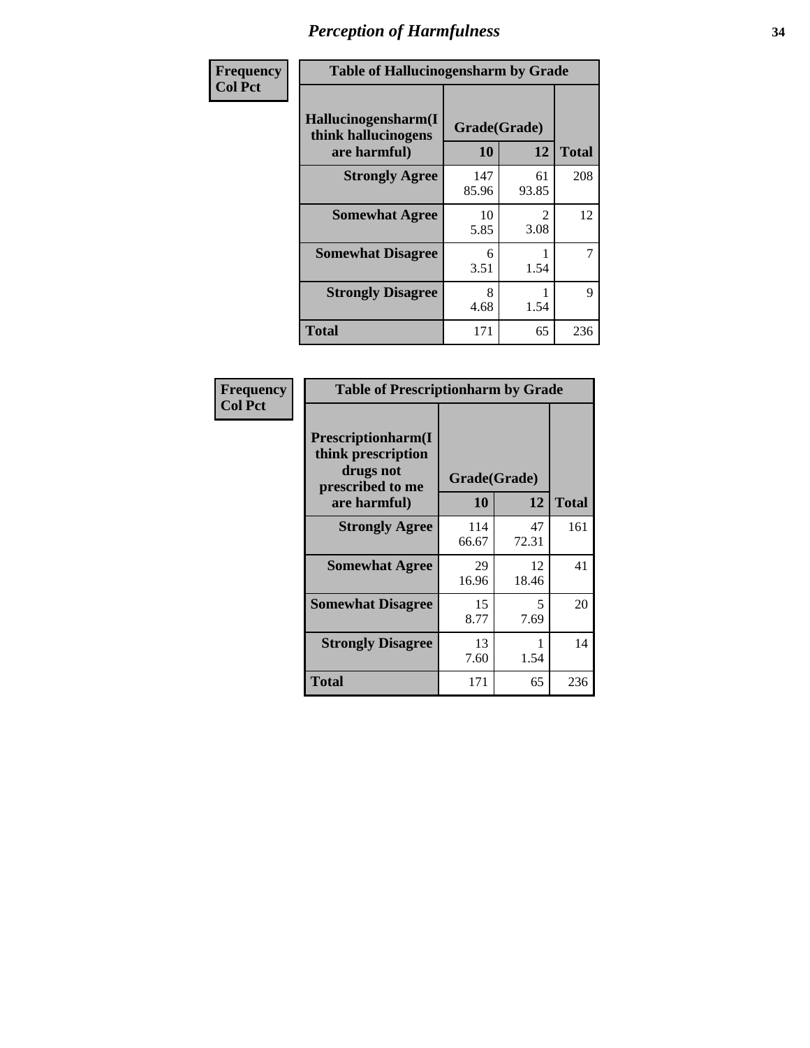# *Perception of Harmfulness*

| Frequency<br>Col Pct | Table of Hallucinogensharm by Grade | | |
|---|---|---|---|
| Hallucinogensharm(I think hallucinogens are harmful) | Grade(Grade) | | |
| | 10 | 12 | Total |
| Strongly Agree | 147<br>85.96 | 61<br>93.85 | 208 |
| Somewhat Agree | 10<br>5.85 | 2<br>3.08 | 12 |
| Somewhat Disagree | 6<br>3.51 | 1<br>1.54 | 7 |
| Strongly Disagree | 8<br>4.68 | 1<br>1.54 | 9 |
| Total | 171 | 65 | 236 |

| Frequency<br>Col Pct | Table of Prescriptionharm by Grade | | |
|---|---|---|---|
| Prescriptionharm(I think prescription drugs not prescribed to me are harmful) | Grade(Grade) | | |
| | 10 | 12 | Total |
| Strongly Agree | 114<br>66.67 | 47<br>72.31 | 161 |
| Somewhat Agree | 29<br>16.96 | 12<br>18.46 | 41 |
| Somewhat Disagree | 15<br>8.77 | 5<br>7.69 | 20 |
| Strongly Disagree | 13<br>7.60 | 1<br>1.54 | 14 |
| Total | 171 | 65 | 236 |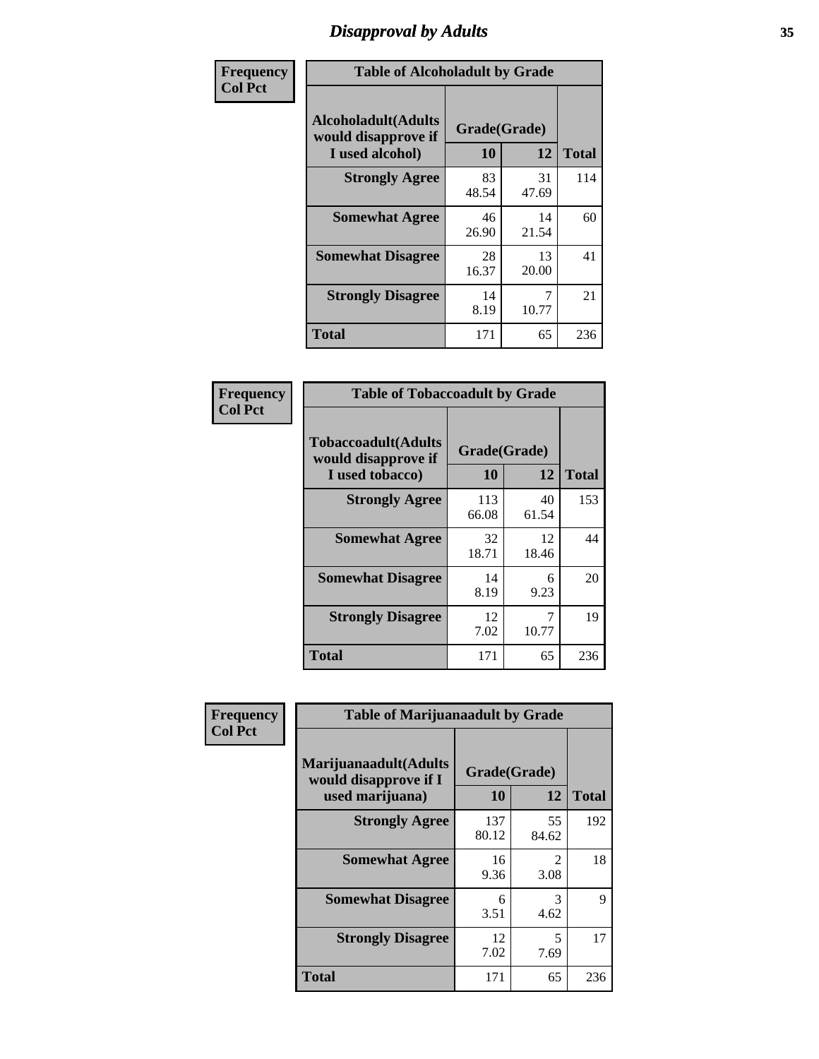# Disapproval by Adults

| Frequency Col Pct | Table of Alcoholadult by Grade | | |
|---|---|---|---|
| Alcoholadult(Adults would disapprove if I used alcohol) | Grade(Grade) | | |
| | 10 | 12 | Total |
| Strongly Agree | 83<br>48.54 | 31<br>47.69 | 114 |
| Somewhat Agree | 46<br>26.90 | 14<br>21.54 | 60 |
| Somewhat Disagree | 28<br>16.37 | 13<br>20.00 | 41 |
| Strongly Disagree | 14<br>8.19 | 7<br>10.77 | 21 |
| Total | 171 | 65 | 236 |

| Frequency Col Pct | Table of Tobaccoadult by Grade | | |
|---|---|---|---|
| Tobaccoadult(Adults would disapprove if I used tobacco) | Grade(Grade) | | |
| | 10 | 12 | Total |
| Strongly Agree | 113<br>66.08 | 40<br>61.54 | 153 |
| Somewhat Agree | 32<br>18.71 | 12<br>18.46 | 44 |
| Somewhat Disagree | 14<br>8.19 | 6<br>9.23 | 20 |
| Strongly Disagree | 12<br>7.02 | 7<br>10.77 | 19 |
| Total | 171 | 65 | 236 |

| Frequency Col Pct | Table of Marijuanaadult by Grade | | |
|---|---|---|---|
| Marijuanaadult(Adults would disapprove if I used marijuana) | Grade(Grade) | | |
| | 10 | 12 | Total |
| Strongly Agree | 137<br>80.12 | 55<br>84.62 | 192 |
| Somewhat Agree | 16<br>9.36 | 2<br>3.08 | 18 |
| Somewhat Disagree | 6<br>3.51 | 3<br>4.62 | 9 |
| Strongly Disagree | 12<br>7.02 | 5<br>7.69 | 17 |
| Total | 171 | 65 | 236 |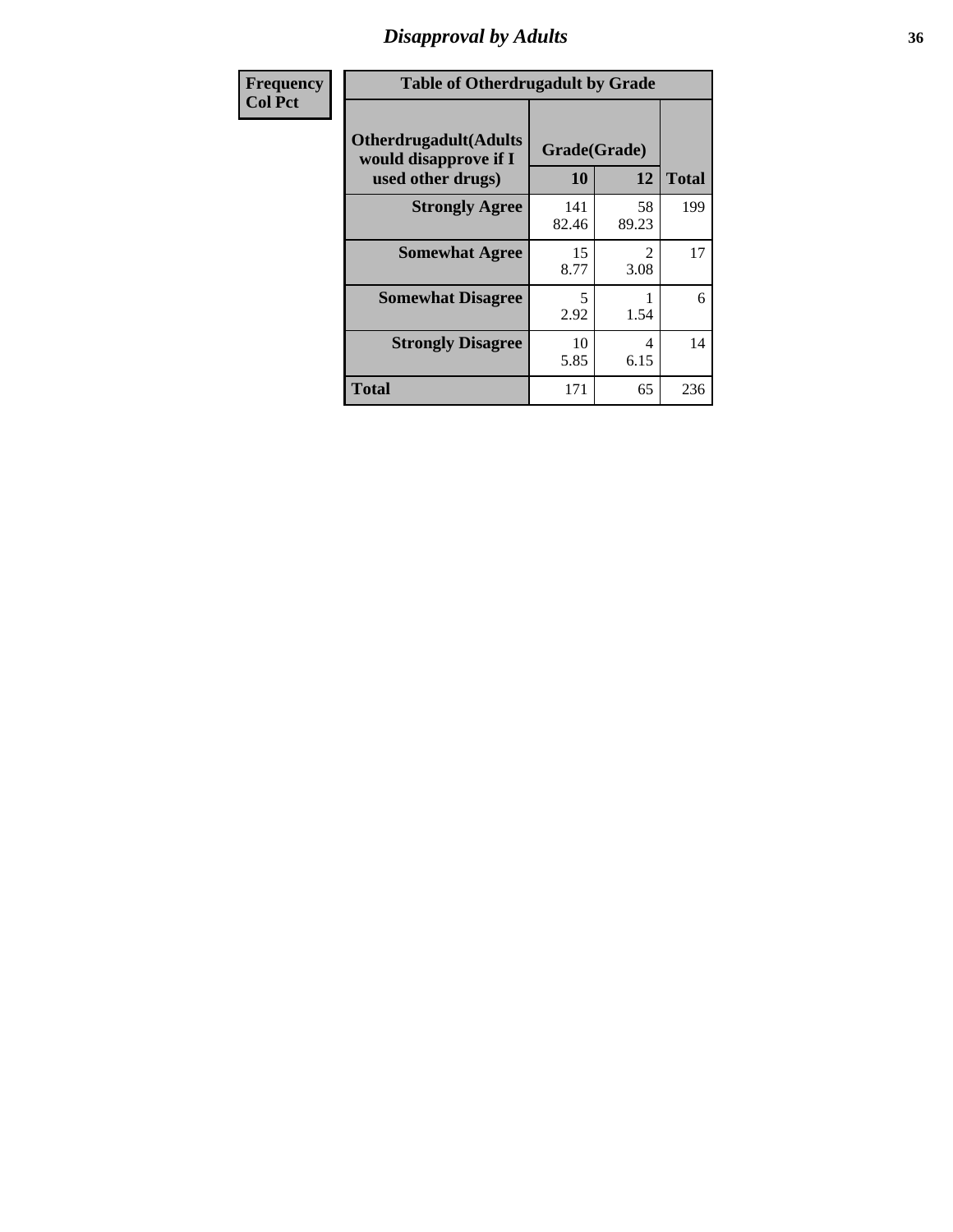# Disapproval by Adults

| Frequency<br>Col Pct |
|---|

**Table of Otherdrugadult by Grade**

| Otherdrugadult(Adults would disapprove if I used other drugs) | Grade(Grade) | | |
|---|---|---|---|
| | 10 | 12 | Total |
| Strongly Agree | 141<br>82.46 | 58<br>89.23 | 199 |
| Somewhat Agree | 15<br>8.77 | 2<br>3.08 | 17 |
| Somewhat Disagree | 5<br>2.92 | 1<br>1.54 | 6 |
| Strongly Disagree | 10<br>5.85 | 4<br>6.15 | 14 |
| Total | 171 | 65 | 236 |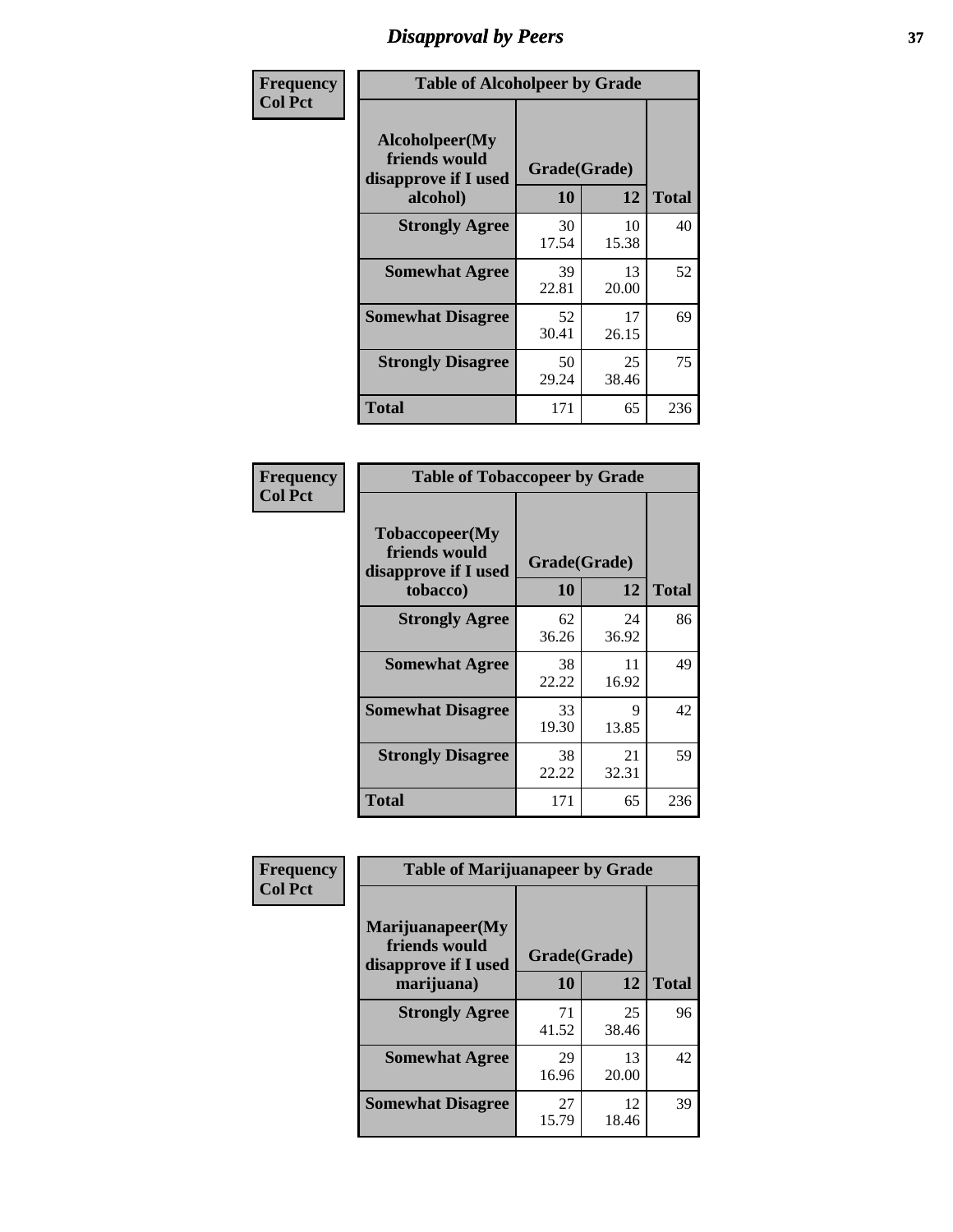# Disapproval by Peers

| Frequency Col Pct | | | |
|---|---|---|---|

**Table of Alcoholpeer by Grade**

| Alcoholpeer(My friends would disapprove if I used alcohol) | Grade(Grade) 10 | 12 | Total |
|---|---|---|---|
| **Strongly Agree** | 30<br>17.54 | 10<br>15.38 | 40 |
| **Somewhat Agree** | 39<br>22.81 | 13<br>20.00 | 52 |
| **Somewhat Disagree** | 52<br>30.41 | 17<br>26.15 | 69 |
| **Strongly Disagree** | 50<br>29.24 | 25<br>38.46 | 75 |
| **Total** | 171 | 65 | 236 |

| Frequency Col Pct | | | |
|---|---|---|---|

**Table of Tobaccopeer by Grade**

| Tobaccopeer(My friends would disapprove if I used tobacco) | Grade(Grade) 10 | 12 | Total |
|---|---|---|---|
| **Strongly Agree** | 62<br>36.26 | 24<br>36.92 | 86 |
| **Somewhat Agree** | 38<br>22.22 | 11<br>16.92 | 49 |
| **Somewhat Disagree** | 33<br>19.30 | 9<br>13.85 | 42 |
| **Strongly Disagree** | 38<br>22.22 | 21<br>32.31 | 59 |
| **Total** | 171 | 65 | 236 |

| Frequency Col Pct | | | |
|---|---|---|---|

**Table of Marijuanapeer by Grade**

| Marijuanapeer(My friends would disapprove if I used marijuana) | Grade(Grade) 10 | 12 | Total |
|---|---|---|---|
| **Strongly Agree** | 71<br>41.52 | 25<br>38.46 | 96 |
| **Somewhat Agree** | 29<br>16.96 | 13<br>20.00 | 42 |
| **Somewhat Disagree** | 27<br>15.79 | 12<br>18.46 | 39 |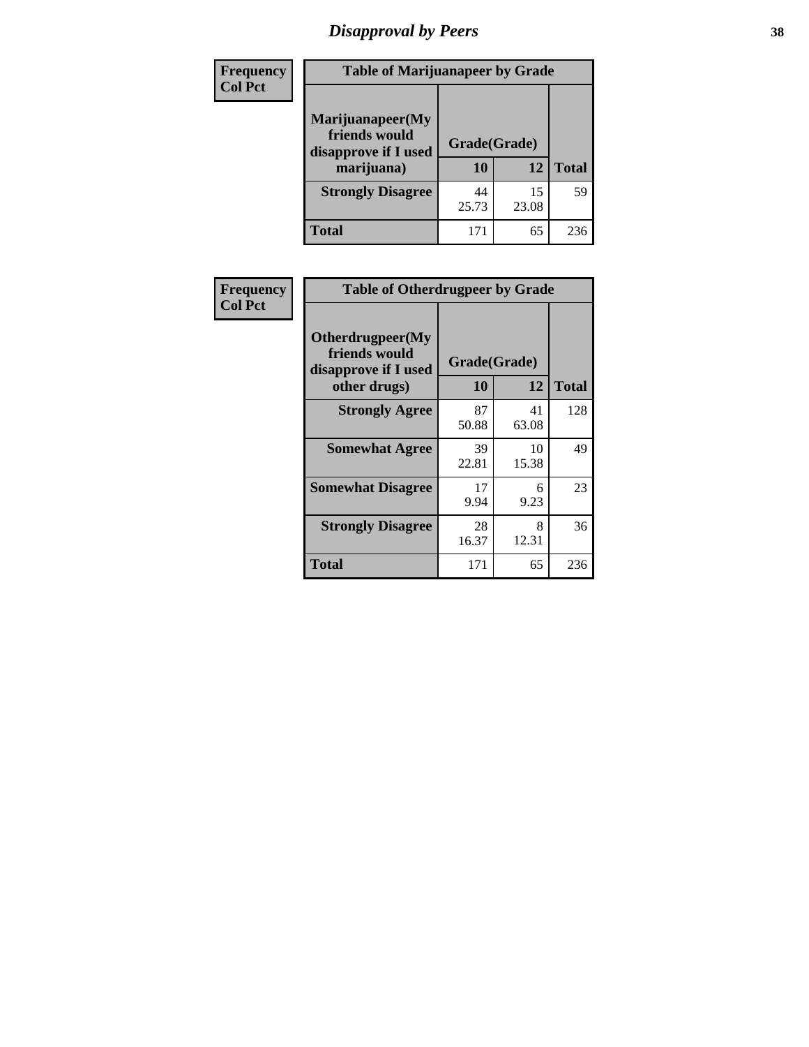# Disapproval by Peers

| Frequency<br>Col Pct |
|---|

**Table of Marijuanapeer by Grade**

| Marijuanapeer(My friends would disapprove if I used marijuana) | Grade(Grade) 10 | 12 | Total |
|---|---|---|---|
| **Strongly Disagree** | 44<br>25.73 | 15<br>23.08 | 59 |
| **Total** | 171 | 65 | 236 |

| Frequency<br>Col Pct |
|---|

**Table of Otherdrugpeer by Grade**

| Otherdrugpeer(My friends would disapprove if I used other drugs) | Grade(Grade) 10 | 12 | Total |
|---|---|---|---|
| **Strongly Agree** | 87<br>50.88 | 41<br>63.08 | 128 |
| **Somewhat Agree** | 39<br>22.81 | 10<br>15.38 | 49 |
| **Somewhat Disagree** | 17<br>9.94 | 6<br>9.23 | 23 |
| **Strongly Disagree** | 28<br>16.37 | 8<br>12.31 | 36 |
| **Total** | 171 | 65 | 236 |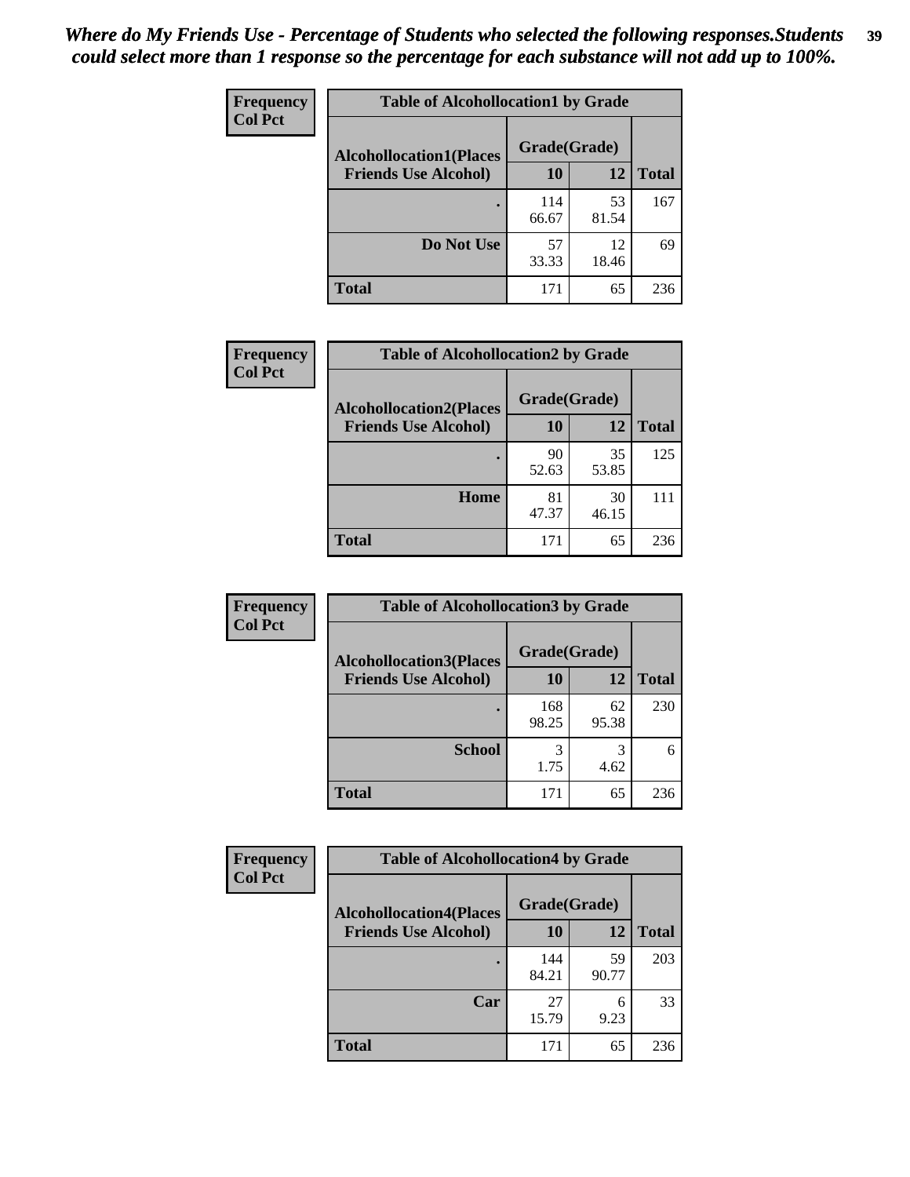*Where do My Friends Use - Percentage of Students who selected the following responses.Students could select more than 1 response so the percentage for each substance will not add up to 100%.*

**Frequency**
**Col Pct**

| Table of Alcohollocation1 by Grade | | | |
|---|---|---|---|
| **Alcohollocation1(Places Friends Use Alcohol)** | **Grade(Grade)** | | |
| | **10** | **12** | **Total** |
| **.** | 114<br>66.67 | 53<br>81.54 | 167 |
| **Do Not Use** | 57<br>33.33 | 12<br>18.46 | 69 |
| **Total** | 171 | 65 | 236 |

**Frequency**
**Col Pct**

| Table of Alcohollocation2 by Grade | | | |
|---|---|---|---|
| **Alcohollocation2(Places Friends Use Alcohol)** | **Grade(Grade)** | | |
| | **10** | **12** | **Total** |
| **.** | 90<br>52.63 | 35<br>53.85 | 125 |
| **Home** | 81<br>47.37 | 30<br>46.15 | 111 |
| **Total** | 171 | 65 | 236 |

**Frequency**
**Col Pct**

| Table of Alcohollocation3 by Grade | | | |
|---|---|---|---|
| **Alcohollocation3(Places Friends Use Alcohol)** | **Grade(Grade)** | | |
| | **10** | **12** | **Total** |
| **.** | 168<br>98.25 | 62<br>95.38 | 230 |
| **School** | 3<br>1.75 | 3<br>4.62 | 6 |
| **Total** | 171 | 65 | 236 |

**Frequency**
**Col Pct**

| Table of Alcohollocation4 by Grade | | | |
|---|---|---|---|
| **Alcohollocation4(Places Friends Use Alcohol)** | **Grade(Grade)** | | |
| | **10** | **12** | **Total** |
| **.** | 144<br>84.21 | 59<br>90.77 | 203 |
| **Car** | 27<br>15.79 | 6<br>9.23 | 33 |
| **Total** | 171 | 65 | 236 |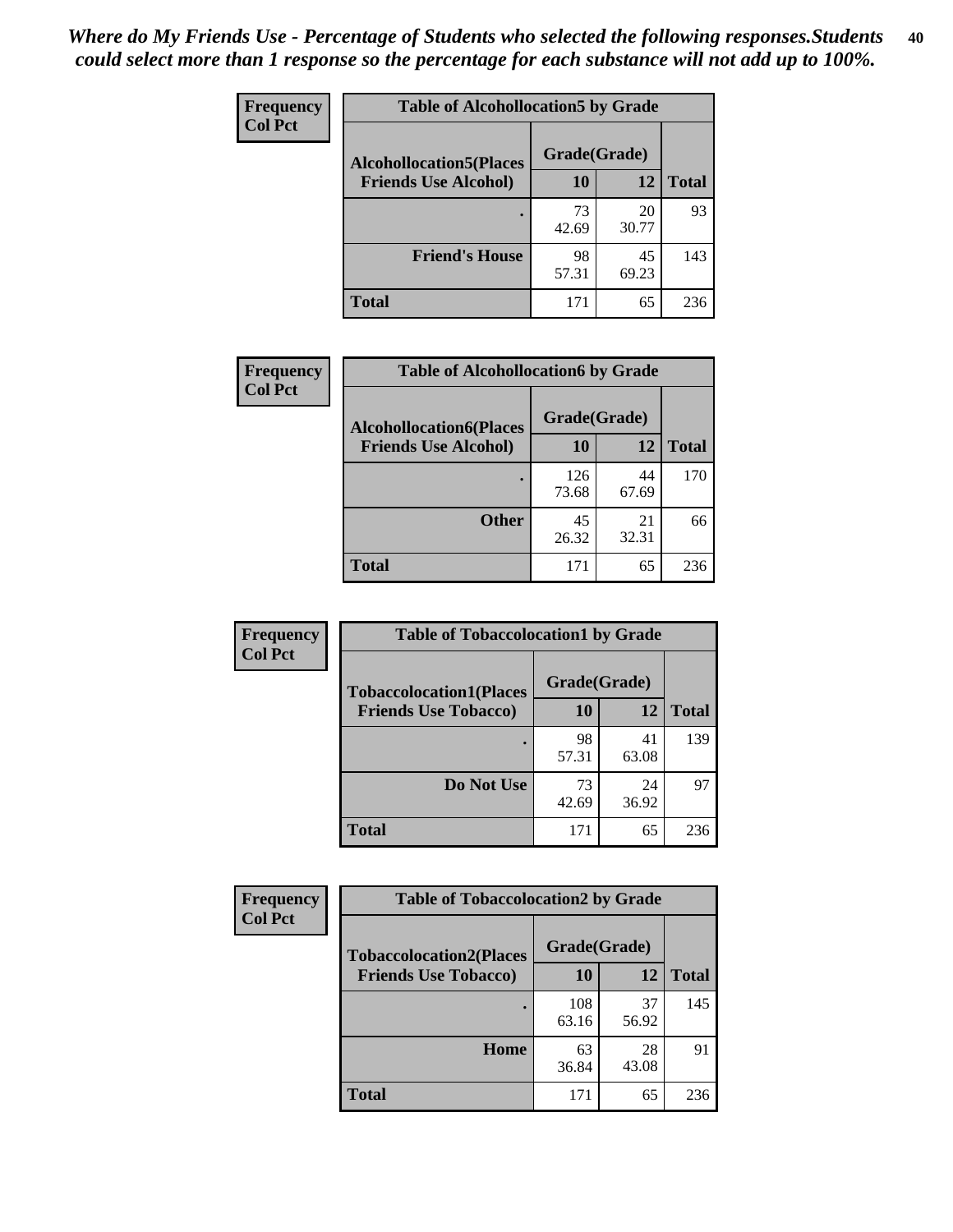*Where do My Friends Use - Percentage of Students who selected the following responses.Students could select more than 1 response so the percentage for each substance will not add up to 100%.*

**Frequency**
**Col Pct**

| Table of Alcohollocation5 by Grade | | | |
|---|---|---|---|
| **Alcohollocation5(Places Friends Use Alcohol)** | **Grade(Grade)** | | |
| | **10** | **12** | **Total** |
| **.** | 73<br>42.69 | 20<br>30.77 | 93 |
| **Friend's House** | 98<br>57.31 | 45<br>69.23 | 143 |
| **Total** | 171 | 65 | 236 |

**Frequency**
**Col Pct**

| Table of Alcohollocation6 by Grade | | | |
|---|---|---|---|
| **Alcohollocation6(Places Friends Use Alcohol)** | **Grade(Grade)** | | |
| | **10** | **12** | **Total** |
| **.** | 126<br>73.68 | 44<br>67.69 | 170 |
| **Other** | 45<br>26.32 | 21<br>32.31 | 66 |
| **Total** | 171 | 65 | 236 |

**Frequency**
**Col Pct**

| Table of Tobaccolocation1 by Grade | | | |
|---|---|---|---|
| **Tobaccolocation1(Places Friends Use Tobacco)** | **Grade(Grade)** | | |
| | **10** | **12** | **Total** |
| **.** | 98<br>57.31 | 41<br>63.08 | 139 |
| **Do Not Use** | 73<br>42.69 | 24<br>36.92 | 97 |
| **Total** | 171 | 65 | 236 |

**Frequency**
**Col Pct**

| Table of Tobaccolocation2 by Grade | | | |
|---|---|---|---|
| **Tobaccolocation2(Places Friends Use Tobacco)** | **Grade(Grade)** | | |
| | **10** | **12** | **Total** |
| **.** | 108<br>63.16 | 37<br>56.92 | 145 |
| **Home** | 63<br>36.84 | 28<br>43.08 | 91 |
| **Total** | 171 | 65 | 236 |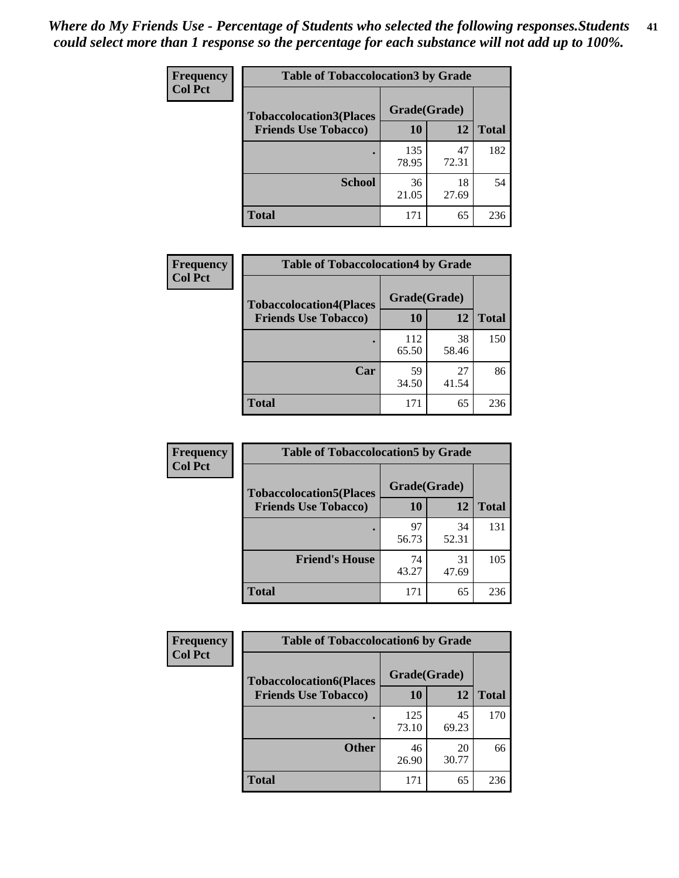*Where do My Friends Use - Percentage of Students who selected the following responses.Students could select more than 1 response so the percentage for each substance will not add up to 100%.*

**Frequency**
**Col Pct**

| Table of Tobaccolocation3 by Grade | | | |
|---|---|---|---|
| **Tobaccolocation3(Places Friends Use Tobacco)** | **Grade(Grade)** | | **Total** |
| | **10** | **12** | |
| **.** | 135<br>78.95 | 47<br>72.31 | 182 |
| **School** | 36<br>21.05 | 18<br>27.69 | 54 |
| **Total** | 171 | 65 | 236 |

**Frequency**
**Col Pct**

| Table of Tobaccolocation4 by Grade | | | |
|---|---|---|---|
| **Tobaccolocation4(Places Friends Use Tobacco)** | **Grade(Grade)** | | **Total** |
| | **10** | **12** | |
| **.** | 112<br>65.50 | 38<br>58.46 | 150 |
| **Car** | 59<br>34.50 | 27<br>41.54 | 86 |
| **Total** | 171 | 65 | 236 |

**Frequency**
**Col Pct**

| Table of Tobaccolocation5 by Grade | | | |
|---|---|---|---|
| **Tobaccolocation5(Places Friends Use Tobacco)** | **Grade(Grade)** | | **Total** |
| | **10** | **12** | |
| **.** | 97<br>56.73 | 34<br>52.31 | 131 |
| **Friend's House** | 74<br>43.27 | 31<br>47.69 | 105 |
| **Total** | 171 | 65 | 236 |

**Frequency**
**Col Pct**

| Table of Tobaccolocation6 by Grade | | | |
|---|---|---|---|
| **Tobaccolocation6(Places Friends Use Tobacco)** | **Grade(Grade)** | | **Total** |
| | **10** | **12** | |
| **.** | 125<br>73.10 | 45<br>69.23 | 170 |
| **Other** | 46<br>26.90 | 20<br>30.77 | 66 |
| **Total** | 171 | 65 | 236 |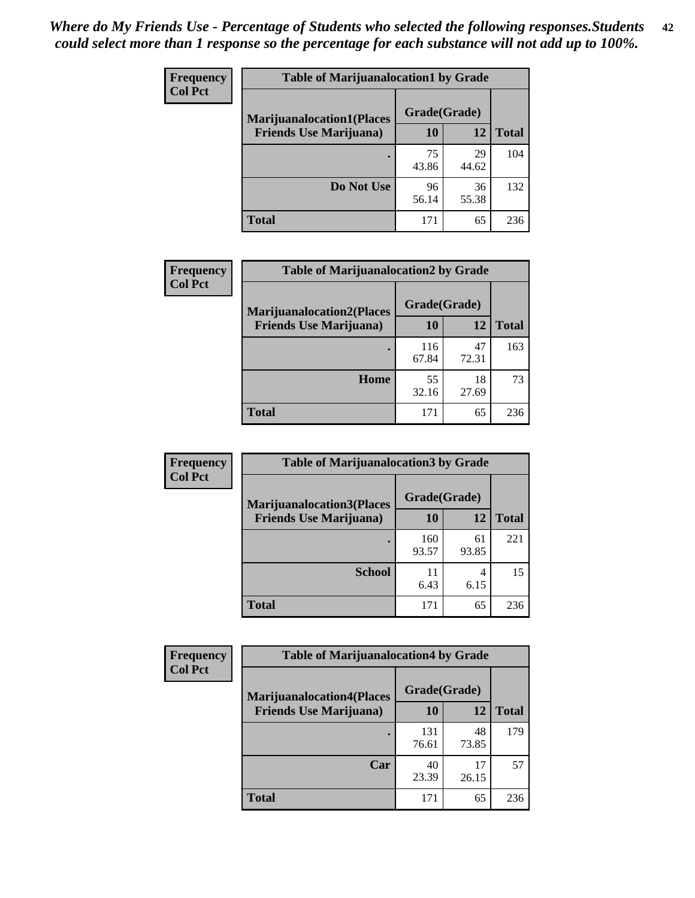*Where do My Friends Use - Percentage of Students who selected the following responses.Students could select more than 1 response so the percentage for each substance will not add up to 100%.*

**Frequency**
**Col Pct**

| Table of Marijuanalocation1 by Grade | | | |
|---|---|---|---|
| **Marijuanalocation1(Places Friends Use Marijuana)** | **Grade(Grade)** | | **Total** |
| | **10** | **12** | |
| . | 75<br>43.86 | 29<br>44.62 | 104 |
| **Do Not Use** | 96<br>56.14 | 36<br>55.38 | 132 |
| **Total** | 171 | 65 | 236 |

**Frequency**
**Col Pct**

| Table of Marijuanalocation2 by Grade | | | |
|---|---|---|---|
| **Marijuanalocation2(Places Friends Use Marijuana)** | **Grade(Grade)** | | **Total** |
| | **10** | **12** | |
| . | 116<br>67.84 | 47<br>72.31 | 163 |
| **Home** | 55<br>32.16 | 18<br>27.69 | 73 |
| **Total** | 171 | 65 | 236 |

**Frequency**
**Col Pct**

| Table of Marijuanalocation3 by Grade | | | |
|---|---|---|---|
| **Marijuanalocation3(Places Friends Use Marijuana)** | **Grade(Grade)** | | **Total** |
| | **10** | **12** | |
| . | 160<br>93.57 | 61<br>93.85 | 221 |
| **School** | 11<br>6.43 | 4<br>6.15 | 15 |
| **Total** | 171 | 65 | 236 |

**Frequency**
**Col Pct**

| Table of Marijuanalocation4 by Grade | | | |
|---|---|---|---|
| **Marijuanalocation4(Places Friends Use Marijuana)** | **Grade(Grade)** | | **Total** |
| | **10** | **12** | |
| . | 131<br>76.61 | 48<br>73.85 | 179 |
| **Car** | 40<br>23.39 | 17<br>26.15 | 57 |
| **Total** | 171 | 65 | 236 |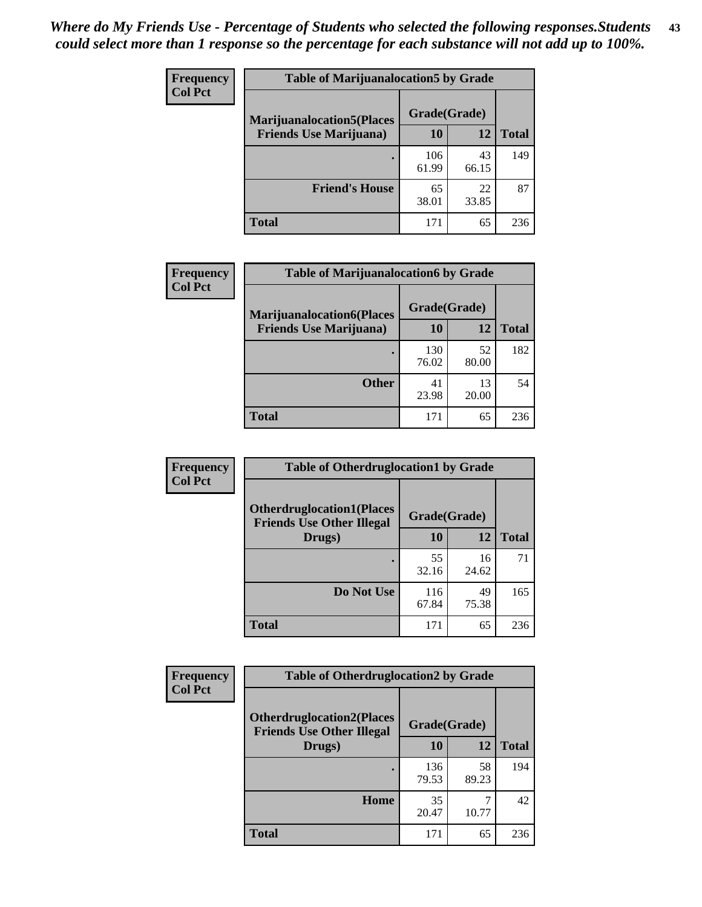*Where do My Friends Use - Percentage of Students who selected the following responses.Students could select more than 1 response so the percentage for each substance will not add up to 100%.*

**Frequency**
**Col Pct**

| Table of Marijuanalocation5 by Grade | | | |
|---|---|---|---|
| **Marijuanalocation5(Places Friends Use Marijuana)** | **Grade(Grade)** | | **Total** |
| | **10** | **12** | |
| . | 106<br>61.99 | 43<br>66.15 | 149 |
| **Friend's House** | 65<br>38.01 | 22<br>33.85 | 87 |
| **Total** | 171 | 65 | 236 |

**Frequency**
**Col Pct**

| Table of Marijuanalocation6 by Grade | | | |
|---|---|---|---|
| **Marijuanalocation6(Places Friends Use Marijuana)** | **Grade(Grade)** | | **Total** |
| | **10** | **12** | |
| . | 130<br>76.02 | 52<br>80.00 | 182 |
| **Other** | 41<br>23.98 | 13<br>20.00 | 54 |
| **Total** | 171 | 65 | 236 |

**Frequency**
**Col Pct**

| Table of Otherdruglocation1 by Grade | | | |
|---|---|---|---|
| **Otherdruglocation1(Places Friends Use Other Illegal Drugs)** | **Grade(Grade)** | | **Total** |
| | **10** | **12** | |
| . | 55<br>32.16 | 16<br>24.62 | 71 |
| **Do Not Use** | 116<br>67.84 | 49<br>75.38 | 165 |
| **Total** | 171 | 65 | 236 |

**Frequency**
**Col Pct**

| Table of Otherdruglocation2 by Grade | | | |
|---|---|---|---|
| **Otherdruglocation2(Places Friends Use Other Illegal Drugs)** | **Grade(Grade)** | | **Total** |
| | **10** | **12** | |
| . | 136<br>79.53 | 58<br>89.23 | 194 |
| **Home** | 35<br>20.47 | 7<br>10.77 | 42 |
| **Total** | 171 | 65 | 236 |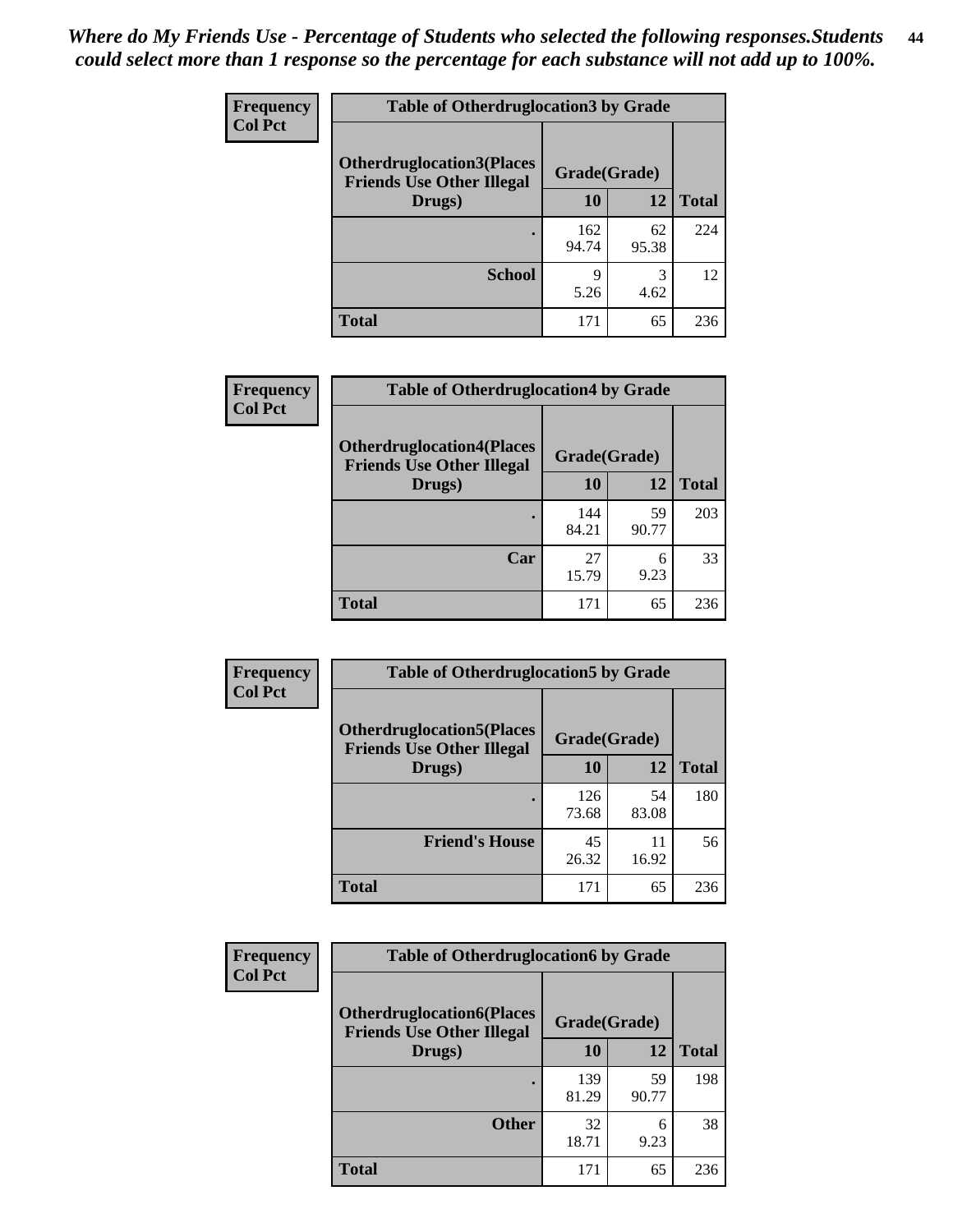*Where do My Friends Use - Percentage of Students who selected the following responses.Students could select more than 1 response so the percentage for each substance will not add up to 100%.*

| Frequency Col Pct | Table of Otherdruglocation3 by Grade | | |
|---|---|---|---|
| Otherdruglocation3(Places Friends Use Other Illegal Drugs) | Grade(Grade) | | Total |
| | 10 | 12 | |
| . | 162<br>94.74 | 62<br>95.38 | 224 |
| School | 9<br>5.26 | 3<br>4.62 | 12 |
| Total | 171 | 65 | 236 |

| Frequency Col Pct | Table of Otherdruglocation4 by Grade | | |
|---|---|---|---|
| Otherdruglocation4(Places Friends Use Other Illegal Drugs) | Grade(Grade) | | Total |
| | 10 | 12 | |
| . | 144<br>84.21 | 59<br>90.77 | 203 |
| Car | 27<br>15.79 | 6<br>9.23 | 33 |
| Total | 171 | 65 | 236 |

| Frequency Col Pct | Table of Otherdruglocation5 by Grade | | |
|---|---|---|---|
| Otherdruglocation5(Places Friends Use Other Illegal Drugs) | Grade(Grade) | | Total |
| | 10 | 12 | |
| . | 126<br>73.68 | 54<br>83.08 | 180 |
| Friend's House | 45<br>26.32 | 11<br>16.92 | 56 |
| Total | 171 | 65 | 236 |

| Frequency Col Pct | Table of Otherdruglocation6 by Grade | | |
|---|---|---|---|
| Otherdruglocation6(Places Friends Use Other Illegal Drugs) | Grade(Grade) | | Total |
| | 10 | 12 | |
| . | 139<br>81.29 | 59<br>90.77 | 198 |
| Other | 32<br>18.71 | 6<br>9.23 | 38 |
| Total | 171 | 65 | 236 |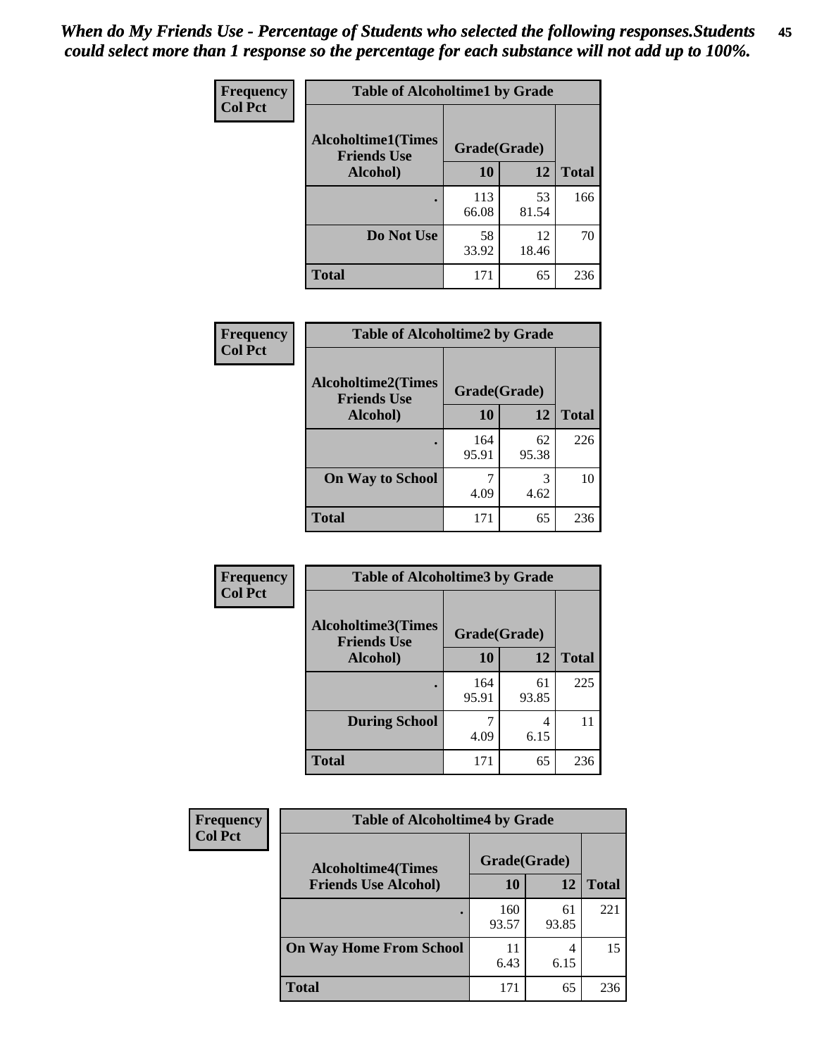*When do My Friends Use - Percentage of Students who selected the following responses.Students could select more than 1 response so the percentage for each substance will not add up to 100%.*

**Frequency**
**Col Pct**

| Table of Alcoholtime1 by Grade | | | |
|---|---|---|---|
| **Alcoholtime1(Times Friends Use Alcohol)** | **Grade(Grade)** | | **Total** |
| | **10** | **12** | |
| **.** | 113<br>66.08 | 53<br>81.54 | 166 |
| **Do Not Use** | 58<br>33.92 | 12<br>18.46 | 70 |
| **Total** | 171 | 65 | 236 |

**Frequency**
**Col Pct**

| Table of Alcoholtime2 by Grade | | | |
|---|---|---|---|
| **Alcoholtime2(Times Friends Use Alcohol)** | **Grade(Grade)** | | **Total** |
| | **10** | **12** | |
| **.** | 164<br>95.91 | 62<br>95.38 | 226 |
| **On Way to School** | 7<br>4.09 | 3<br>4.62 | 10 |
| **Total** | 171 | 65 | 236 |

**Frequency**
**Col Pct**

| Table of Alcoholtime3 by Grade | | | |
|---|---|---|---|
| **Alcoholtime3(Times Friends Use Alcohol)** | **Grade(Grade)** | | **Total** |
| | **10** | **12** | |
| **.** | 164<br>95.91 | 61<br>93.85 | 225 |
| **During School** | 7<br>4.09 | 4<br>6.15 | 11 |
| **Total** | 171 | 65 | 236 |

**Frequency**
**Col Pct**

| Table of Alcoholtime4 by Grade | | | |
|---|---|---|---|
| **Alcoholtime4(Times Friends Use Alcohol)** | **Grade(Grade)** | | **Total** |
| | **10** | **12** | |
| **.** | 160<br>93.57 | 61<br>93.85 | 221 |
| **On Way Home From School** | 11<br>6.43 | 4<br>6.15 | 15 |
| **Total** | 171 | 65 | 236 |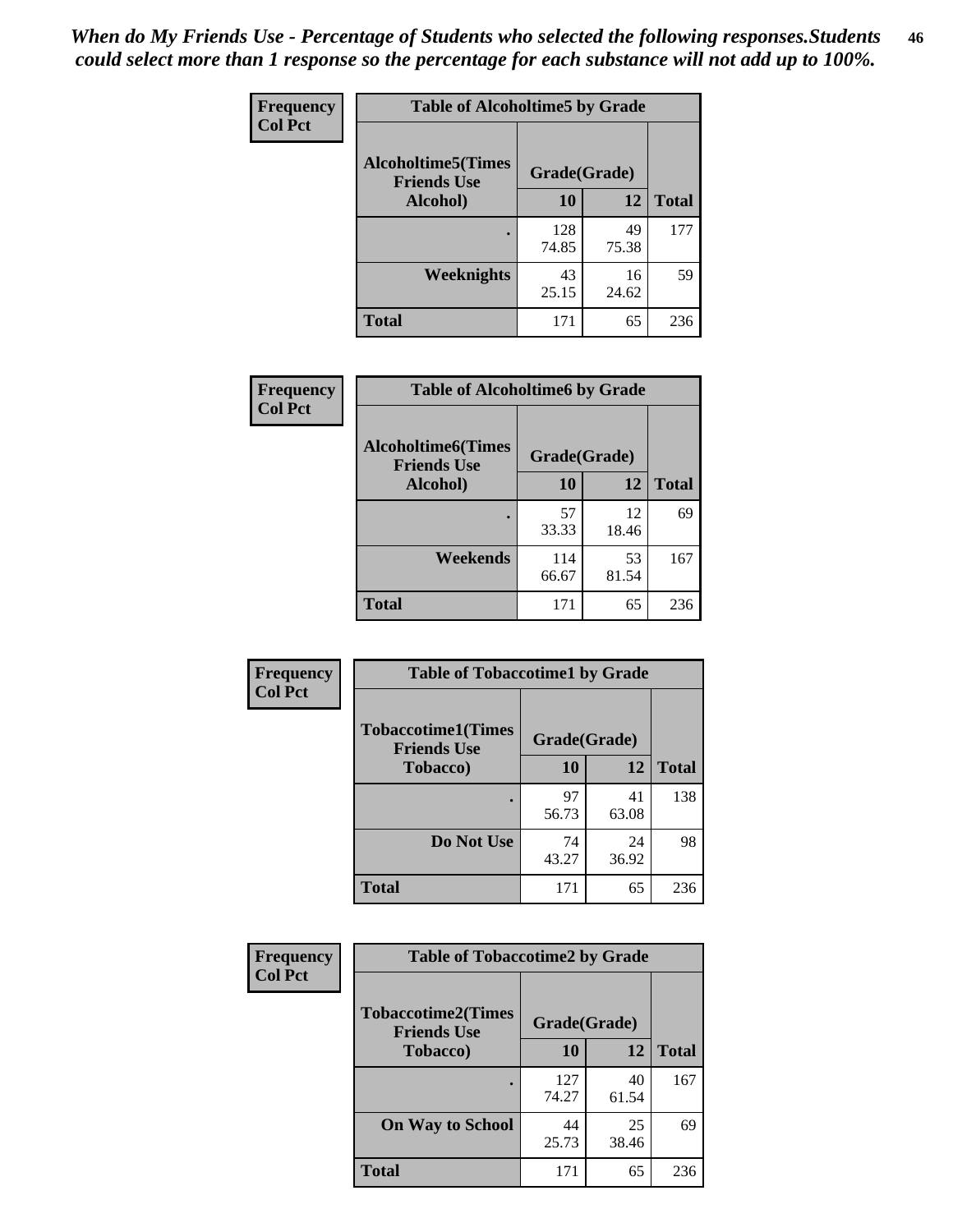*When do My Friends Use - Percentage of Students who selected the following responses.Students could select more than 1 response so the percentage for each substance will not add up to 100%.*

| Frequency Col Pct | Table of Alcoholtime5 by Grade | | |
|---|---|---|---|
| Alcoholtime5(Times Friends Use Alcohol) | Grade(Grade) | | |
| | 10 | 12 | Total |
| . | 128<br>74.85 | 49<br>75.38 | 177 |
| Weeknights | 43<br>25.15 | 16<br>24.62 | 59 |
| Total | 171 | 65 | 236 |

| Frequency Col Pct | Table of Alcoholtime6 by Grade | | |
|---|---|---|---|
| Alcoholtime6(Times Friends Use Alcohol) | Grade(Grade) | | |
| | 10 | 12 | Total |
| . | 57<br>33.33 | 12<br>18.46 | 69 |
| Weekends | 114<br>66.67 | 53<br>81.54 | 167 |
| Total | 171 | 65 | 236 |

| Frequency Col Pct | Table of Tobaccotime1 by Grade | | |
|---|---|---|---|
| Tobaccotime1(Times Friends Use Tobacco) | Grade(Grade) | | |
| | 10 | 12 | Total |
| . | 97<br>56.73 | 41<br>63.08 | 138 |
| Do Not Use | 74<br>43.27 | 24<br>36.92 | 98 |
| Total | 171 | 65 | 236 |

| Frequency Col Pct | Table of Tobaccotime2 by Grade | | |
|---|---|---|---|
| Tobaccotime2(Times Friends Use Tobacco) | Grade(Grade) | | |
| | 10 | 12 | Total |
| . | 127<br>74.27 | 40<br>61.54 | 167 |
| On Way to School | 44<br>25.73 | 25<br>38.46 | 69 |
| Total | 171 | 65 | 236 |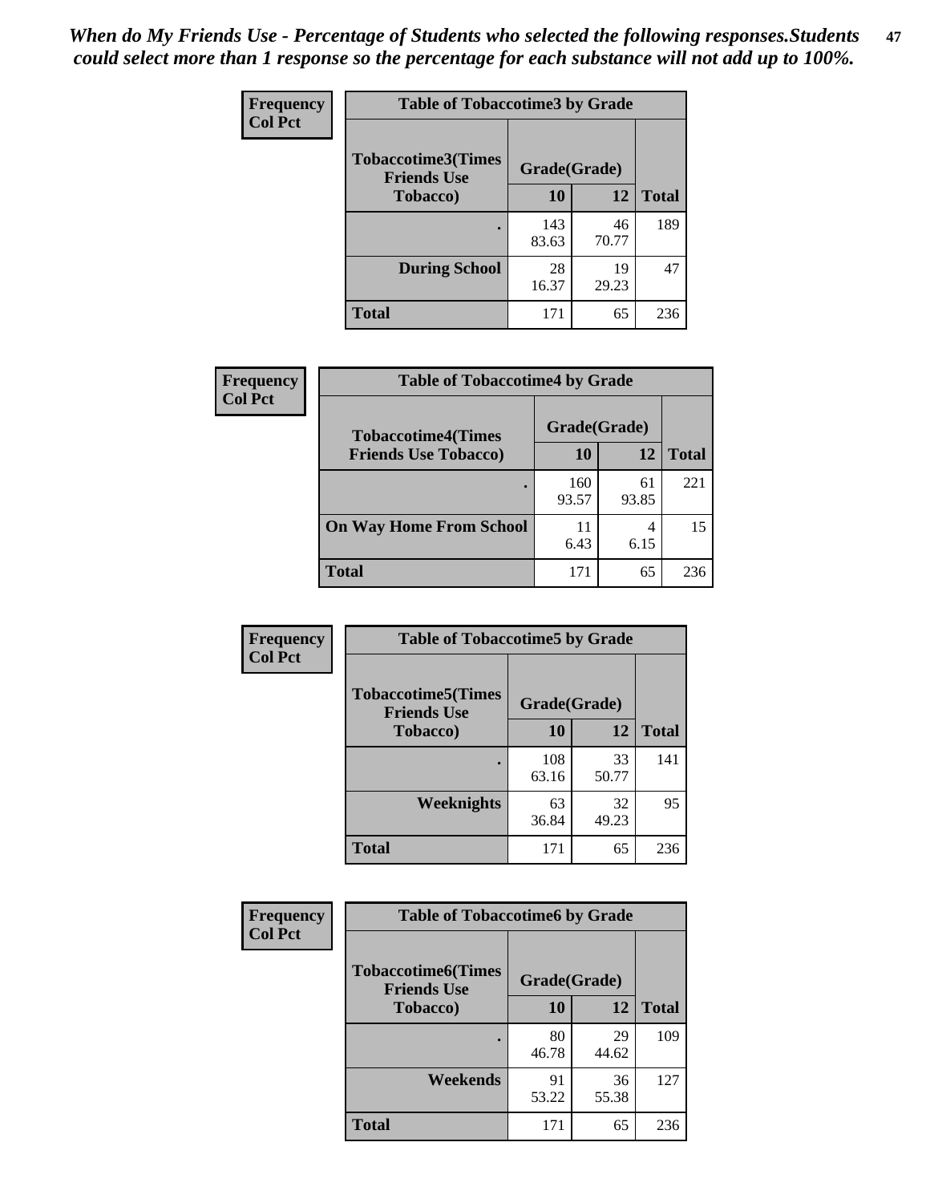*When do My Friends Use - Percentage of Students who selected the following responses.Students could select more than 1 response so the percentage for each substance will not add up to 100%.*

**Frequency**
**Col Pct**

| Table of Tobaccotime3 by Grade | | | |
|---|---|---|---|
| **Tobaccotime3(Times Friends Use Tobacco)** | **Grade(Grade)** | | **Total** |
| | **10** | **12** | |
| **.** | 143<br>83.63 | 46<br>70.77 | 189 |
| **During School** | 28<br>16.37 | 19<br>29.23 | 47 |
| **Total** | 171 | 65 | 236 |

**Frequency**
**Col Pct**

| Table of Tobaccotime4 by Grade | | | |
|---|---|---|---|
| **Tobaccotime4(Times Friends Use Tobacco)** | **Grade(Grade)** | | **Total** |
| | **10** | **12** | |
| **.** | 160<br>93.57 | 61<br>93.85 | 221 |
| **On Way Home From School** | 11<br>6.43 | 4<br>6.15 | 15 |
| **Total** | 171 | 65 | 236 |

**Frequency**
**Col Pct**

| Table of Tobaccotime5 by Grade | | | |
|---|---|---|---|
| **Tobaccotime5(Times Friends Use Tobacco)** | **Grade(Grade)** | | **Total** |
| | **10** | **12** | |
| **.** | 108<br>63.16 | 33<br>50.77 | 141 |
| **Weeknights** | 63<br>36.84 | 32<br>49.23 | 95 |
| **Total** | 171 | 65 | 236 |

**Frequency**
**Col Pct**

| Table of Tobaccotime6 by Grade | | | |
|---|---|---|---|
| **Tobaccotime6(Times Friends Use Tobacco)** | **Grade(Grade)** | | **Total** |
| | **10** | **12** | |
| **.** | 80<br>46.78 | 29<br>44.62 | 109 |
| **Weekends** | 91<br>53.22 | 36<br>55.38 | 127 |
| **Total** | 171 | 65 | 236 |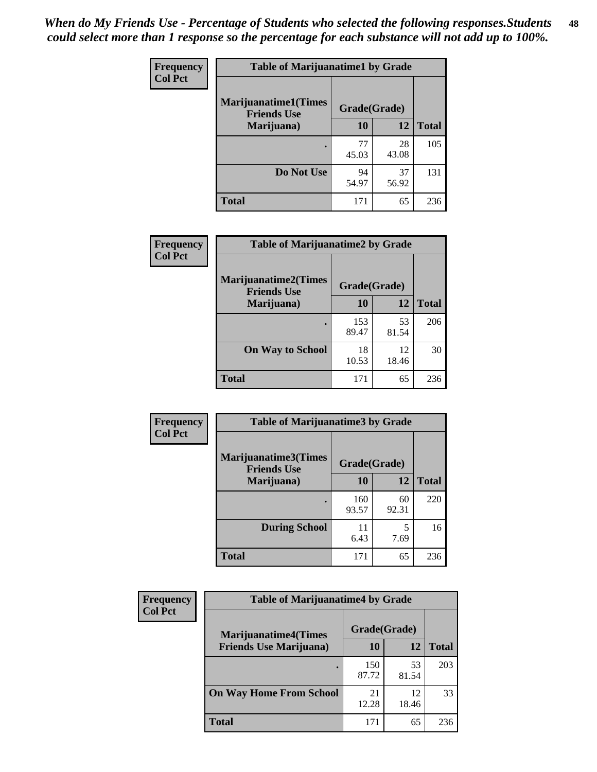*When do My Friends Use - Percentage of Students who selected the following responses.Students could select more than 1 response so the percentage for each substance will not add up to 100%.*

**Frequency**
**Col Pct**

| Table of Marijuanatime1 by Grade | | | |
|---|---|---|---|
| **Marijuanatime1(Times Friends Use Marijuana)** | **Grade(Grade)** | | |
| | **10** | **12** | **Total** |
| **.** | 77<br>45.03 | 28<br>43.08 | 105 |
| **Do Not Use** | 94<br>54.97 | 37<br>56.92 | 131 |
| **Total** | 171 | 65 | 236 |

**Frequency**
**Col Pct**

| Table of Marijuanatime2 by Grade | | | |
|---|---|---|---|
| **Marijuanatime2(Times Friends Use Marijuana)** | **Grade(Grade)** | | |
| | **10** | **12** | **Total** |
| **.** | 153<br>89.47 | 53<br>81.54 | 206 |
| **On Way to School** | 18<br>10.53 | 12<br>18.46 | 30 |
| **Total** | 171 | 65 | 236 |

**Frequency**
**Col Pct**

| Table of Marijuanatime3 by Grade | | | |
|---|---|---|---|
| **Marijuanatime3(Times Friends Use Marijuana)** | **Grade(Grade)** | | |
| | **10** | **12** | **Total** |
| **.** | 160<br>93.57 | 60<br>92.31 | 220 |
| **During School** | 11<br>6.43 | 5<br>7.69 | 16 |
| **Total** | 171 | 65 | 236 |

**Frequency**
**Col Pct**

| Table of Marijuanatime4 by Grade | | | |
|---|---|---|---|
| **Marijuanatime4(Times Friends Use Marijuana)** | **Grade(Grade)** | | |
| | **10** | **12** | **Total** |
| **.** | 150<br>87.72 | 53<br>81.54 | 203 |
| **On Way Home From School** | 21<br>12.28 | 12<br>18.46 | 33 |
| **Total** | 171 | 65 | 236 |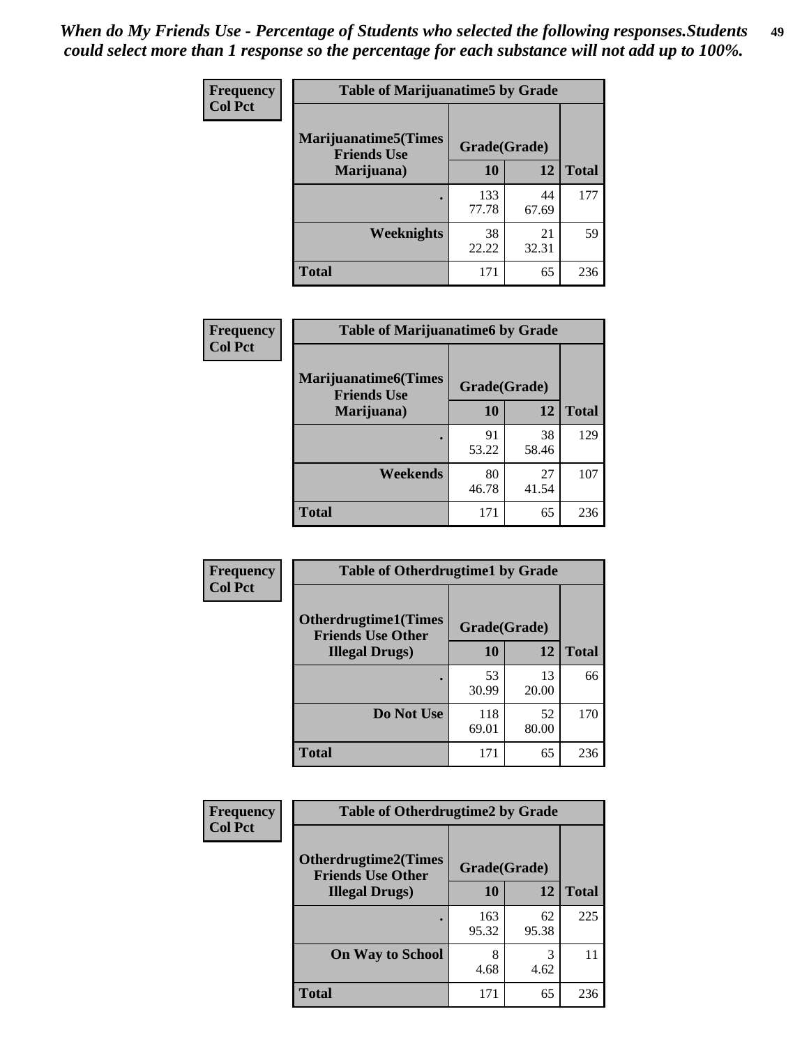*When do My Friends Use - Percentage of Students who selected the following responses.Students could select more than 1 response so the percentage for each substance will not add up to 100%.*

**Frequency**
**Col Pct**

| Table of Marijuanatime5 by Grade | | | |
|---|---|---|---|
| **Marijuanatime5(Times Friends Use Marijuana)** | **Grade(Grade)** | | |
| | **10** | **12** | **Total** |
| **.** | 133<br>77.78 | 44<br>67.69 | 177 |
| **Weeknights** | 38<br>22.22 | 21<br>32.31 | 59 |
| **Total** | 171 | 65 | 236 |

**Frequency**
**Col Pct**

| Table of Marijuanatime6 by Grade | | | |
|---|---|---|---|
| **Marijuanatime6(Times Friends Use Marijuana)** | **Grade(Grade)** | | |
| | **10** | **12** | **Total** |
| **.** | 91<br>53.22 | 38<br>58.46 | 129 |
| **Weekends** | 80<br>46.78 | 27<br>41.54 | 107 |
| **Total** | 171 | 65 | 236 |

**Frequency**
**Col Pct**

| Table of Otherdrugtime1 by Grade | | | |
|---|---|---|---|
| **Otherdrugtime1(Times Friends Use Other Illegal Drugs)** | **Grade(Grade)** | | |
| | **10** | **12** | **Total** |
| **.** | 53<br>30.99 | 13<br>20.00 | 66 |
| **Do Not Use** | 118<br>69.01 | 52<br>80.00 | 170 |
| **Total** | 171 | 65 | 236 |

**Frequency**
**Col Pct**

| Table of Otherdrugtime2 by Grade | | | |
|---|---|---|---|
| **Otherdrugtime2(Times Friends Use Other Illegal Drugs)** | **Grade(Grade)** | | |
| | **10** | **12** | **Total** |
| **.** | 163<br>95.32 | 62<br>95.38 | 225 |
| **On Way to School** | 8<br>4.68 | 3<br>4.62 | 11 |
| **Total** | 171 | 65 | 236 |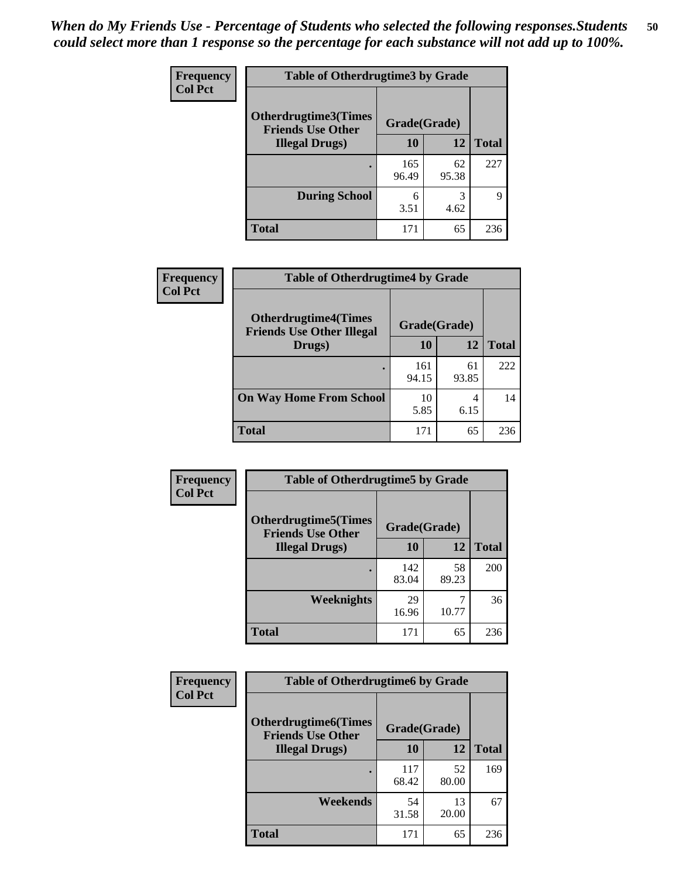*When do My Friends Use - Percentage of Students who selected the following responses.Students could select more than 1 response so the percentage for each substance will not add up to 100%.*

**Frequency**
**Col Pct**

| Table of Otherdrugtime3 by Grade | | | |
|---|---|---|---|
| Otherdrugtime3(Times Friends Use Other Illegal Drugs) | Grade(Grade) | | |
| | 10 | 12 | Total |
| . | 165<br>96.49 | 62<br>95.38 | 227 |
| During School | 6<br>3.51 | 3<br>4.62 | 9 |
| Total | 171 | 65 | 236 |

**Frequency**
**Col Pct**

| Table of Otherdrugtime4 by Grade | | | |
|---|---|---|---|
| Otherdrugtime4(Times Friends Use Other Illegal Drugs) | Grade(Grade) | | |
| | 10 | 12 | Total |
| . | 161<br>94.15 | 61<br>93.85 | 222 |
| On Way Home From School | 10<br>5.85 | 4<br>6.15 | 14 |
| Total | 171 | 65 | 236 |

**Frequency**
**Col Pct**

| Table of Otherdrugtime5 by Grade | | | |
|---|---|---|---|
| Otherdrugtime5(Times Friends Use Other Illegal Drugs) | Grade(Grade) | | |
| | 10 | 12 | Total |
| . | 142<br>83.04 | 58<br>89.23 | 200 |
| Weeknights | 29<br>16.96 | 7<br>10.77 | 36 |
| Total | 171 | 65 | 236 |

**Frequency**
**Col Pct**

| Table of Otherdrugtime6 by Grade | | | |
|---|---|---|---|
| Otherdrugtime6(Times Friends Use Other Illegal Drugs) | Grade(Grade) | | |
| | 10 | 12 | Total |
| . | 117<br>68.42 | 52<br>80.00 | 169 |
| Weekends | 54<br>31.58 | 13<br>20.00 | 67 |
| Total | 171 | 65 | 236 |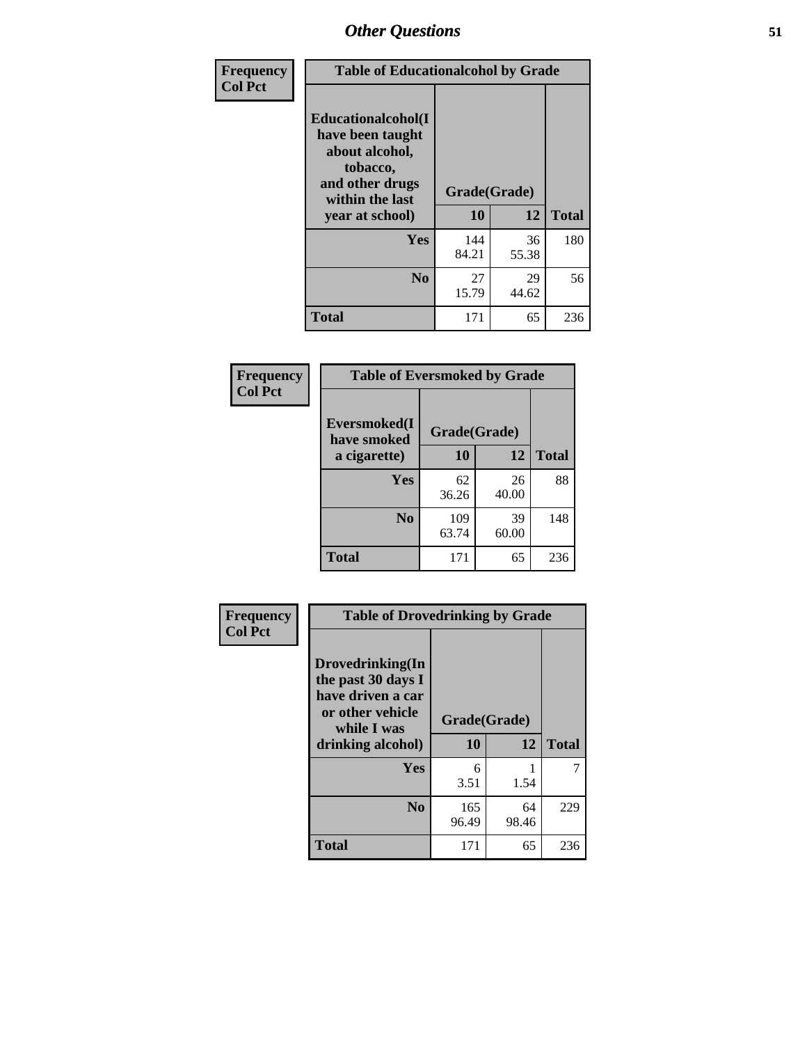| Frequency<br>Col Pct | Table of Educationalcohol by Grade | | |
|---|---|---|---|
| Educationalcohol(I have been taught about alcohol, tobacco, and other drugs within the last year at school) | Grade(Grade) | | |
| | 10 | 12 | Total |
| Yes | 144<br>84.21 | 36<br>55.38 | 180 |
| No | 27<br>15.79 | 29<br>44.62 | 56 |
| Total | 171 | 65 | 236 |

| Frequency<br>Col Pct | Table of Eversmoked by Grade | | |
|---|---|---|---|
| Eversmoked(I have smoked a cigarette) | Grade(Grade) | | |
| | 10 | 12 | Total |
| Yes | 62<br>36.26 | 26<br>40.00 | 88 |
| No | 109<br>63.74 | 39<br>60.00 | 148 |
| Total | 171 | 65 | 236 |

| Frequency<br>Col Pct | Table of Drovedrinking by Grade | | |
|---|---|---|---|
| Drovedrinking(In the past 30 days I have driven a car or other vehicle while I was drinking alcohol) | Grade(Grade) | | |
| | 10 | 12 | Total |
| Yes | 6<br>3.51 | 1<br>1.54 | 7 |
| No | 165<br>96.49 | 64<br>98.46 | 229 |
| Total | 171 | 65 | 236 |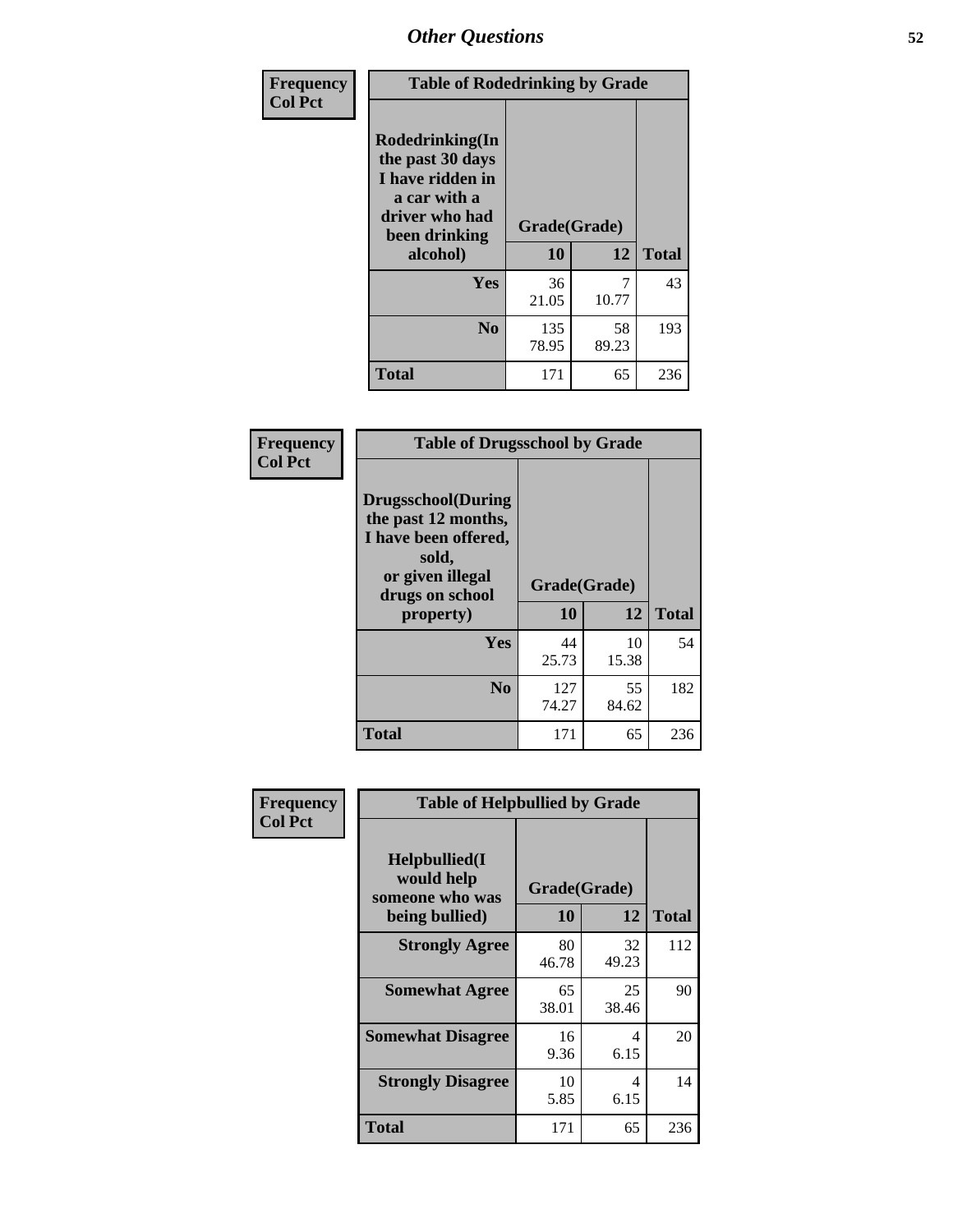# Other Questions

Frequency
Col Pct

**Table of Rodedrinking by Grade**

| Rodedrinking(In the past 30 days I have ridden in a car with a driver who had been drinking alcohol) | Grade(Grade) | | Total |
|---|---|---|---|
| | 10 | 12 | |
| Yes | 36<br>21.05 | 7<br>10.77 | 43 |
| No | 135<br>78.95 | 58<br>89.23 | 193 |
| Total | 171 | 65 | 236 |

Frequency
Col Pct

**Table of Drugsschool by Grade**

| Drugsschool(During the past 12 months, I have been offered, sold, or given illegal drugs on school property) | Grade(Grade) | | Total |
|---|---|---|---|
| | 10 | 12 | |
| Yes | 44<br>25.73 | 10<br>15.38 | 54 |
| No | 127<br>74.27 | 55<br>84.62 | 182 |
| Total | 171 | 65 | 236 |

Frequency
Col Pct

**Table of Helpbullied by Grade**

| Helpbullied(I would help someone who was being bullied) | Grade(Grade) | | Total |
|---|---|---|---|
| | 10 | 12 | |
| Strongly Agree | 80<br>46.78 | 32<br>49.23 | 112 |
| Somewhat Agree | 65<br>38.01 | 25<br>38.46 | 90 |
| Somewhat Disagree | 16<br>9.36 | 4<br>6.15 | 20 |
| Strongly Disagree | 10<br>5.85 | 4<br>6.15 | 14 |
| Total | 171 | 65 | 236 |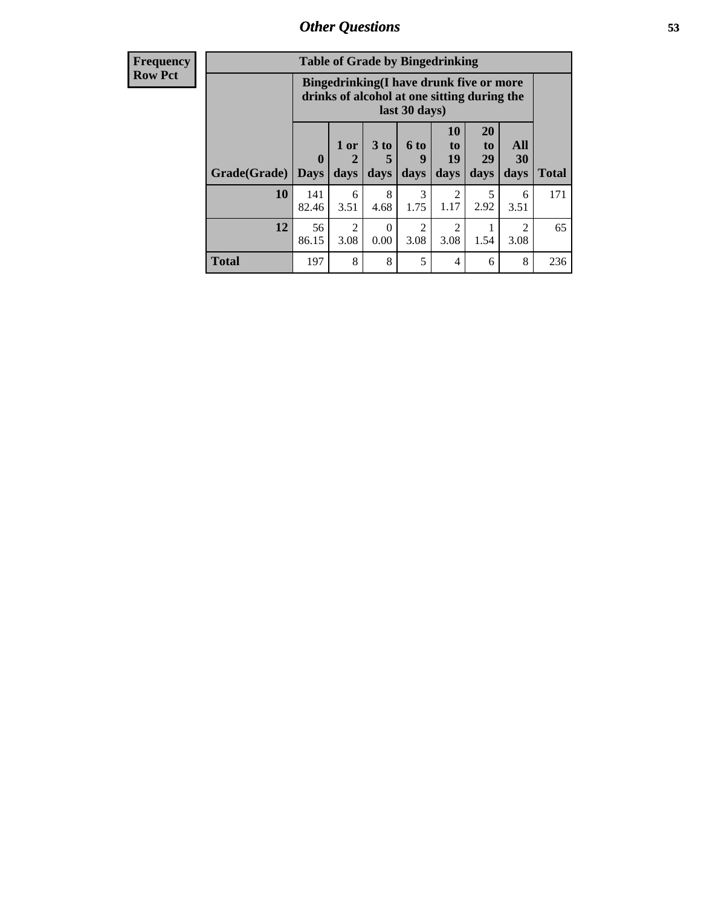| Frequency Row Pct |
|---|

**Table of Grade by Bingedrinking**

| Grade(Grade) | Bingedrinking(I have drunk five or more drinks of alcohol at one sitting during the last 30 days) | | | | | | | Total |
|---|---|---|---|---|---|---|---|---|
| | 0 Days | 1 or 2 days | 3 to 5 days | 6 to 9 days | 10 to 19 days | 20 to 29 days | All 30 days | |
| 10 | 141 82.46 | 6 3.51 | 8 4.68 | 3 1.75 | 2 1.17 | 5 2.92 | 6 3.51 | 171 |
| 12 | 56 86.15 | 2 3.08 | 0 0.00 | 2 3.08 | 2 3.08 | 1 1.54 | 2 3.08 | 65 |
| Total | 197 | 8 | 8 | 5 | 4 | 6 | 8 | 236 |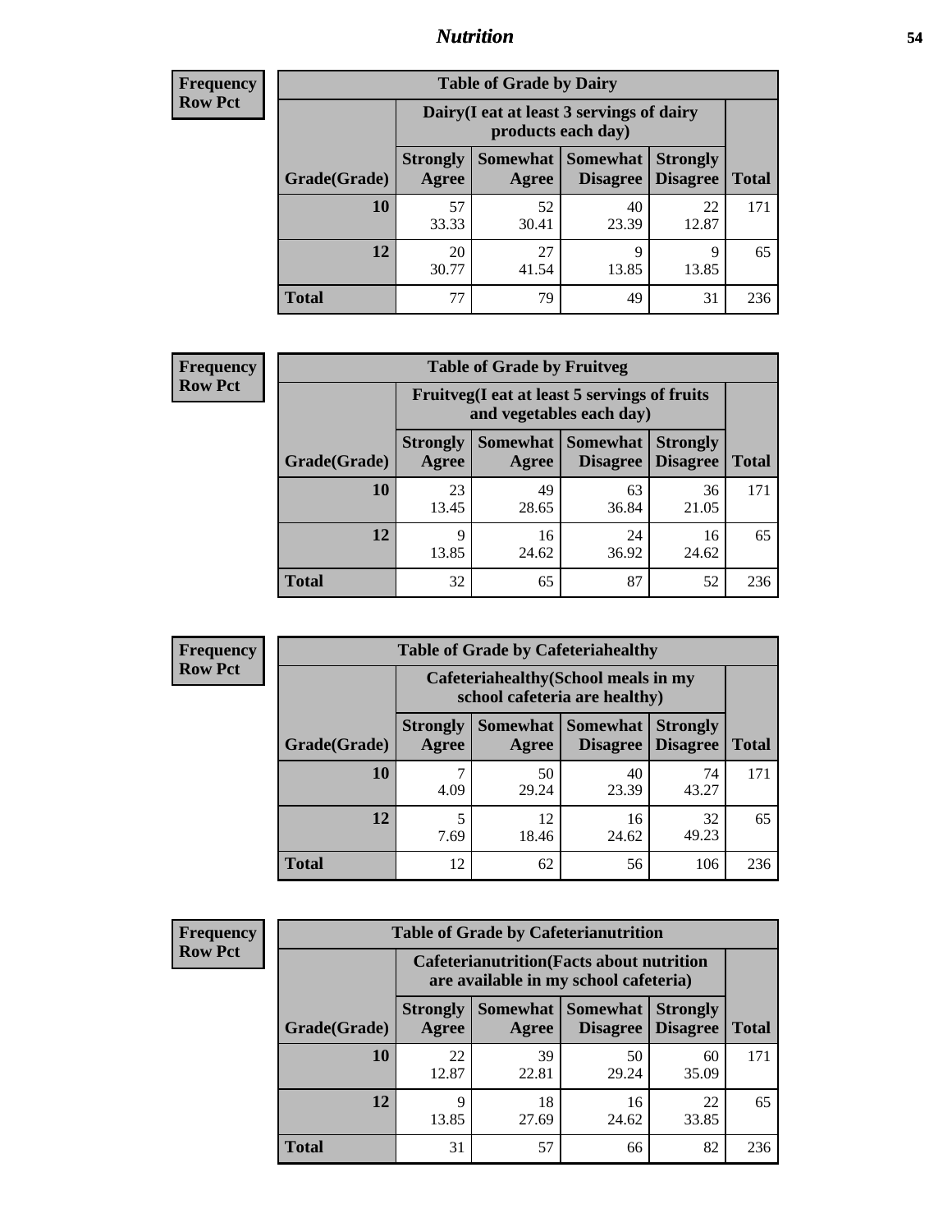# Nutrition

**Frequency**
**Row Pct**

| Table of Grade by Dairy | | | | | |
|---|---|---|---|---|---|
| | Dairy(I eat at least 3 servings of dairy products each day) | | | | |
| Grade(Grade) | Strongly Agree | Somewhat Agree | Somewhat Disagree | Strongly Disagree | Total |
| **10** | 57<br>33.33 | 52<br>30.41 | 40<br>23.39 | 22<br>12.87 | 171 |
| **12** | 20<br>30.77 | 27<br>41.54 | 9<br>13.85 | 9<br>13.85 | 65 |
| **Total** | 77 | 79 | 49 | 31 | 236 |

**Frequency**
**Row Pct**

| Table of Grade by Fruitveg | | | | | |
|---|---|---|---|---|---|
| | Fruitveg(I eat at least 5 servings of fruits and vegetables each day) | | | | |
| Grade(Grade) | Strongly Agree | Somewhat Agree | Somewhat Disagree | Strongly Disagree | Total |
| **10** | 23<br>13.45 | 49<br>28.65 | 63<br>36.84 | 36<br>21.05 | 171 |
| **12** | 9<br>13.85 | 16<br>24.62 | 24<br>36.92 | 16<br>24.62 | 65 |
| **Total** | 32 | 65 | 87 | 52 | 236 |

**Frequency**
**Row Pct**

| Table of Grade by Cafeteriahealthy | | | | | |
|---|---|---|---|---|---|
| | Cafeteriahealthy(School meals in my school cafeteria are healthy) | | | | |
| Grade(Grade) | Strongly Agree | Somewhat Agree | Somewhat Disagree | Strongly Disagree | Total |
| **10** | 7<br>4.09 | 50<br>29.24 | 40<br>23.39 | 74<br>43.27 | 171 |
| **12** | 5<br>7.69 | 12<br>18.46 | 16<br>24.62 | 32<br>49.23 | 65 |
| **Total** | 12 | 62 | 56 | 106 | 236 |

**Frequency**
**Row Pct**

| Table of Grade by Cafeterianutrition | | | | | |
|---|---|---|---|---|---|
| | Cafeterianutrition(Facts about nutrition are available in my school cafeteria) | | | | |
| Grade(Grade) | Strongly Agree | Somewhat Agree | Somewhat Disagree | Strongly Disagree | Total |
| **10** | 22<br>12.87 | 39<br>22.81 | 50<br>29.24 | 60<br>35.09 | 171 |
| **12** | 9<br>13.85 | 18<br>27.69 | 16<br>24.62 | 22<br>33.85 | 65 |
| **Total** | 31 | 57 | 66 | 82 | 236 |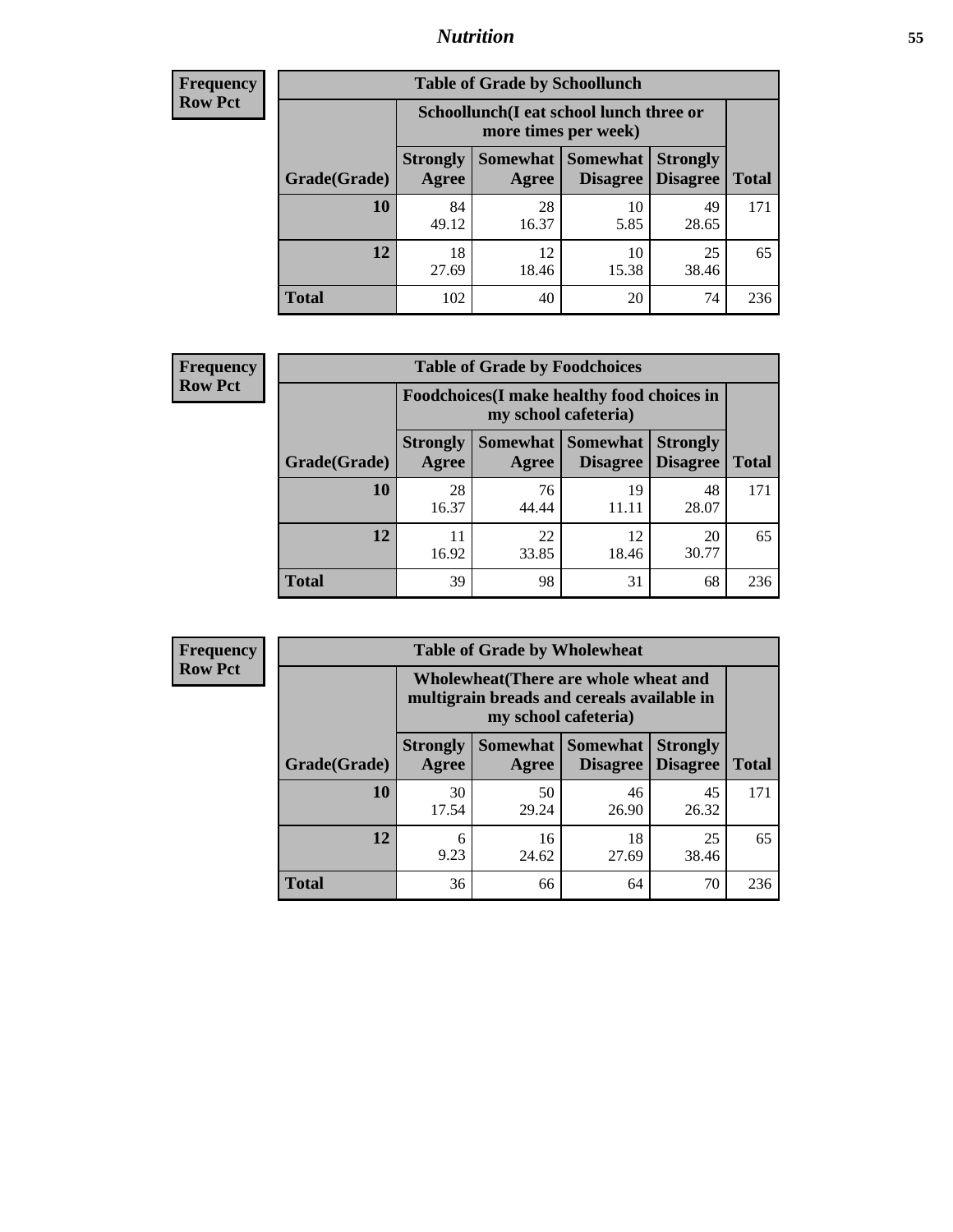## Nutrition

**Frequency**
**Row Pct**

**Table of Grade by Schoollunch**

| Grade(Grade) | Schoollunch(I eat school lunch three or more times per week) Strongly Agree | Somewhat Agree | Somewhat Disagree | Strongly Disagree | Total |
|---|---|---|---|---|---|
| 10 | 84<br>49.12 | 28<br>16.37 | 10<br>5.85 | 49<br>28.65 | 171 |
| 12 | 18<br>27.69 | 12<br>18.46 | 10<br>15.38 | 25<br>38.46 | 65 |
| Total | 102 | 40 | 20 | 74 | 236 |

**Frequency**
**Row Pct**

**Table of Grade by Foodchoices**

| Grade(Grade) | Foodchoices(I make healthy food choices in my school cafeteria) Strongly Agree | Somewhat Agree | Somewhat Disagree | Strongly Disagree | Total |
|---|---|---|---|---|---|
| 10 | 28<br>16.37 | 76<br>44.44 | 19<br>11.11 | 48<br>28.07 | 171 |
| 12 | 11<br>16.92 | 22<br>33.85 | 12<br>18.46 | 20<br>30.77 | 65 |
| Total | 39 | 98 | 31 | 68 | 236 |

**Frequency**
**Row Pct**

**Table of Grade by Wholewheat**

| Grade(Grade) | Wholewheat(There are whole wheat and multigrain breads and cereals available in my school cafeteria) Strongly Agree | Somewhat Agree | Somewhat Disagree | Strongly Disagree | Total |
|---|---|---|---|---|---|
| 10 | 30<br>17.54 | 50<br>29.24 | 46<br>26.90 | 45<br>26.32 | 171 |
| 12 | 6<br>9.23 | 16<br>24.62 | 18<br>27.69 | 25<br>38.46 | 65 |
| Total | 36 | 66 | 64 | 70 | 236 |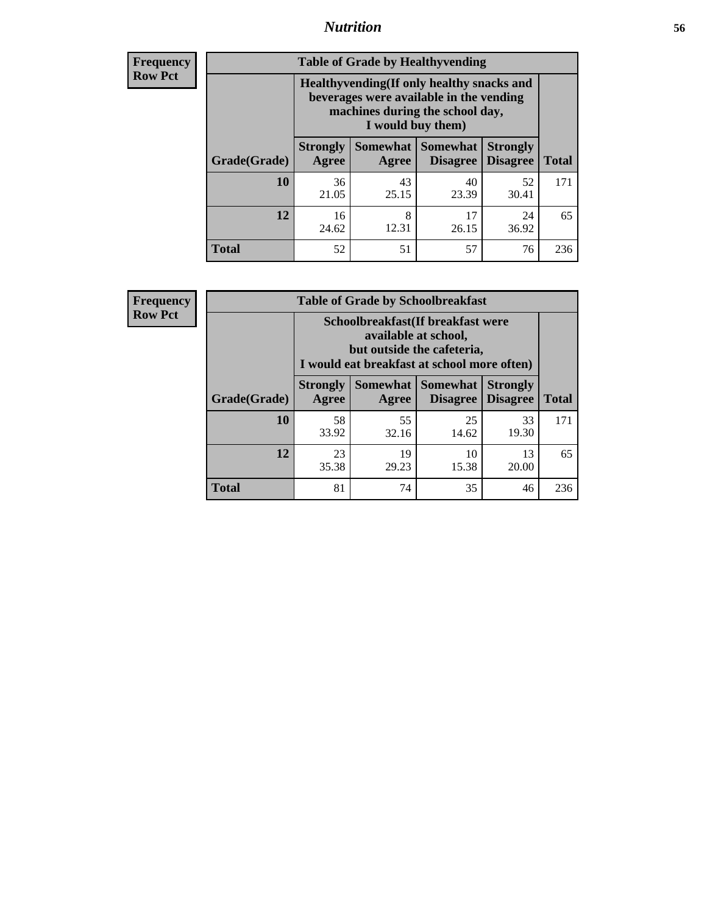| Frequency Row Pct |
|---|

**Table of Grade by Healthyvending**

| Grade(Grade) | Healthyvending(If only healthy snacks and beverages were available in the vending machines during the school day, I would buy them) | | | | Total |
|---|---|---|---|---|---|
| | Strongly Agree | Somewhat Agree | Somewhat Disagree | Strongly Disagree | |
| 10 | 36<br>21.05 | 43<br>25.15 | 40<br>23.39 | 52<br>30.41 | 171 |
| 12 | 16<br>24.62 | 8<br>12.31 | 17<br>26.15 | 24<br>36.92 | 65 |
| Total | 52 | 51 | 57 | 76 | 236 |

| Frequency Row Pct |
|---|

**Table of Grade by Schoolbreakfast**

| Grade(Grade) | Schoolbreakfast(If breakfast were available at school, but outside the cafeteria, I would eat breakfast at school more often) | | | | Total |
|---|---|---|---|---|---|
| | Strongly Agree | Somewhat Agree | Somewhat Disagree | Strongly Disagree | |
| 10 | 58<br>33.92 | 55<br>32.16 | 25<br>14.62 | 33<br>19.30 | 171 |
| 12 | 23<br>35.38 | 19<br>29.23 | 10<br>15.38 | 13<br>20.00 | 65 |
| Total | 81 | 74 | 35 | 46 | 236 |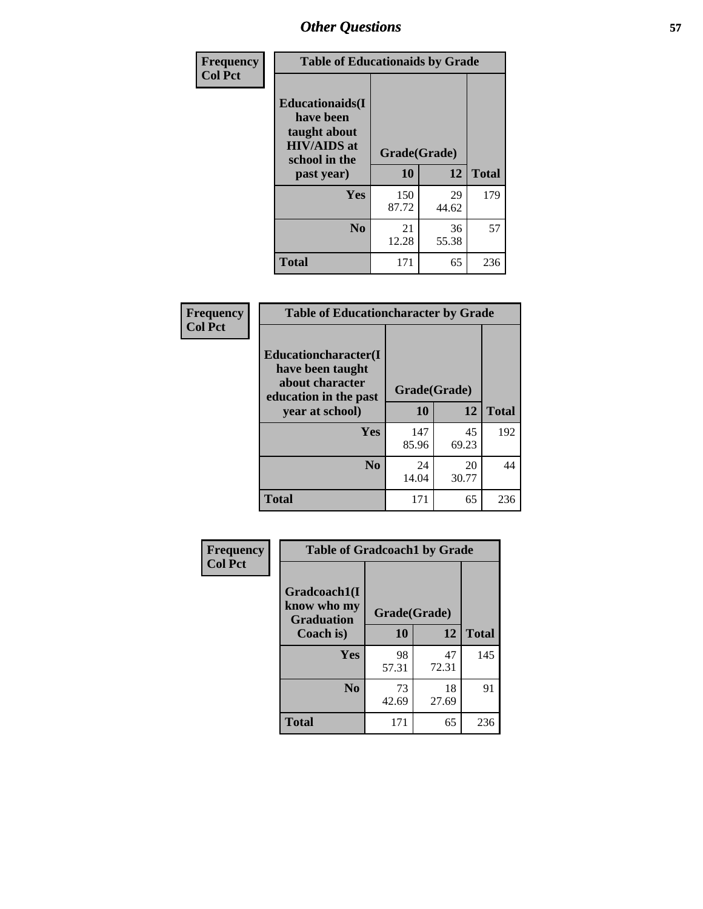## Other Questions

| Frequency<br>Col Pct | Table of Educationaids by Grade | | |
|---|---|---|---|
| Educationaids(I have been taught about HIV/AIDS at school in the past year) | Grade(Grade) | | |
| | 10 | 12 | Total |
| Yes | 150<br>87.72 | 29<br>44.62 | 179 |
| No | 21<br>12.28 | 36<br>55.38 | 57 |
| Total | 171 | 65 | 236 |

| Frequency<br>Col Pct | Table of Educationcharacter by Grade | | |
|---|---|---|---|
| Educationcharacter(I have been taught about character education in the past year at school) | Grade(Grade) | | |
| | 10 | 12 | Total |
| Yes | 147<br>85.96 | 45<br>69.23 | 192 |
| No | 24<br>14.04 | 20<br>30.77 | 44 |
| Total | 171 | 65 | 236 |

| Frequency<br>Col Pct | Table of Gradcoach1 by Grade | | |
|---|---|---|---|
| Gradcoach1(I know who my Graduation Coach is) | Grade(Grade) | | |
| | 10 | 12 | Total |
| Yes | 98<br>57.31 | 47<br>72.31 | 145 |
| No | 73<br>42.69 | 18<br>27.69 | 91 |
| Total | 171 | 65 | 236 |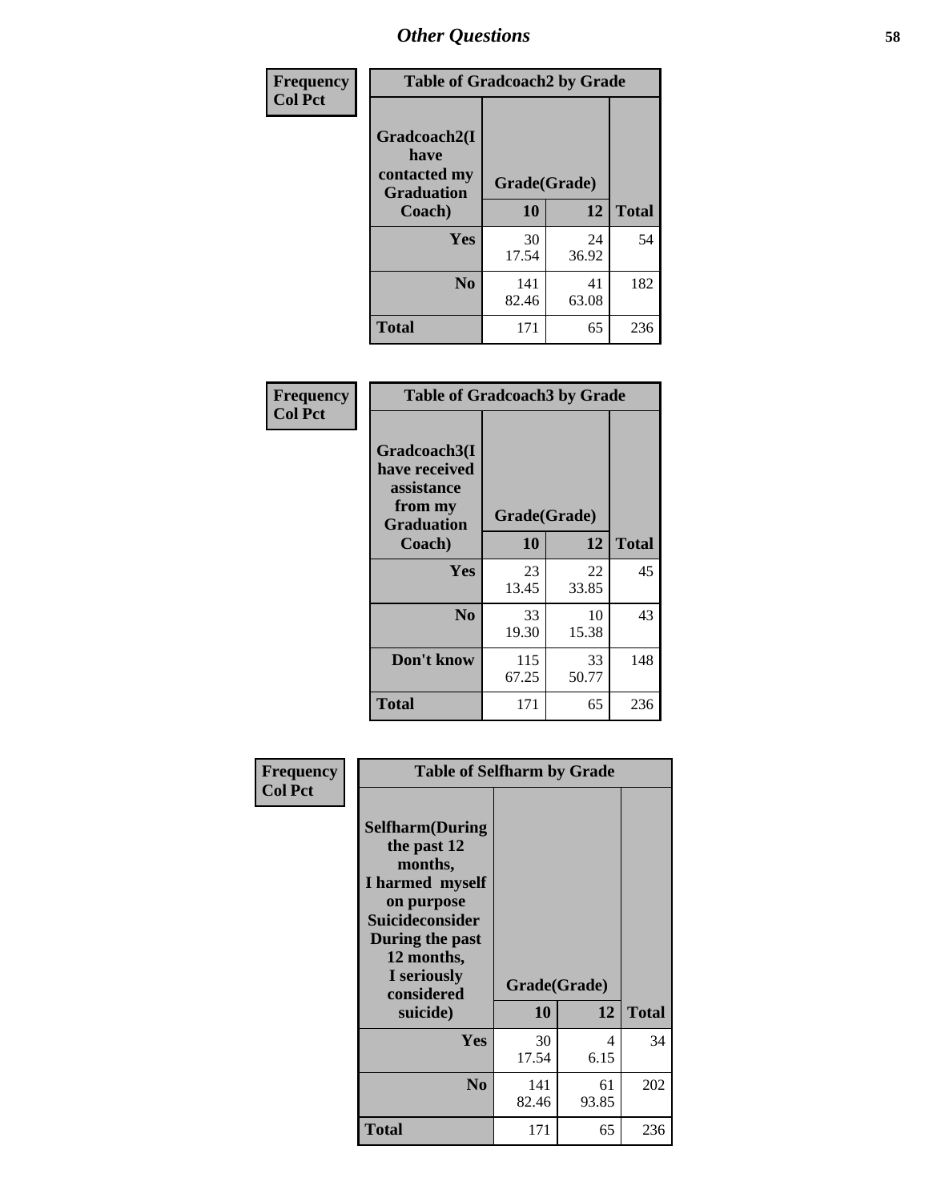# Other Questions

**Frequency**
**Col Pct**

| Table of Gradcoach2 by Grade | | | |
|---|---|---|---|
| Gradcoach2(I have contacted my Graduation Coach) | Grade(Grade) | | |
| | 10 | 12 | Total |
| Yes | 30<br>17.54 | 24<br>36.92 | 54 |
| No | 141<br>82.46 | 41<br>63.08 | 182 |
| Total | 171 | 65 | 236 |

**Frequency**
**Col Pct**

| Table of Gradcoach3 by Grade | | | |
|---|---|---|---|
| Gradcoach3(I have received assistance from my Graduation Coach) | Grade(Grade) | | |
| | 10 | 12 | Total |
| Yes | 23<br>13.45 | 22<br>33.85 | 45 |
| No | 33<br>19.30 | 10<br>15.38 | 43 |
| Don't know | 115<br>67.25 | 33<br>50.77 | 148 |
| Total | 171 | 65 | 236 |

**Frequency**
**Col Pct**

| Table of Selfharm by Grade | | | |
|---|---|---|---|
| Selfharm(During the past 12 months, I harmed myself on purpose Suicideconsider During the past 12 months, I seriously considered suicide) | Grade(Grade) | | |
| | 10 | 12 | Total |
| Yes | 30<br>17.54 | 4<br>6.15 | 34 |
| No | 141<br>82.46 | 61<br>93.85 | 202 |
| Total | 171 | 65 | 236 |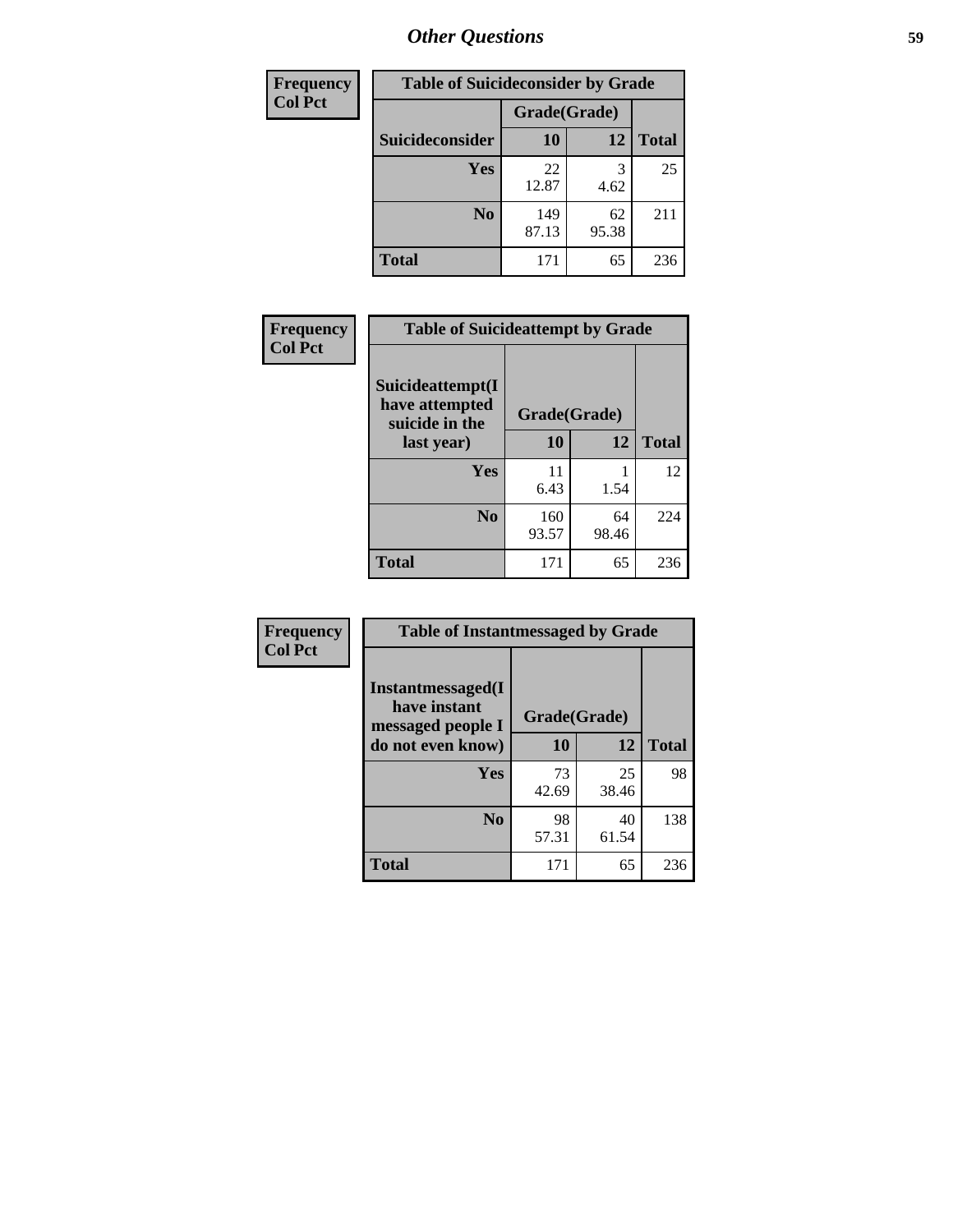## Other Questions

| Frequency Col Pct | Table of Suicideconsider by Grade | | |
|---|---|---|---|
| | Grade(Grade) | | |
| Suicideconsider | 10 | 12 | Total |
| Yes | 22<br>12.87 | 3<br>4.62 | 25 |
| No | 149<br>87.13 | 62<br>95.38 | 211 |
| Total | 171 | 65 | 236 |

| Frequency Col Pct | Table of Suicideattempt by Grade | | |
|---|---|---|---|
| Suicideattempt(I have attempted suicide in the last year) | Grade(Grade) | | |
| | 10 | 12 | Total |
| Yes | 11<br>6.43 | 1<br>1.54 | 12 |
| No | 160<br>93.57 | 64<br>98.46 | 224 |
| Total | 171 | 65 | 236 |

| Frequency Col Pct | Table of Instantmessaged by Grade | | |
|---|---|---|---|
| Instantmessaged(I have instant messaged people I do not even know) | Grade(Grade) | | |
| | 10 | 12 | Total |
| Yes | 73<br>42.69 | 25<br>38.46 | 98 |
| No | 98<br>57.31 | 40<br>61.54 | 138 |
| Total | 171 | 65 | 236 |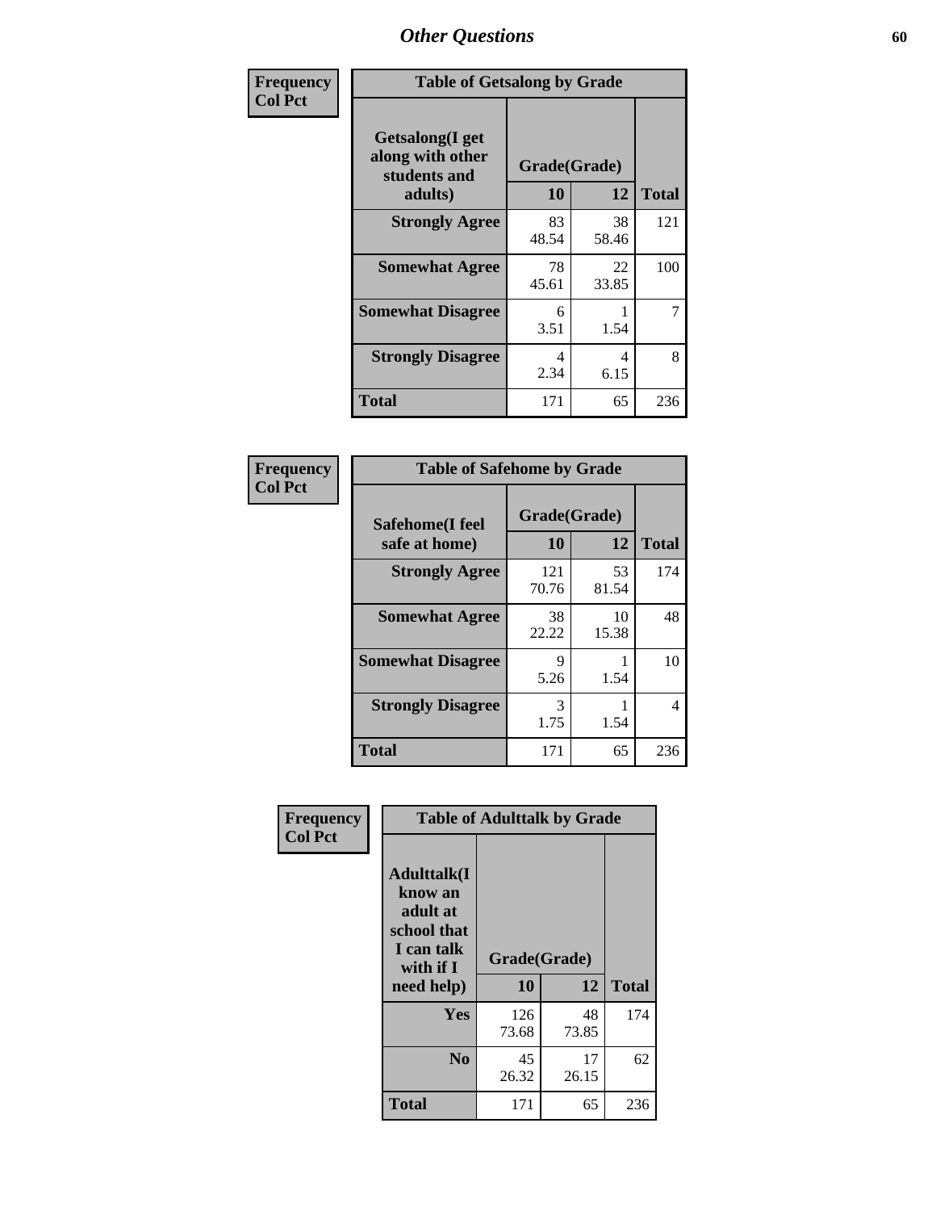| Frequency Col Pct | Table of Getsalong by Grade | | |
|---|---|---|---|
| Getsalong(I get along with other students and adults) | Grade(Grade) | | |
| | 10 | 12 | Total |
| Strongly Agree | 83<br>48.54 | 38<br>58.46 | 121 |
| Somewhat Agree | 78<br>45.61 | 22<br>33.85 | 100 |
| Somewhat Disagree | 6<br>3.51 | 1<br>1.54 | 7 |
| Strongly Disagree | 4<br>2.34 | 4<br>6.15 | 8 |
| Total | 171 | 65 | 236 |

| Frequency Col Pct | Table of Safehome by Grade | | |
|---|---|---|---|
| Safehome(I feel safe at home) | Grade(Grade) | | |
| | 10 | 12 | Total |
| Strongly Agree | 121<br>70.76 | 53<br>81.54 | 174 |
| Somewhat Agree | 38<br>22.22 | 10<br>15.38 | 48 |
| Somewhat Disagree | 9<br>5.26 | 1<br>1.54 | 10 |
| Strongly Disagree | 3<br>1.75 | 1<br>1.54 | 4 |
| Total | 171 | 65 | 236 |

| Frequency Col Pct | Table of Adulttalk by Grade | | |
|---|---|---|---|
| Adulttalk(I know an adult at school that I can talk with if I need help) | Grade(Grade) | | |
| | 10 | 12 | Total |
| Yes | 126<br>73.68 | 48<br>73.85 | 174 |
| No | 45<br>26.32 | 17<br>26.15 | 62 |
| Total | 171 | 65 | 236 |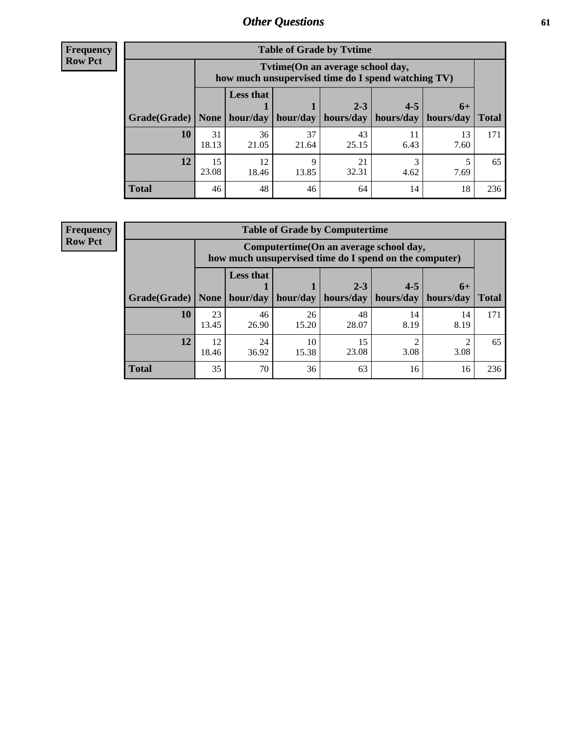## Other Questions

**Frequency**
**Row Pct**

| Table of Grade by Tvtime | | | | | | | |
|---|---|---|---|---|---|---|---|
| | Tvtime(On an average school day, how much unsupervised time do I spend watching TV) | | | | | | |
| Grade(Grade) | None | Less that 1 hour/day | 1 hour/day | 2-3 hours/day | 4-5 hours/day | 6+ hours/day | Total |
| **10** | 31<br>18.13 | 36<br>21.05 | 37<br>21.64 | 43<br>25.15 | 11<br>6.43 | 13<br>7.60 | 171 |
| **12** | 15<br>23.08 | 12<br>18.46 | 9<br>13.85 | 21<br>32.31 | 3<br>4.62 | 5<br>7.69 | 65 |
| **Total** | 46 | 48 | 46 | 64 | 14 | 18 | 236 |

**Frequency**
**Row Pct**

| Table of Grade by Computertime | | | | | | | |
|---|---|---|---|---|---|---|---|
| | Computertime(On an average school day, how much unsupervised time do I spend on the computer) | | | | | | |
| Grade(Grade) | None | Less that 1 hour/day | 1 hour/day | 2-3 hours/day | 4-5 hours/day | 6+ hours/day | Total |
| **10** | 23<br>13.45 | 46<br>26.90 | 26<br>15.20 | 48<br>28.07 | 14<br>8.19 | 14<br>8.19 | 171 |
| **12** | 12<br>18.46 | 24<br>36.92 | 10<br>15.38 | 15<br>23.08 | 2<br>3.08 | 2<br>3.08 | 65 |
| **Total** | 35 | 70 | 36 | 63 | 16 | 16 | 236 |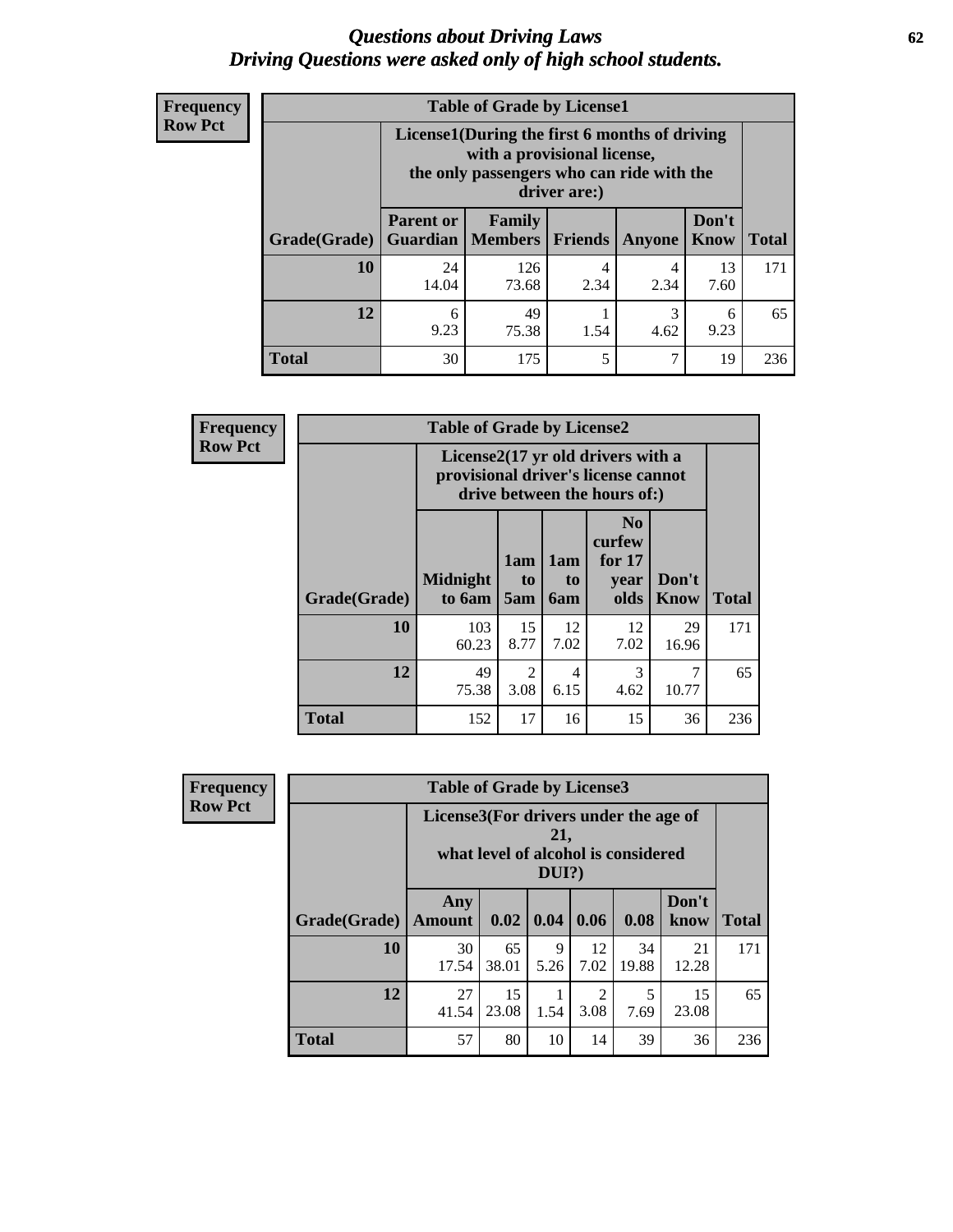# *Questions about Driving Laws*
## *Driving Questions were asked only of high school students.*

**Frequency**
**Row Pct**

**Table of Grade by License1**

| Grade(Grade) | License1(During the first 6 months of driving with a provisional license, the only passengers who can ride with the driver are:) | | | | | Total |
|---|---|---|---|---|---|---|
| | Parent or Guardian | Family Members | Friends | Anyone | Don't Know | |
| 10 | 24<br>14.04 | 126<br>73.68 | 4<br>2.34 | 4<br>2.34 | 13<br>7.60 | 171 |
| 12 | 6<br>9.23 | 49<br>75.38 | 1<br>1.54 | 3<br>4.62 | 6<br>9.23 | 65 |
| Total | 30 | 175 | 5 | 7 | 19 | 236 |

**Frequency**
**Row Pct**

**Table of Grade by License2**

| Grade(Grade) | License2(17 yr old drivers with a provisional driver's license cannot drive between the hours of:) | | | | | Total |
|---|---|---|---|---|---|---|
| | Midnight to 6am | 1am to 5am | 1am to 6am | No curfew for 17 year olds | Don't Know | |
| 10 | 103<br>60.23 | 15<br>8.77 | 12<br>7.02 | 12<br>7.02 | 29<br>16.96 | 171 |
| 12 | 49<br>75.38 | 2<br>3.08 | 4<br>6.15 | 3<br>4.62 | 7<br>10.77 | 65 |
| Total | 152 | 17 | 16 | 15 | 36 | 236 |

**Frequency**
**Row Pct**

**Table of Grade by License3**

| Grade(Grade) | License3(For drivers under the age of 21, what level of alcohol is considered DUI?) | | | | | | Total |
|---|---|---|---|---|---|---|---|
| | Any Amount | 0.02 | 0.04 | 0.06 | 0.08 | Don't know | |
| 10 | 30<br>17.54 | 65<br>38.01 | 9<br>5.26 | 12<br>7.02 | 34<br>19.88 | 21<br>12.28 | 171 |
| 12 | 27<br>41.54 | 15<br>23.08 | 1<br>1.54 | 2<br>3.08 | 5<br>7.69 | 15<br>23.08 | 65 |
| Total | 57 | 80 | 10 | 14 | 39 | 36 | 236 |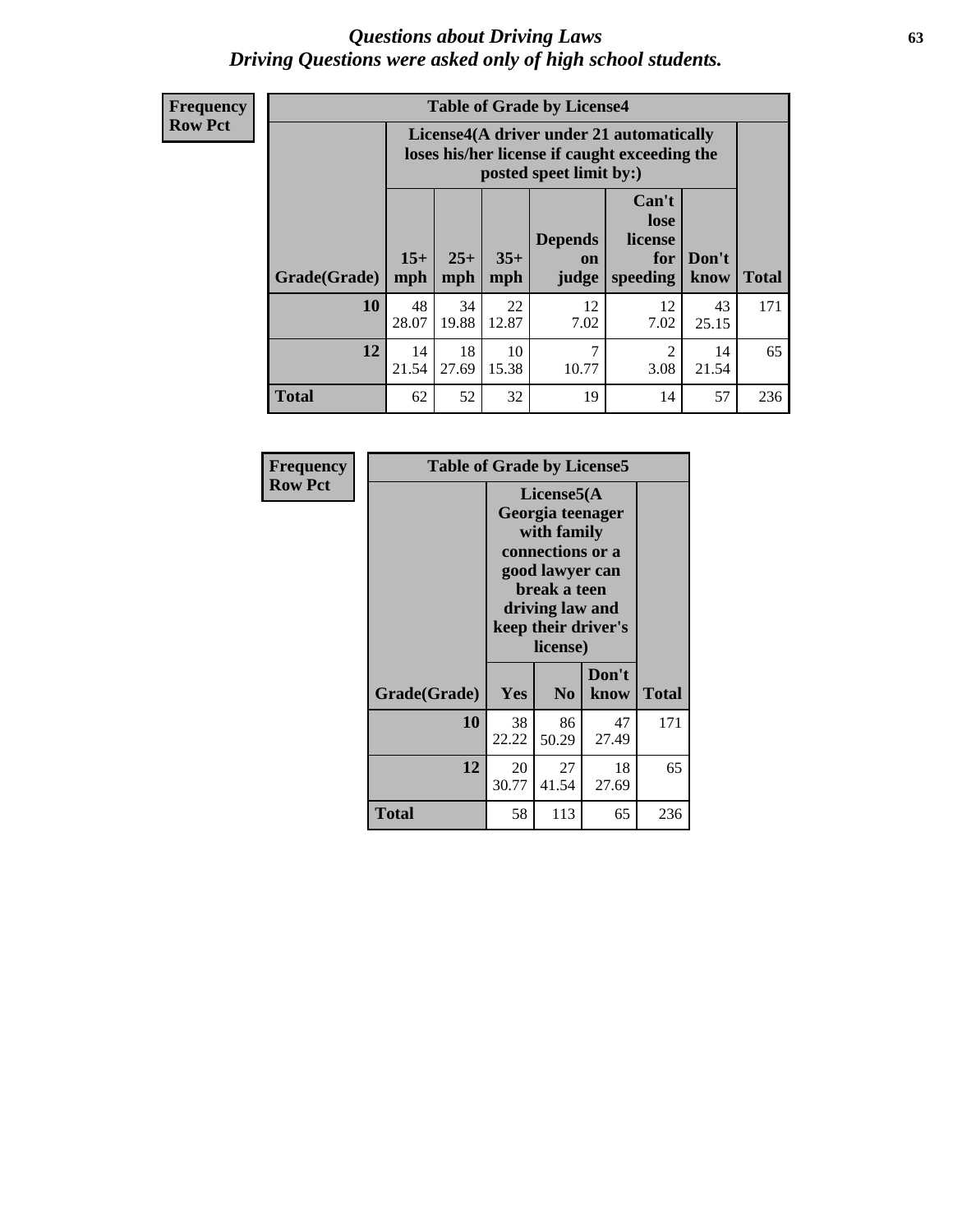# *Questions about Driving Laws*
# *Driving Questions were asked only of high school students.*

**Frequency**
**Row Pct**

**Table of Grade by License4**

| Grade(Grade) | License4(A driver under 21 automatically loses his/her license if caught exceeding the posted speet limit by:) 15+ mph | 25+ mph | 35+ mph | Depends on judge | Can't lose license for speeding | Don't know | Total |
|---|---|---|---|---|---|---|---|
| **10** | 48<br>28.07 | 34<br>19.88 | 22<br>12.87 | 12<br>7.02 | 12<br>7.02 | 43<br>25.15 | 171 |
| **12** | 14<br>21.54 | 18<br>27.69 | 10<br>15.38 | 7<br>10.77 | 2<br>3.08 | 14<br>21.54 | 65 |
| **Total** | 62 | 52 | 32 | 19 | 14 | 57 | 236 |

**Frequency**
**Row Pct**

**Table of Grade by License5**

| Grade(Grade) | License5(A Georgia teenager with family connections or a good lawyer can break a teen driving law and keep their driver's license) Yes | No | Don't know | Total |
|---|---|---|---|---|
| **10** | 38<br>22.22 | 86<br>50.29 | 47<br>27.49 | 171 |
| **12** | 20<br>30.77 | 27<br>41.54 | 18<br>27.69 | 65 |
| **Total** | 58 | 113 | 65 | 236 |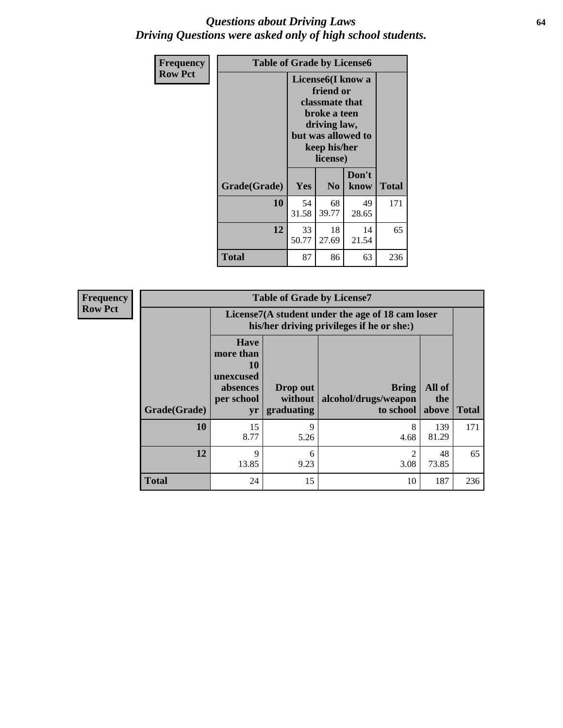# *Questions about Driving Laws*
# *Driving Questions were asked only of high school students.*

**Frequency**
**Row Pct**

| Table of Grade by License6 | | | | |
|---|---|---|---|---|
| | License6(I know a friend or classmate that broke a teen driving law, but was allowed to keep his/her license) | | | |
| Grade(Grade) | Yes | No | Don't know | Total |
| 10 | 54<br>31.58 | 68<br>39.77 | 49<br>28.65 | 171 |
| 12 | 33<br>50.77 | 18<br>27.69 | 14<br>21.54 | 65 |
| Total | 87 | 86 | 63 | 236 |

**Frequency**
**Row Pct**

| Table of Grade by License7 | | | | | |
|---|---|---|---|---|---|
| | License7(A student under the age of 18 cam loser his/her driving privileges if he or she:) | | | | |
| Grade(Grade) | Have more than 10 unexcused absences per school yr | Drop out without graduating | Bring alcohol/drugs/weapon to school | All of the above | Total |
| 10 | 15<br>8.77 | 9<br>5.26 | 8<br>4.68 | 139<br>81.29 | 171 |
| 12 | 9<br>13.85 | 6<br>9.23 | 2<br>3.08 | 48<br>73.85 | 65 |
| Total | 24 | 15 | 10 | 187 | 236 |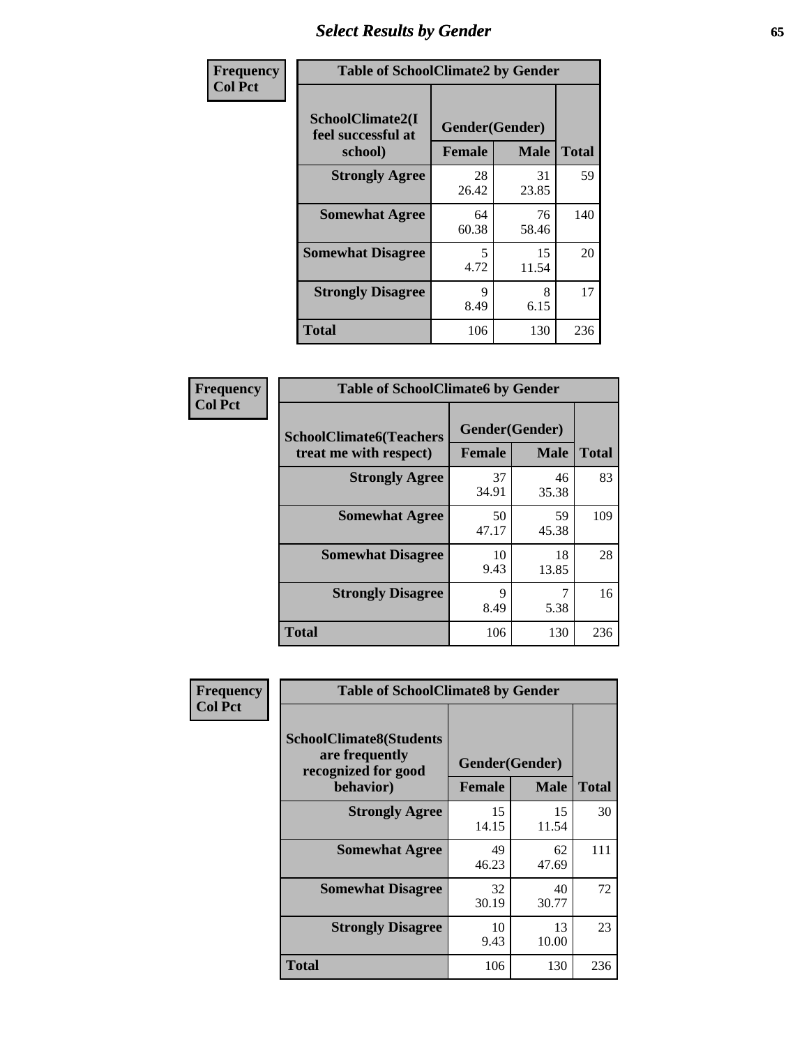# Select Results by Gender

**Frequency / Col Pct**

| Table of SchoolClimate2 by Gender | | | |
|---|---|---|---|
| SchoolClimate2(I feel successful at school) | Gender(Gender) | | |
| | Female | Male | Total |
| Strongly Agree | 28<br>26.42 | 31<br>23.85 | 59 |
| Somewhat Agree | 64<br>60.38 | 76<br>58.46 | 140 |
| Somewhat Disagree | 5<br>4.72 | 15<br>11.54 | 20 |
| Strongly Disagree | 9<br>8.49 | 8<br>6.15 | 17 |
| Total | 106 | 130 | 236 |

**Frequency / Col Pct**

| Table of SchoolClimate6 by Gender | | | |
|---|---|---|---|
| SchoolClimate6(Teachers treat me with respect) | Gender(Gender) | | |
| | Female | Male | Total |
| Strongly Agree | 37<br>34.91 | 46<br>35.38 | 83 |
| Somewhat Agree | 50<br>47.17 | 59<br>45.38 | 109 |
| Somewhat Disagree | 10<br>9.43 | 18<br>13.85 | 28 |
| Strongly Disagree | 9<br>8.49 | 7<br>5.38 | 16 |
| Total | 106 | 130 | 236 |

**Frequency / Col Pct**

| Table of SchoolClimate8 by Gender | | | |
|---|---|---|---|
| SchoolClimate8(Students are frequently recognized for good behavior) | Gender(Gender) | | |
| | Female | Male | Total |
| Strongly Agree | 15<br>14.15 | 15<br>11.54 | 30 |
| Somewhat Agree | 49<br>46.23 | 62<br>47.69 | 111 |
| Somewhat Disagree | 32<br>30.19 | 40<br>30.77 | 72 |
| Strongly Disagree | 10<br>9.43 | 13<br>10.00 | 23 |
| Total | 106 | 130 | 236 |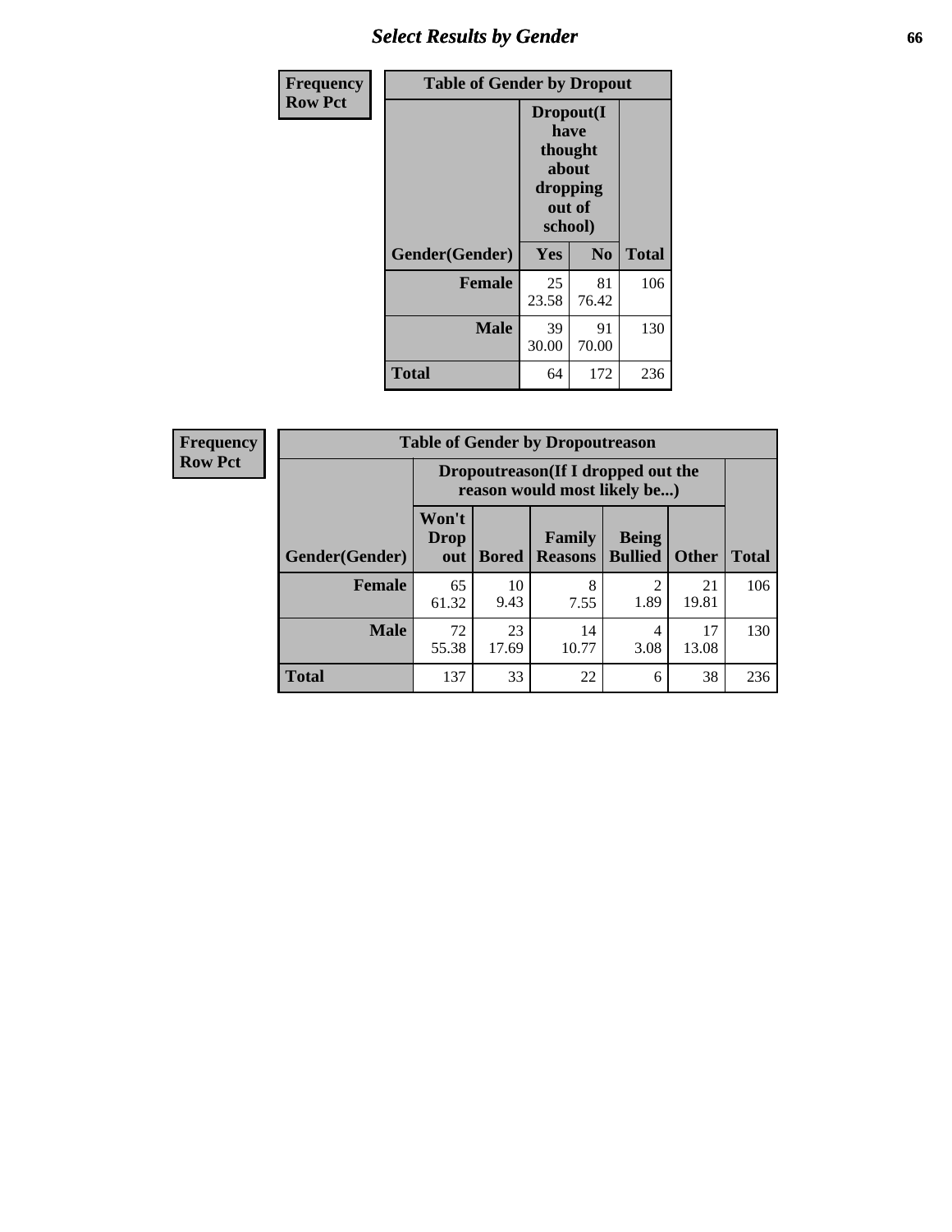| Frequency Row Pct | Table of Gender by Dropout | | |
|---|---|---|---|
| | Dropout(I have thought about dropping out of school) | | |
| Gender(Gender) | Yes | No | Total |
| Female | 25<br>23.58 | 81<br>76.42 | 106 |
| Male | 39<br>30.00 | 91<br>70.00 | 130 |
| Total | 64 | 172 | 236 |

| Frequency Row Pct | Table of Gender by Dropoutreason | | | | | |
|---|---|---|---|---|---|---|
| | Dropoutreason(If I dropped out the reason would most likely be...) | | | | | |
| Gender(Gender) | Won't Drop out | Bored | Family Reasons | Being Bullied | Other | Total |
| Female | 65<br>61.32 | 10<br>9.43 | 8<br>7.55 | 2<br>1.89 | 21<br>19.81 | 106 |
| Male | 72<br>55.38 | 23<br>17.69 | 14<br>10.77 | 4<br>3.08 | 17<br>13.08 | 130 |
| Total | 137 | 33 | 22 | 6 | 38 | 236 |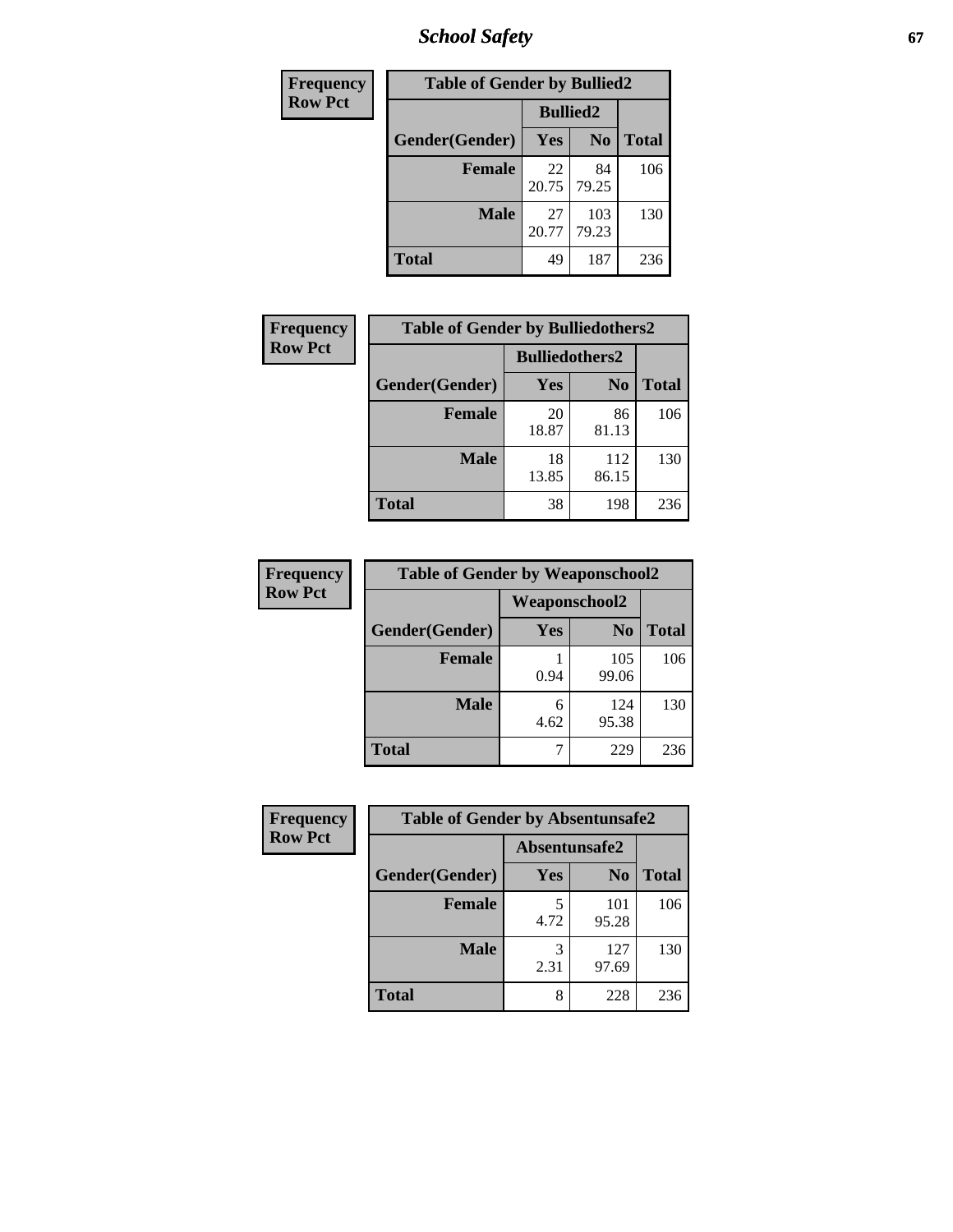| Frequency Row Pct | Table of Gender by Bullied2 | | |
|---|---|---|---|
| | Bullied2 | | |
| Gender(Gender) | Yes | No | Total |
| Female | 22 20.75 | 84 79.25 | 106 |
| Male | 27 20.77 | 103 79.23 | 130 |
| Total | 49 | 187 | 236 |

| Frequency Row Pct | Table of Gender by Bulliedothers2 | | |
|---|---|---|---|
| | Bulliedothers2 | | |
| Gender(Gender) | Yes | No | Total |
| Female | 20 18.87 | 86 81.13 | 106 |
| Male | 18 13.85 | 112 86.15 | 130 |
| Total | 38 | 198 | 236 |

| Frequency Row Pct | Table of Gender by Weaponschool2 | | |
|---|---|---|---|
| | Weaponschool2 | | |
| Gender(Gender) | Yes | No | Total |
| Female | 1 0.94 | 105 99.06 | 106 |
| Male | 6 4.62 | 124 95.38 | 130 |
| Total | 7 | 229 | 236 |

| Frequency Row Pct | Table of Gender by Absentunsafe2 | | |
|---|---|---|---|
| | Absentunsafe2 | | |
| Gender(Gender) | Yes | No | Total |
| Female | 5 4.72 | 101 95.28 | 106 |
| Male | 3 2.31 | 127 97.69 | 130 |
| Total | 8 | 228 | 236 |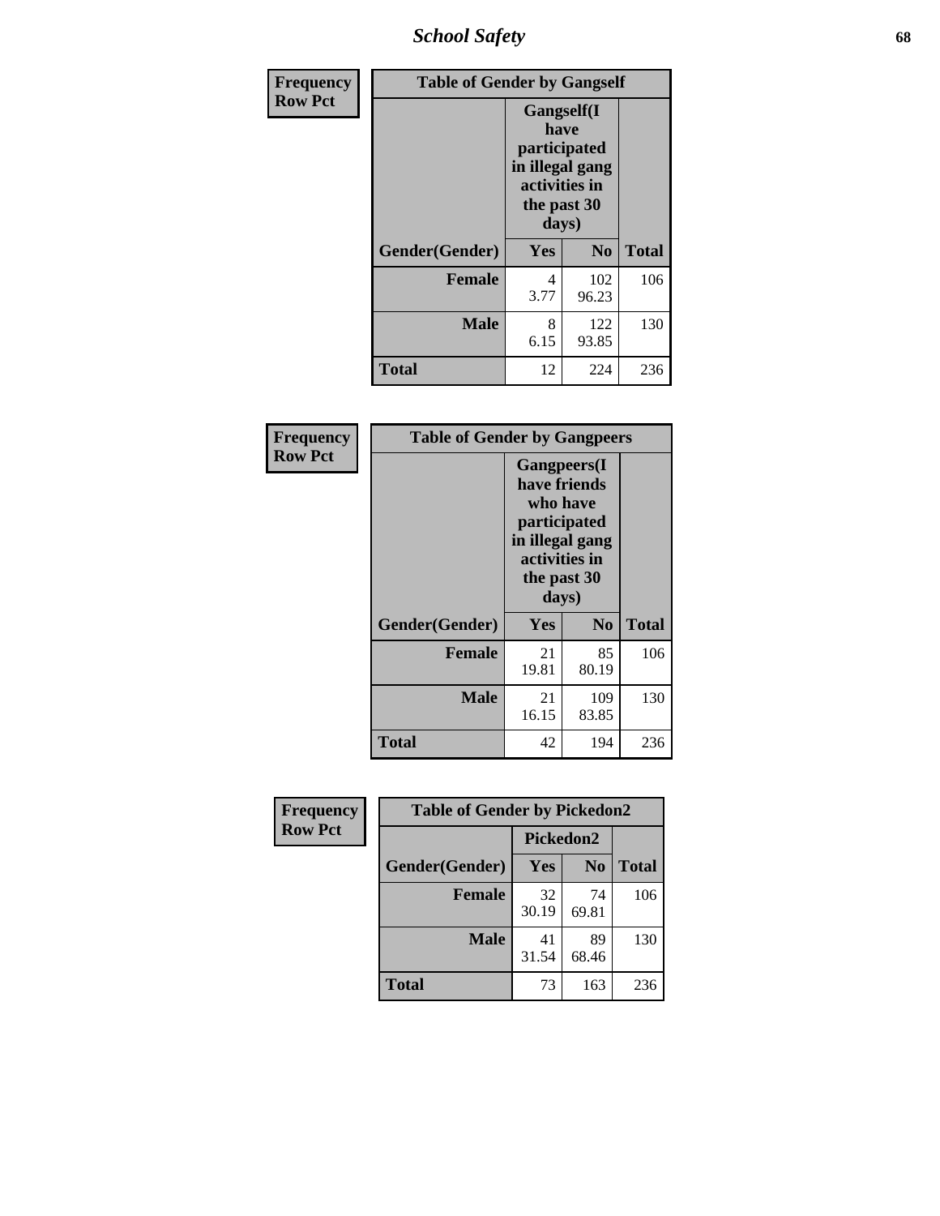| Frequency<br>Row Pct | Table of Gender by Gangself | | |
|---|---|---|---|
| | Gangself(I have participated in illegal gang activities in the past 30 days) | | |
| Gender(Gender) | Yes | No | Total |
| Female | 4<br>3.77 | 102<br>96.23 | 106 |
| Male | 8<br>6.15 | 122<br>93.85 | 130 |
| Total | 12 | 224 | 236 |

| Frequency<br>Row Pct | Table of Gender by Gangpeers | | |
|---|---|---|---|
| | Gangpeers(I have friends who have participated in illegal gang activities in the past 30 days) | | |
| Gender(Gender) | Yes | No | Total |
| Female | 21<br>19.81 | 85<br>80.19 | 106 |
| Male | 21<br>16.15 | 109<br>83.85 | 130 |
| Total | 42 | 194 | 236 |

| Frequency<br>Row Pct | Table of Gender by Pickedon2 | | |
|---|---|---|---|
| | Pickedon2 | | |
| Gender(Gender) | Yes | No | Total |
| Female | 32<br>30.19 | 74<br>69.81 | 106 |
| Male | 41<br>31.54 | 89<br>68.46 | 130 |
| Total | 73 | 163 | 236 |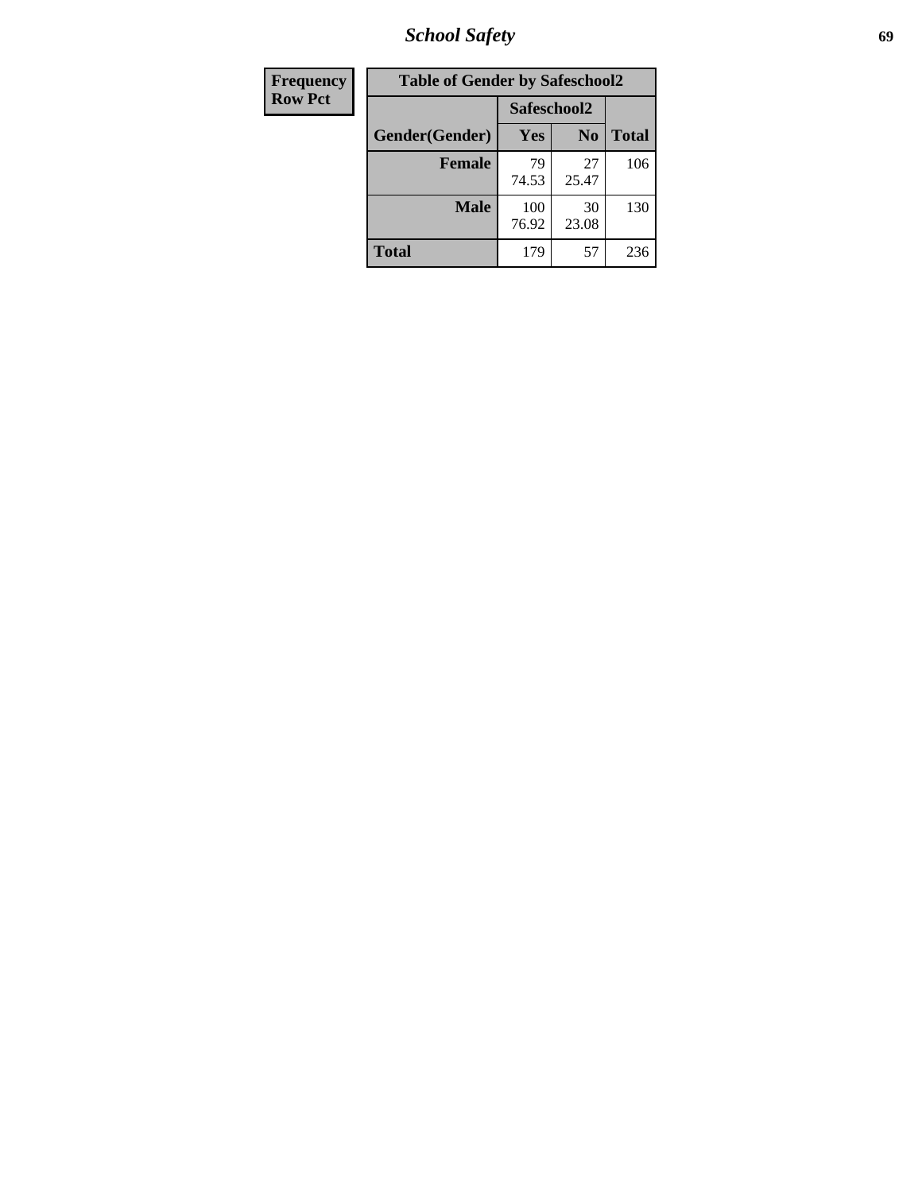| Frequency Row Pct |
|---|

| Table of Gender by Safeschool2 | | | |
|---|---|---|---|
| | Safeschool2 | | |
| Gender(Gender) | Yes | No | Total |
| Female | 79<br>74.53 | 27<br>25.47 | 106 |
| Male | 100<br>76.92 | 30<br>23.08 | 130 |
| Total | 179 | 57 | 236 |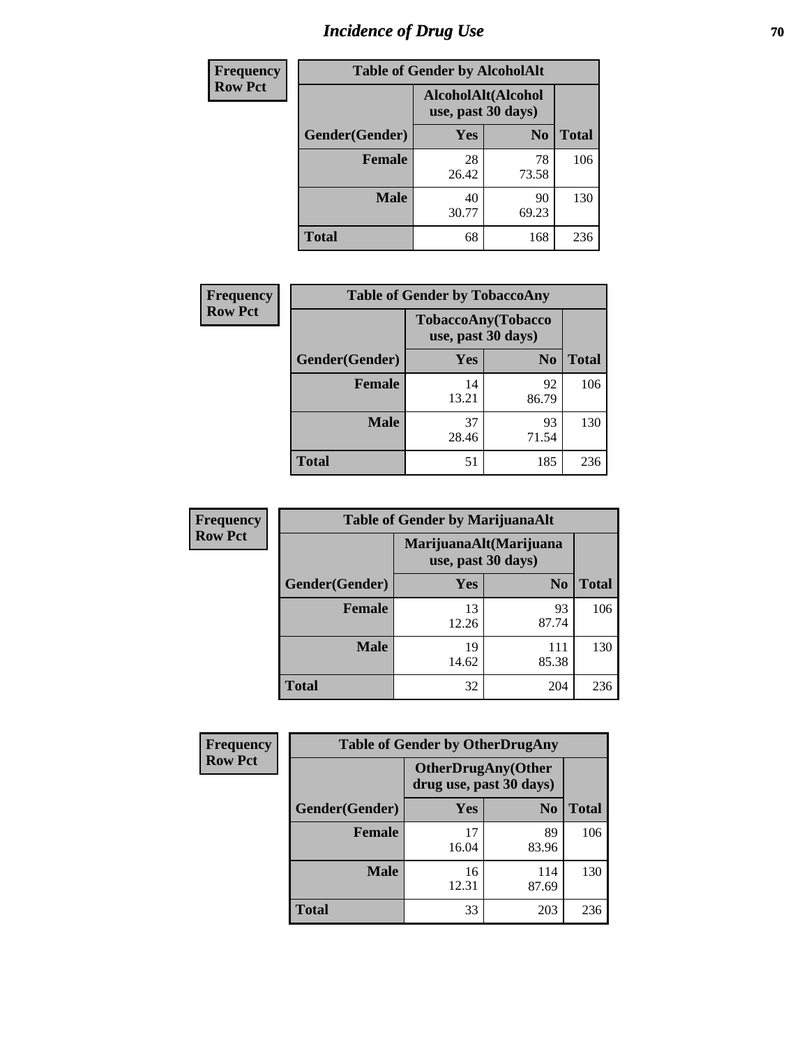# Incidence of Drug Use

**Frequency**
**Row Pct**

| Table of Gender by AlcoholAlt | | | |
|---|---|---|---|
| | AlcoholAlt(Alcohol use, past 30 days) | | |
| Gender(Gender) | Yes | No | Total |
| Female | 28<br>26.42 | 78<br>73.58 | 106 |
| Male | 40<br>30.77 | 90<br>69.23 | 130 |
| Total | 68 | 168 | 236 |

**Frequency**
**Row Pct**

| Table of Gender by TobaccoAny | | | |
|---|---|---|---|
| | TobaccoAny(Tobacco use, past 30 days) | | |
| Gender(Gender) | Yes | No | Total |
| Female | 14<br>13.21 | 92<br>86.79 | 106 |
| Male | 37<br>28.46 | 93<br>71.54 | 130 |
| Total | 51 | 185 | 236 |

**Frequency**
**Row Pct**

| Table of Gender by MarijuanaAlt | | | |
|---|---|---|---|
| | MarijuanaAlt(Marijuana use, past 30 days) | | |
| Gender(Gender) | Yes | No | Total |
| Female | 13<br>12.26 | 93<br>87.74 | 106 |
| Male | 19<br>14.62 | 111<br>85.38 | 130 |
| Total | 32 | 204 | 236 |

**Frequency**
**Row Pct**

| Table of Gender by OtherDrugAny | | | |
|---|---|---|---|
| | OtherDrugAny(Other drug use, past 30 days) | | |
| Gender(Gender) | Yes | No | Total |
| Female | 17<br>16.04 | 89<br>83.96 | 106 |
| Male | 16<br>12.31 | 114<br>87.69 | 130 |
| Total | 33 | 203 | 236 |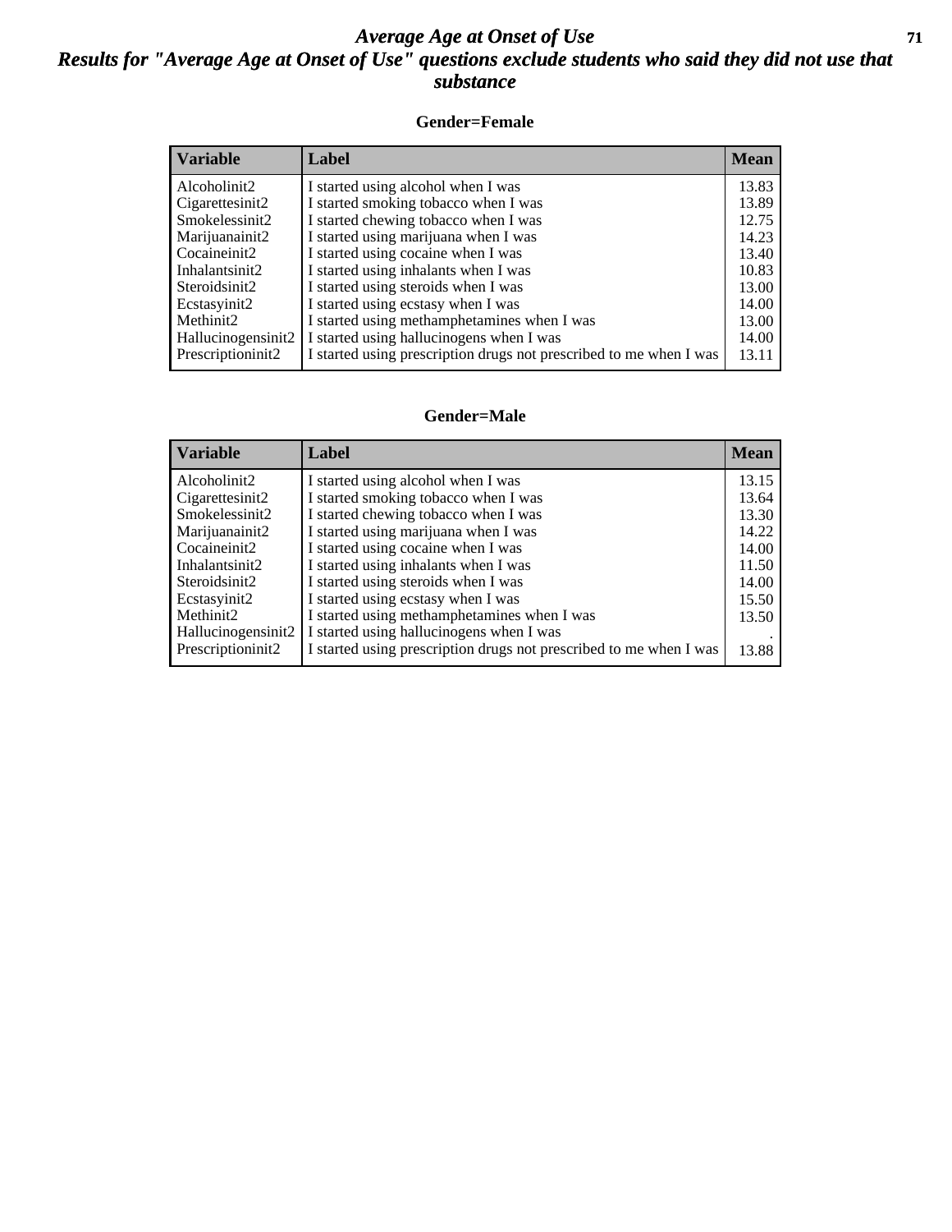# *Average Age at Onset of Use*
## *Results for "Average Age at Onset of Use" questions exclude students who said they did not use that substance*

### Gender=Female

| Variable | Label | Mean |
|---|---|---|
| Alcoholinit2 | I started using alcohol when I was | 13.83 |
| Cigarettesinit2 | I started smoking tobacco when I was | 13.89 |
| Smokelessinit2 | I started chewing tobacco when I was | 12.75 |
| Marijuanainit2 | I started using marijuana when I was | 14.23 |
| Cocaineinit2 | I started using cocaine when I was | 13.40 |
| Inhalantsinit2 | I started using inhalants when I was | 10.83 |
| Steroidsinit2 | I started using steroids when I was | 13.00 |
| Ecstasyinit2 | I started using ecstasy when I was | 14.00 |
| Methinit2 | I started using methamphetamines when I was | 13.00 |
| Hallucinogensinit2 | I started using hallucinogens when I was | 14.00 |
| Prescriptioninit2 | I started using prescription drugs not prescribed to me when I was | 13.11 |

### Gender=Male

| Variable | Label | Mean |
|---|---|---|
| Alcoholinit2 | I started using alcohol when I was | 13.15 |
| Cigarettesinit2 | I started smoking tobacco when I was | 13.64 |
| Smokelessinit2 | I started chewing tobacco when I was | 13.30 |
| Marijuanainit2 | I started using marijuana when I was | 14.22 |
| Cocaineinit2 | I started using cocaine when I was | 14.00 |
| Inhalantsinit2 | I started using inhalants when I was | 11.50 |
| Steroidsinit2 | I started using steroids when I was | 14.00 |
| Ecstasyinit2 | I started using ecstasy when I was | 15.50 |
| Methinit2 | I started using methamphetamines when I was | 13.50 |
| Hallucinogensinit2 | I started using hallucinogens when I was | . |
| Prescriptioninit2 | I started using prescription drugs not prescribed to me when I was | 13.88 |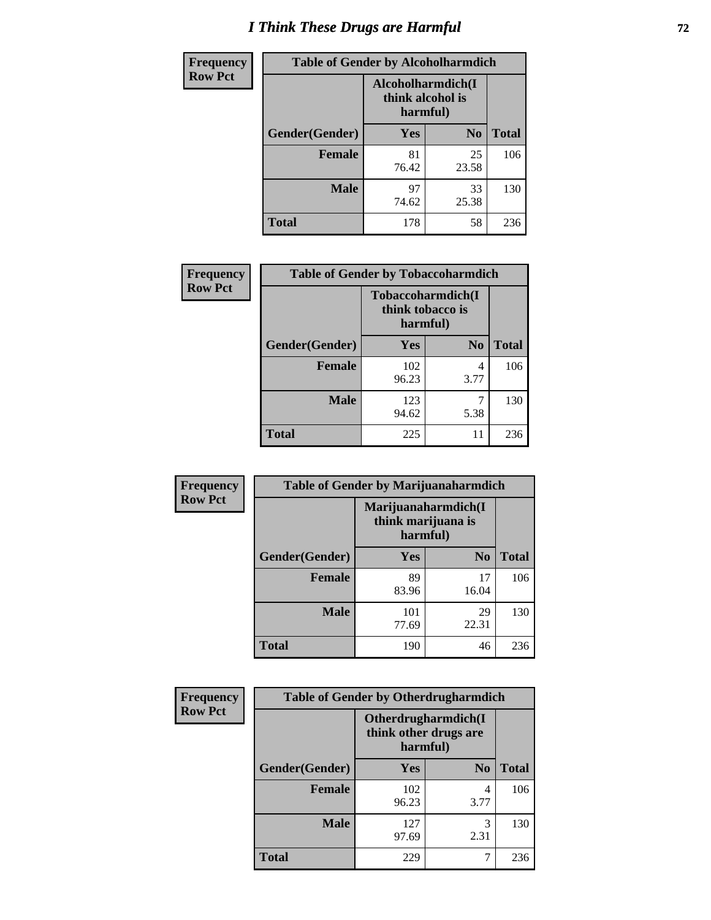# I Think These Drugs are Harmful

| Frequency<br>Row Pct | Table of Gender by Alcoholharmdich | | |
|---|---|---|---|
| | Alcoholharmdich(I think alcohol is harmful) | | |
| Gender(Gender) | Yes | No | Total |
| Female | 81<br>76.42 | 25<br>23.58 | 106 |
| Male | 97<br>74.62 | 33<br>25.38 | 130 |
| Total | 178 | 58 | 236 |

| Frequency<br>Row Pct | Table of Gender by Tobaccoharmdich | | |
|---|---|---|---|
| | Tobaccoharmdich(I think tobacco is harmful) | | |
| Gender(Gender) | Yes | No | Total |
| Female | 102<br>96.23 | 4<br>3.77 | 106 |
| Male | 123<br>94.62 | 7<br>5.38 | 130 |
| Total | 225 | 11 | 236 |

| Frequency<br>Row Pct | Table of Gender by Marijuanaharmdich | | |
|---|---|---|---|
| | Marijuanaharmdich(I think marijuana is harmful) | | |
| Gender(Gender) | Yes | No | Total |
| Female | 89<br>83.96 | 17<br>16.04 | 106 |
| Male | 101<br>77.69 | 29<br>22.31 | 130 |
| Total | 190 | 46 | 236 |

| Frequency<br>Row Pct | Table of Gender by Otherdrugharmdich | | |
|---|---|---|---|
| | Otherdrugharmdich(I think other drugs are harmful) | | |
| Gender(Gender) | Yes | No | Total |
| Female | 102<br>96.23 | 4<br>3.77 | 106 |
| Male | 127<br>97.69 | 3<br>2.31 | 130 |
| Total | 229 | 7 | 236 |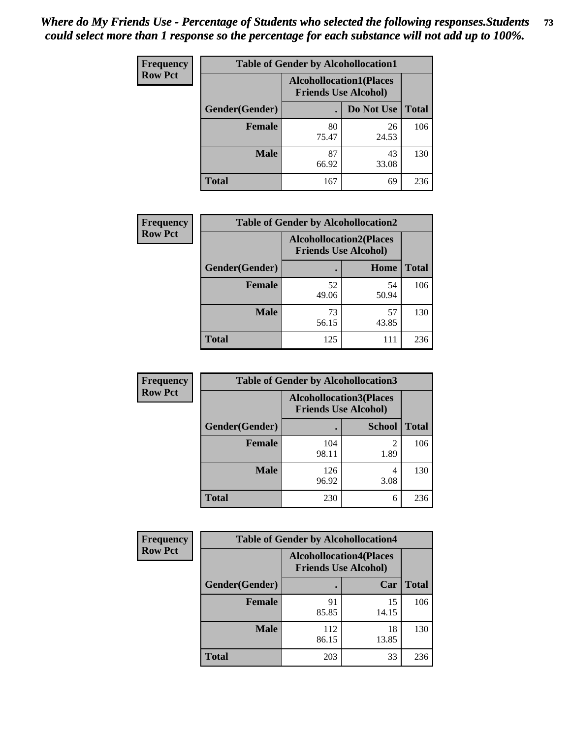*Where do My Friends Use - Percentage of Students who selected the following responses.Students could select more than 1 response so the percentage for each substance will not add up to 100%.*

**Frequency Row Pct**

| Table of Gender by Alcohollocation1 | | | |
|---|---|---|---|
| | Alcohollocation1(Places Friends Use Alcohol) | | |
| Gender(Gender) | . | Do Not Use | Total |
| Female | 80<br>75.47 | 26<br>24.53 | 106 |
| Male | 87<br>66.92 | 43<br>33.08 | 130 |
| Total | 167 | 69 | 236 |

**Frequency Row Pct**

| Table of Gender by Alcohollocation2 | | | |
|---|---|---|---|
| | Alcohollocation2(Places Friends Use Alcohol) | | |
| Gender(Gender) | . | Home | Total |
| Female | 52<br>49.06 | 54<br>50.94 | 106 |
| Male | 73<br>56.15 | 57<br>43.85 | 130 |
| Total | 125 | 111 | 236 |

**Frequency Row Pct**

| Table of Gender by Alcohollocation3 | | | |
|---|---|---|---|
| | Alcohollocation3(Places Friends Use Alcohol) | | |
| Gender(Gender) | . | School | Total |
| Female | 104<br>98.11 | 2<br>1.89 | 106 |
| Male | 126<br>96.92 | 4<br>3.08 | 130 |
| Total | 230 | 6 | 236 |

**Frequency Row Pct**

| Table of Gender by Alcohollocation4 | | | |
|---|---|---|---|
| | Alcohollocation4(Places Friends Use Alcohol) | | |
| Gender(Gender) | . | Car | Total |
| Female | 91<br>85.85 | 15<br>14.15 | 106 |
| Male | 112<br>86.15 | 18<br>13.85 | 130 |
| Total | 203 | 33 | 236 |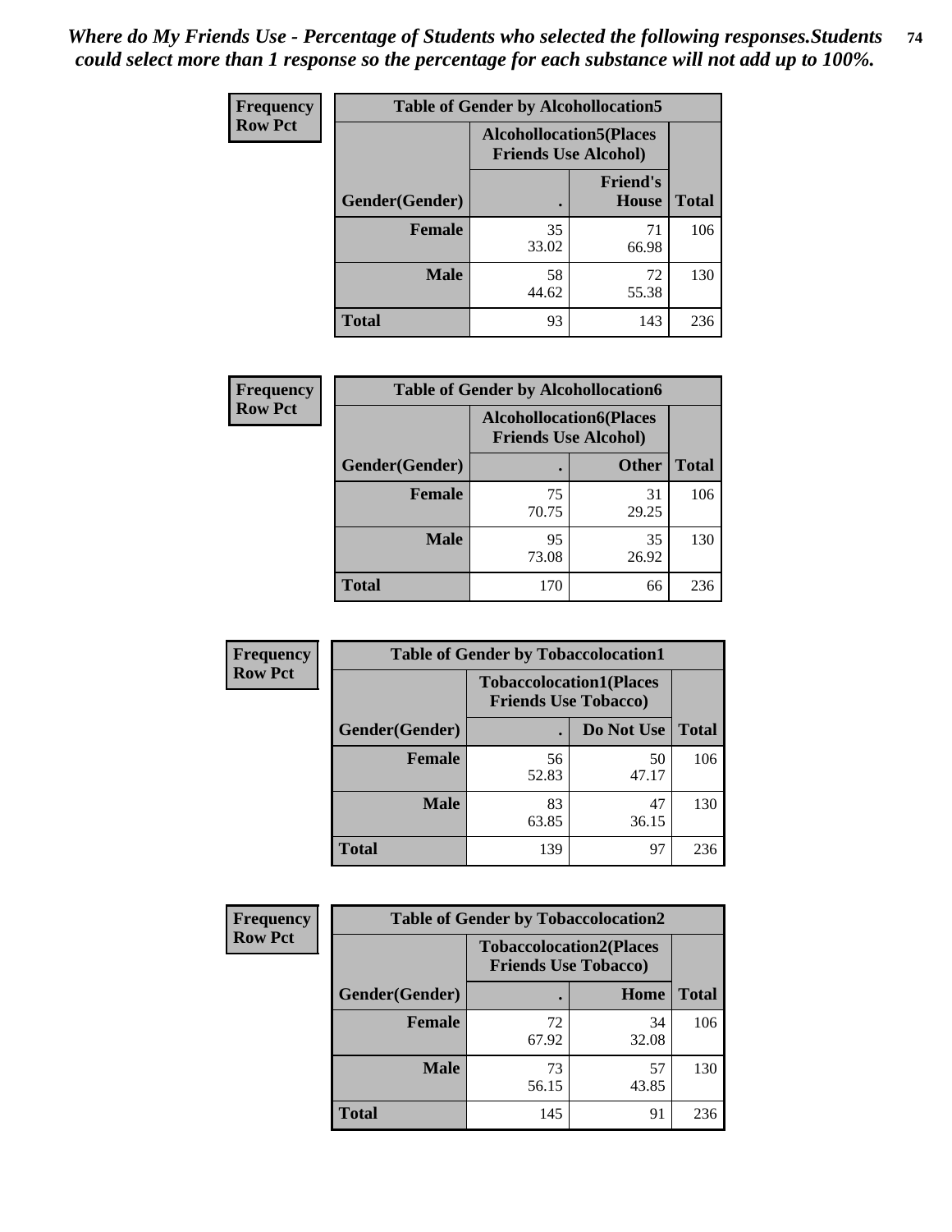*Where do My Friends Use - Percentage of Students who selected the following responses.Students could select more than 1 response so the percentage for each substance will not add up to 100%.*

**Frequency / Row Pct**

| Table of Gender by Alcohollocation5 | | | |
|---|---|---|---|
| | Alcohollocation5(Places Friends Use Alcohol) | | |
| Gender(Gender) | . | Friend's House | Total |
| **Female** | 35<br>33.02 | 71<br>66.98 | 106 |
| **Male** | 58<br>44.62 | 72<br>55.38 | 130 |
| **Total** | 93 | 143 | 236 |

**Frequency / Row Pct**

| Table of Gender by Alcohollocation6 | | | |
|---|---|---|---|
| | Alcohollocation6(Places Friends Use Alcohol) | | |
| Gender(Gender) | . | Other | Total |
| **Female** | 75<br>70.75 | 31<br>29.25 | 106 |
| **Male** | 95<br>73.08 | 35<br>26.92 | 130 |
| **Total** | 170 | 66 | 236 |

**Frequency / Row Pct**

| Table of Gender by Tobaccolocation1 | | | |
|---|---|---|---|
| | Tobaccolocation1(Places Friends Use Tobacco) | | |
| Gender(Gender) | . | Do Not Use | Total |
| **Female** | 56<br>52.83 | 50<br>47.17 | 106 |
| **Male** | 83<br>63.85 | 47<br>36.15 | 130 |
| **Total** | 139 | 97 | 236 |

**Frequency / Row Pct**

| Table of Gender by Tobaccolocation2 | | | |
|---|---|---|---|
| | Tobaccolocation2(Places Friends Use Tobacco) | | |
| Gender(Gender) | . | Home | Total |
| **Female** | 72<br>67.92 | 34<br>32.08 | 106 |
| **Male** | 73<br>56.15 | 57<br>43.85 | 130 |
| **Total** | 145 | 91 | 236 |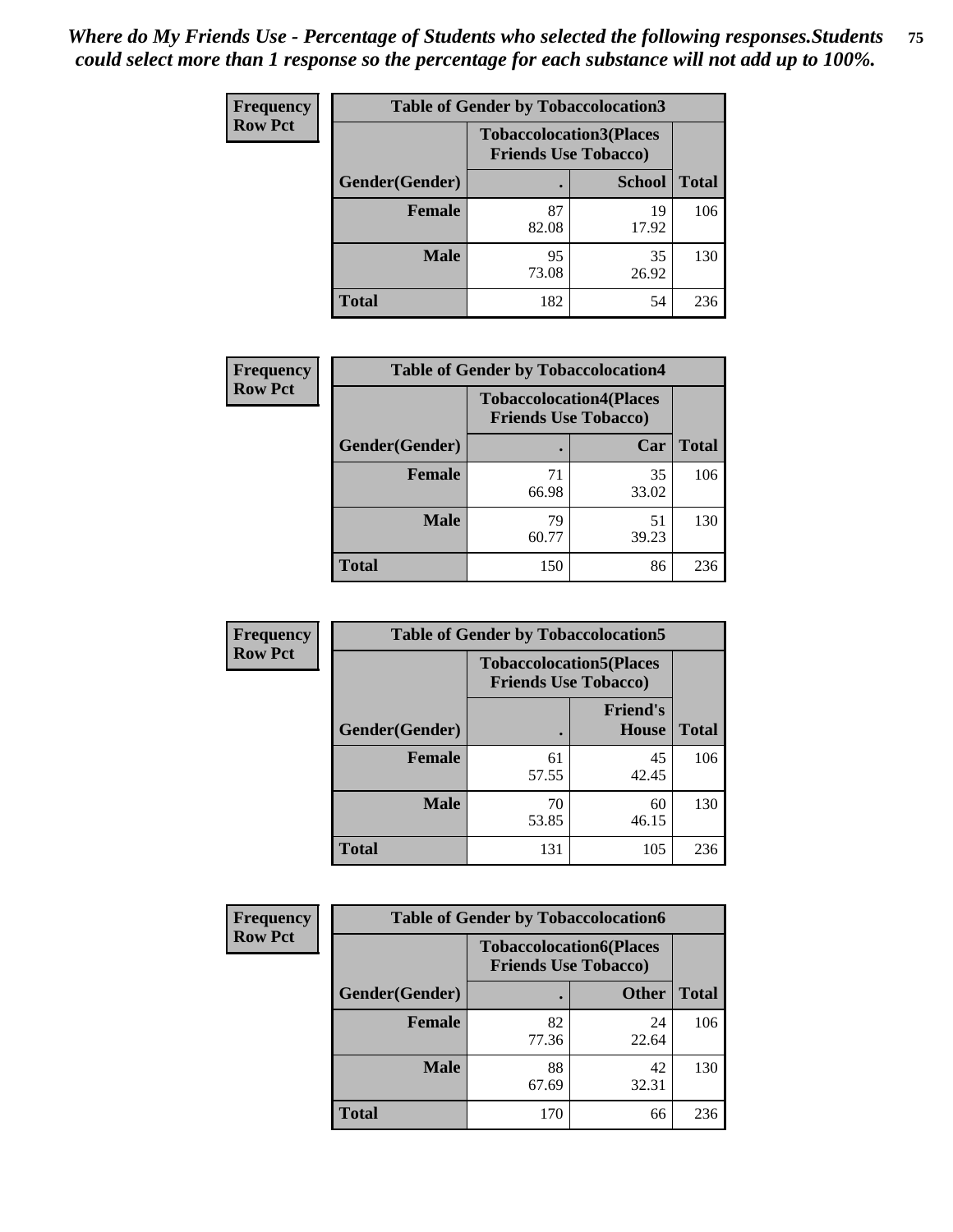*Where do My Friends Use - Percentage of Students who selected the following responses.Students could select more than 1 response so the percentage for each substance will not add up to 100%.*

**Frequency**
**Row Pct**

| Table of Gender by Tobaccolocation3 | | | |
|---|---|---|---|
| | Tobaccolocation3(Places Friends Use Tobacco) | | |
| Gender(Gender) | . | School | Total |
| Female | 87<br>82.08 | 19<br>17.92 | 106 |
| Male | 95<br>73.08 | 35<br>26.92 | 130 |
| Total | 182 | 54 | 236 |

**Frequency**
**Row Pct**

| Table of Gender by Tobaccolocation4 | | | |
|---|---|---|---|
| | Tobaccolocation4(Places Friends Use Tobacco) | | |
| Gender(Gender) | . | Car | Total |
| Female | 71<br>66.98 | 35<br>33.02 | 106 |
| Male | 79<br>60.77 | 51<br>39.23 | 130 |
| Total | 150 | 86 | 236 |

**Frequency**
**Row Pct**

| Table of Gender by Tobaccolocation5 | | | |
|---|---|---|---|
| | Tobaccolocation5(Places Friends Use Tobacco) | | |
| Gender(Gender) | . | Friend's House | Total |
| Female | 61<br>57.55 | 45<br>42.45 | 106 |
| Male | 70<br>53.85 | 60<br>46.15 | 130 |
| Total | 131 | 105 | 236 |

**Frequency**
**Row Pct**

| Table of Gender by Tobaccolocation6 | | | |
|---|---|---|---|
| | Tobaccolocation6(Places Friends Use Tobacco) | | |
| Gender(Gender) | . | Other | Total |
| Female | 82<br>77.36 | 24<br>22.64 | 106 |
| Male | 88<br>67.69 | 42<br>32.31 | 130 |
| Total | 170 | 66 | 236 |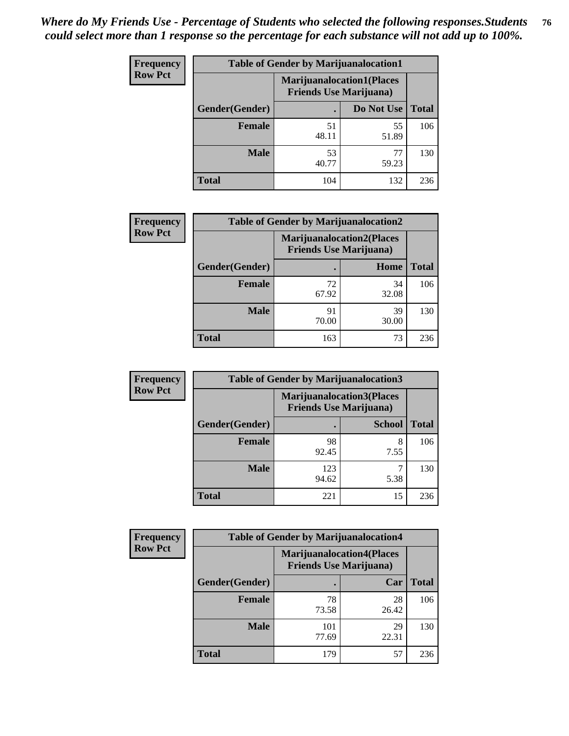*Where do My Friends Use - Percentage of Students who selected the following responses.Students could select more than 1 response so the percentage for each substance will not add up to 100%.*

**Frequency / Row Pct**

| Table of Gender by Marijuanalocation1 | | | |
|---|---|---|---|
| | Marijuanalocation1(Places Friends Use Marijuana) | | |
| Gender(Gender) | . | Do Not Use | Total |
| **Female** | 51<br>48.11 | 55<br>51.89 | 106 |
| **Male** | 53<br>40.77 | 77<br>59.23 | 130 |
| **Total** | 104 | 132 | 236 |

**Frequency / Row Pct**

| Table of Gender by Marijuanalocation2 | | | |
|---|---|---|---|
| | Marijuanalocation2(Places Friends Use Marijuana) | | |
| Gender(Gender) | . | Home | Total |
| **Female** | 72<br>67.92 | 34<br>32.08 | 106 |
| **Male** | 91<br>70.00 | 39<br>30.00 | 130 |
| **Total** | 163 | 73 | 236 |

**Frequency / Row Pct**

| Table of Gender by Marijuanalocation3 | | | |
|---|---|---|---|
| | Marijuanalocation3(Places Friends Use Marijuana) | | |
| Gender(Gender) | . | School | Total |
| **Female** | 98<br>92.45 | 8<br>7.55 | 106 |
| **Male** | 123<br>94.62 | 7<br>5.38 | 130 |
| **Total** | 221 | 15 | 236 |

**Frequency / Row Pct**

| Table of Gender by Marijuanalocation4 | | | |
|---|---|---|---|
| | Marijuanalocation4(Places Friends Use Marijuana) | | |
| Gender(Gender) | . | Car | Total |
| **Female** | 78<br>73.58 | 28<br>26.42 | 106 |
| **Male** | 101<br>77.69 | 29<br>22.31 | 130 |
| **Total** | 179 | 57 | 236 |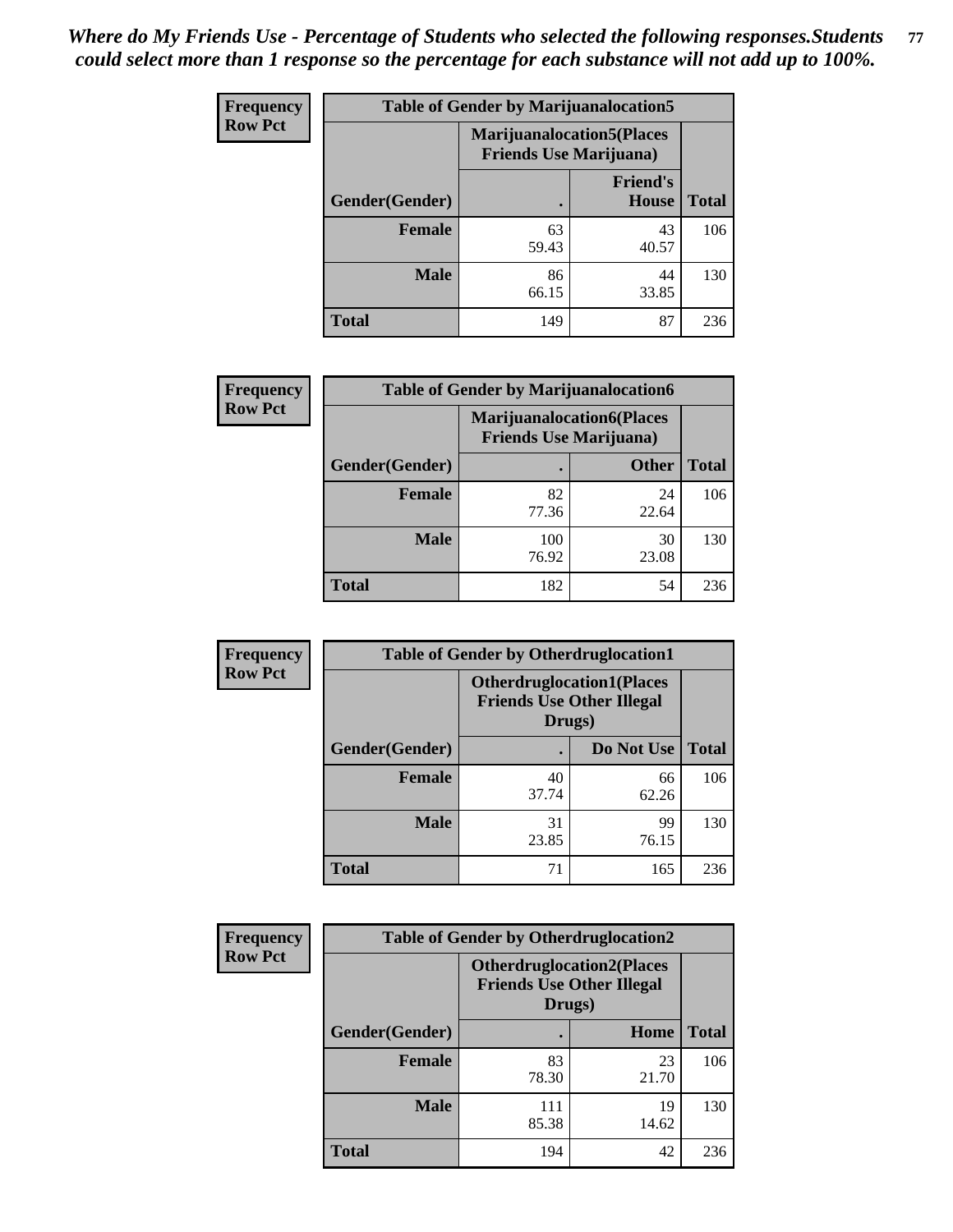*Where do My Friends Use - Percentage of Students who selected the following responses.Students could select more than 1 response so the percentage for each substance will not add up to 100%.*

**Frequency Row Pct**

| Table of Gender by Marijuanalocation5 | | | |
|---|---|---|---|
| | Marijuanalocation5(Places Friends Use Marijuana) | | |
| Gender(Gender) | . | Friend's House | Total |
| **Female** | 63<br>59.43 | 43<br>40.57 | 106 |
| **Male** | 86<br>66.15 | 44<br>33.85 | 130 |
| **Total** | 149 | 87 | 236 |

**Frequency Row Pct**

| Table of Gender by Marijuanalocation6 | | | |
|---|---|---|---|
| | Marijuanalocation6(Places Friends Use Marijuana) | | |
| Gender(Gender) | . | Other | Total |
| **Female** | 82<br>77.36 | 24<br>22.64 | 106 |
| **Male** | 100<br>76.92 | 30<br>23.08 | 130 |
| **Total** | 182 | 54 | 236 |

**Frequency Row Pct**

| Table of Gender by Otherdruglocation1 | | | |
|---|---|---|---|
| | Otherdruglocation1(Places Friends Use Other Illegal Drugs) | | |
| Gender(Gender) | . | Do Not Use | Total |
| **Female** | 40<br>37.74 | 66<br>62.26 | 106 |
| **Male** | 31<br>23.85 | 99<br>76.15 | 130 |
| **Total** | 71 | 165 | 236 |

**Frequency Row Pct**

| Table of Gender by Otherdruglocation2 | | | |
|---|---|---|---|
| | Otherdruglocation2(Places Friends Use Other Illegal Drugs) | | |
| Gender(Gender) | . | Home | Total |
| **Female** | 83<br>78.30 | 23<br>21.70 | 106 |
| **Male** | 111<br>85.38 | 19<br>14.62 | 130 |
| **Total** | 194 | 42 | 236 |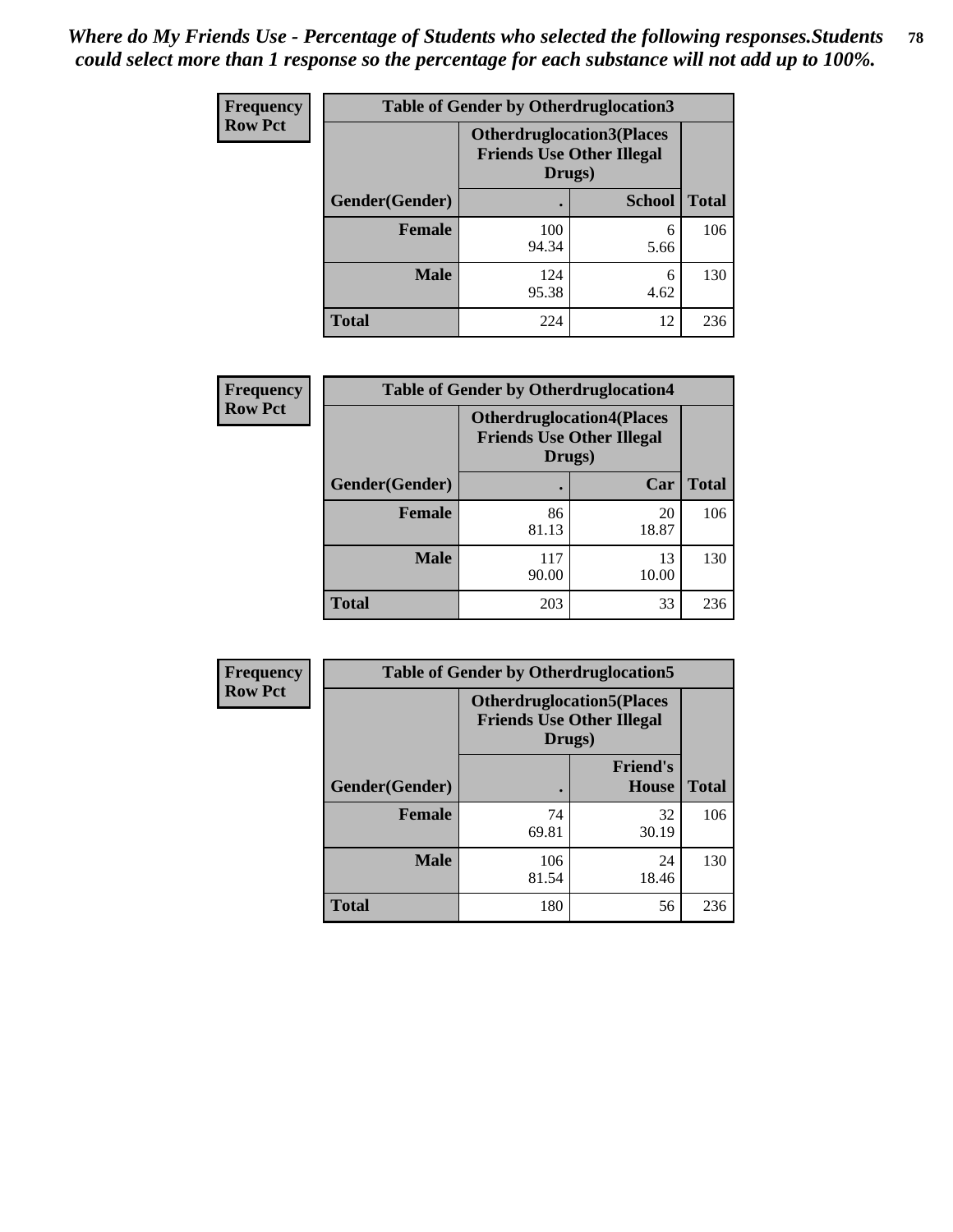*Where do My Friends Use - Percentage of Students who selected the following responses.Students could select more than 1 response so the percentage for each substance will not add up to 100%.*

**Frequency**
**Row Pct**

| Table of Gender by Otherdruglocation3 | | | |
|---|---|---|---|
| | Otherdruglocation3(Places Friends Use Other Illegal Drugs) | | |
| Gender(Gender) | . | School | Total |
| Female | 100<br>94.34 | 6<br>5.66 | 106 |
| Male | 124<br>95.38 | 6<br>4.62 | 130 |
| Total | 224 | 12 | 236 |

**Frequency**
**Row Pct**

| Table of Gender by Otherdruglocation4 | | | |
|---|---|---|---|
| | Otherdruglocation4(Places Friends Use Other Illegal Drugs) | | |
| Gender(Gender) | . | Car | Total |
| Female | 86<br>81.13 | 20<br>18.87 | 106 |
| Male | 117<br>90.00 | 13<br>10.00 | 130 |
| Total | 203 | 33 | 236 |

**Frequency**
**Row Pct**

| Table of Gender by Otherdruglocation5 | | | |
|---|---|---|---|
| | Otherdruglocation5(Places Friends Use Other Illegal Drugs) | | |
| Gender(Gender) | . | Friend's House | Total |
| Female | 74<br>69.81 | 32<br>30.19 | 106 |
| Male | 106<br>81.54 | 24<br>18.46 | 130 |
| Total | 180 | 56 | 236 |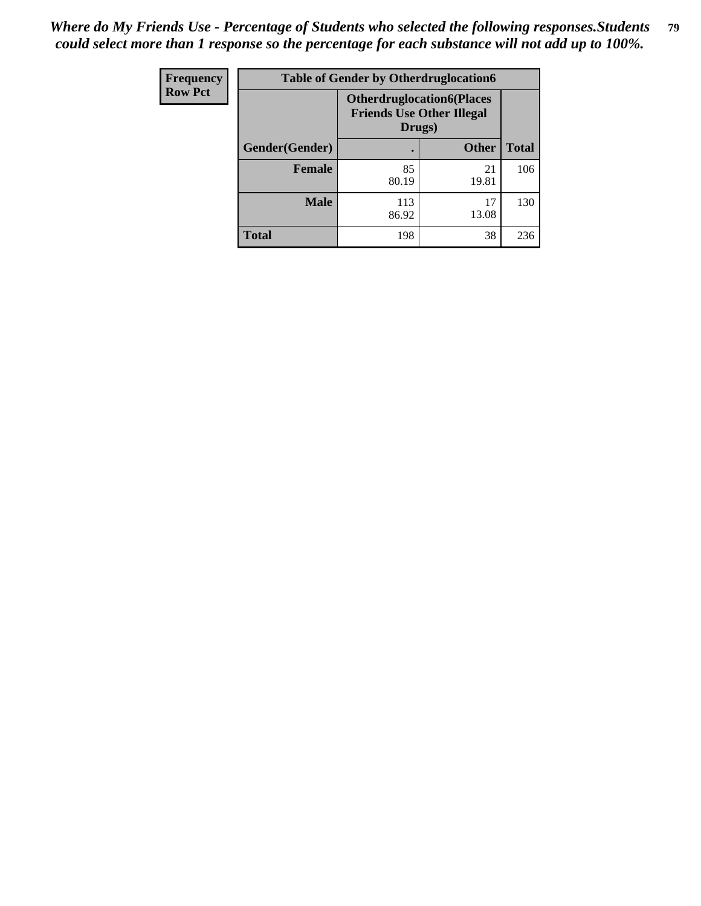*Where do My Friends Use - Percentage of Students who selected the following responses.Students could select more than 1 response so the percentage for each substance will not add up to 100%.*

| Frequency Row Pct | Table of Gender by Otherdruglocation6 | | |
|---|---|---|---|
| | Otherdruglocation6(Places Friends Use Other Illegal Drugs) | | |
| Gender(Gender) | . | Other | Total |
| Female | 85<br>80.19 | 21<br>19.81 | 106 |
| Male | 113<br>86.92 | 17<br>13.08 | 130 |
| Total | 198 | 38 | 236 |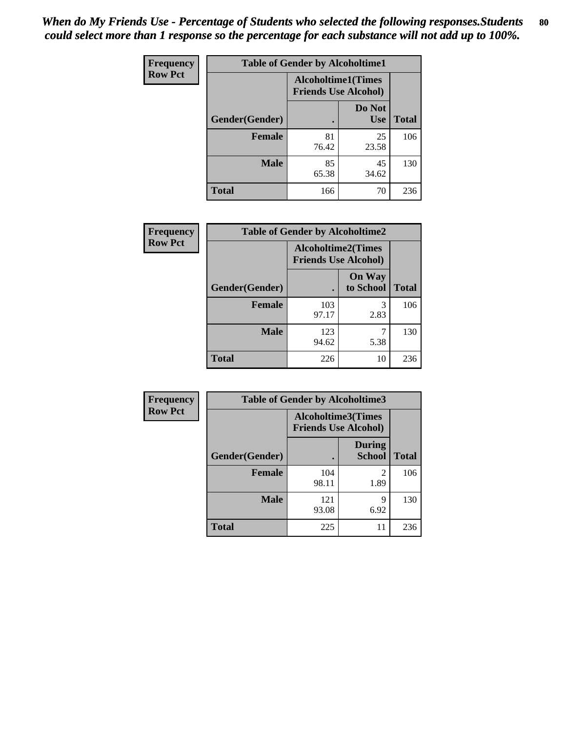*When do My Friends Use - Percentage of Students who selected the following responses.Students could select more than 1 response so the percentage for each substance will not add up to 100%.*

| Frequency Row Pct | Table of Gender by Alcoholtime1 | | |
|---|---|---|---|
| | Alcoholtime1(Times Friends Use Alcohol) | | |
| Gender(Gender) | . | Do Not Use | Total |
| Female | 81<br>76.42 | 25<br>23.58 | 106 |
| Male | 85<br>65.38 | 45<br>34.62 | 130 |
| Total | 166 | 70 | 236 |

| Frequency Row Pct | Table of Gender by Alcoholtime2 | | |
|---|---|---|---|
| | Alcoholtime2(Times Friends Use Alcohol) | | |
| Gender(Gender) | . | On Way to School | Total |
| Female | 103<br>97.17 | 3<br>2.83 | 106 |
| Male | 123<br>94.62 | 7<br>5.38 | 130 |
| Total | 226 | 10 | 236 |

| Frequency Row Pct | Table of Gender by Alcoholtime3 | | |
|---|---|---|---|
| | Alcoholtime3(Times Friends Use Alcohol) | | |
| Gender(Gender) | . | During School | Total |
| Female | 104<br>98.11 | 2<br>1.89 | 106 |
| Male | 121<br>93.08 | 9<br>6.92 | 130 |
| Total | 225 | 11 | 236 |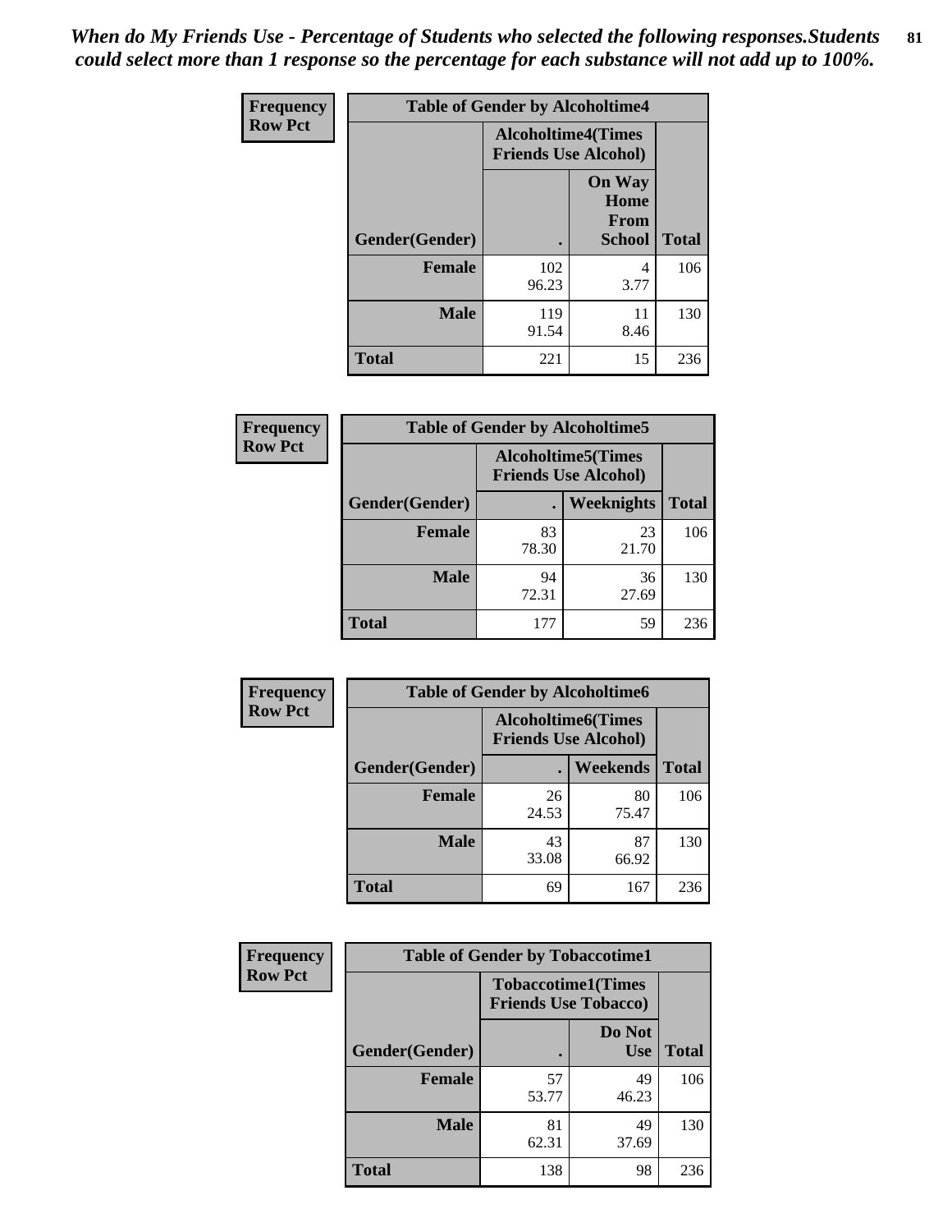*When do My Friends Use - Percentage of Students who selected the following responses.Students could select more than 1 response so the percentage for each substance will not add up to 100%.*

**Frequency**
**Row Pct**

| Table of Gender by Alcoholtime4 | | | |
|---|---|---|---|
| | Alcoholtime4(Times Friends Use Alcohol) | | |
| Gender(Gender) | . | On Way Home From School | Total |
| **Female** | 102<br>96.23 | 4<br>3.77 | 106 |
| **Male** | 119<br>91.54 | 11<br>8.46 | 130 |
| **Total** | 221 | 15 | 236 |

**Frequency**
**Row Pct**

| Table of Gender by Alcoholtime5 | | | |
|---|---|---|---|
| | Alcoholtime5(Times Friends Use Alcohol) | | |
| Gender(Gender) | . | Weeknights | Total |
| **Female** | 83<br>78.30 | 23<br>21.70 | 106 |
| **Male** | 94<br>72.31 | 36<br>27.69 | 130 |
| **Total** | 177 | 59 | 236 |

**Frequency**
**Row Pct**

| Table of Gender by Alcoholtime6 | | | |
|---|---|---|---|
| | Alcoholtime6(Times Friends Use Alcohol) | | |
| Gender(Gender) | . | Weekends | Total |
| **Female** | 26<br>24.53 | 80<br>75.47 | 106 |
| **Male** | 43<br>33.08 | 87<br>66.92 | 130 |
| **Total** | 69 | 167 | 236 |

**Frequency**
**Row Pct**

| Table of Gender by Tobaccotime1 | | | |
|---|---|---|---|
| | Tobaccotime1(Times Friends Use Tobacco) | | |
| Gender(Gender) | . | Do Not Use | Total |
| **Female** | 57<br>53.77 | 49<br>46.23 | 106 |
| **Male** | 81<br>62.31 | 49<br>37.69 | 130 |
| **Total** | 138 | 98 | 236 |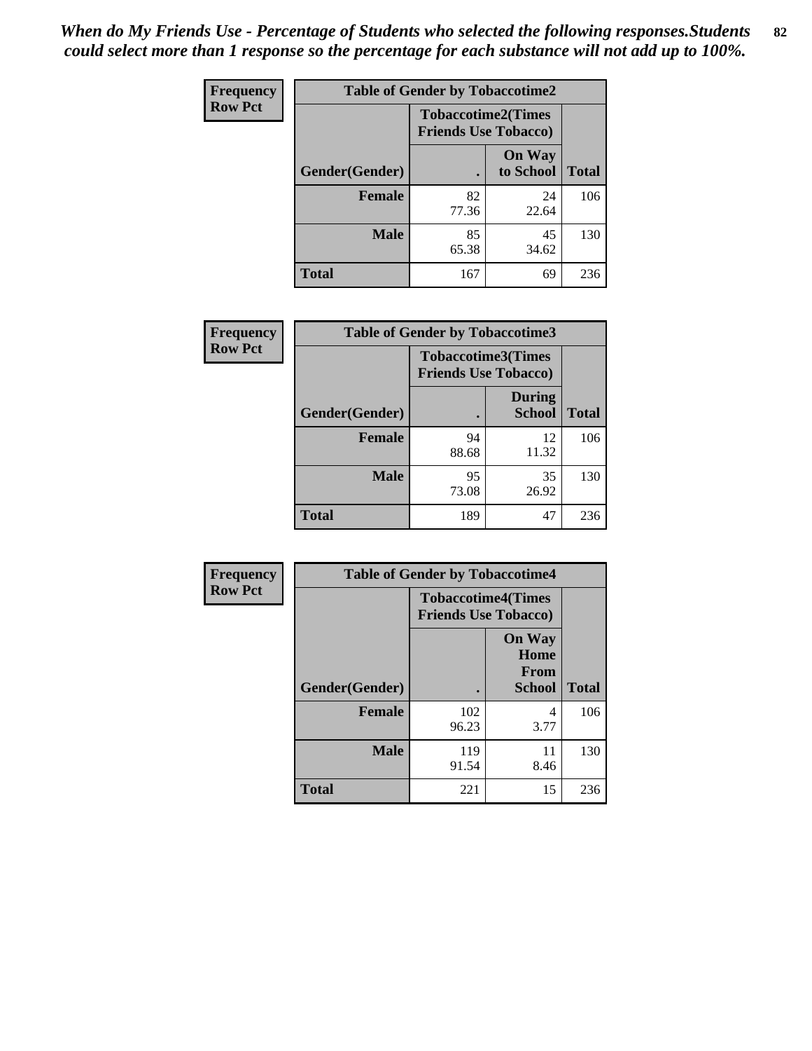*When do My Friends Use - Percentage of Students who selected the following responses.Students could select more than 1 response so the percentage for each substance will not add up to 100%.*

**Frequency**
**Row Pct**

| Table of Gender by Tobaccotime2 | | | |
|---|---|---|---|
| | Tobaccotime2(Times Friends Use Tobacco) | | |
| Gender(Gender) | . | On Way to School | Total |
| **Female** | 82<br>77.36 | 24<br>22.64 | 106 |
| **Male** | 85<br>65.38 | 45<br>34.62 | 130 |
| **Total** | 167 | 69 | 236 |

**Frequency**
**Row Pct**

| Table of Gender by Tobaccotime3 | | | |
|---|---|---|---|
| | Tobaccotime3(Times Friends Use Tobacco) | | |
| Gender(Gender) | . | During School | Total |
| **Female** | 94<br>88.68 | 12<br>11.32 | 106 |
| **Male** | 95<br>73.08 | 35<br>26.92 | 130 |
| **Total** | 189 | 47 | 236 |

**Frequency**
**Row Pct**

| Table of Gender by Tobaccotime4 | | | |
|---|---|---|---|
| | Tobaccotime4(Times Friends Use Tobacco) | | |
| Gender(Gender) | . | On Way Home From School | Total |
| **Female** | 102<br>96.23 | 4<br>3.77 | 106 |
| **Male** | 119<br>91.54 | 11<br>8.46 | 130 |
| **Total** | 221 | 15 | 236 |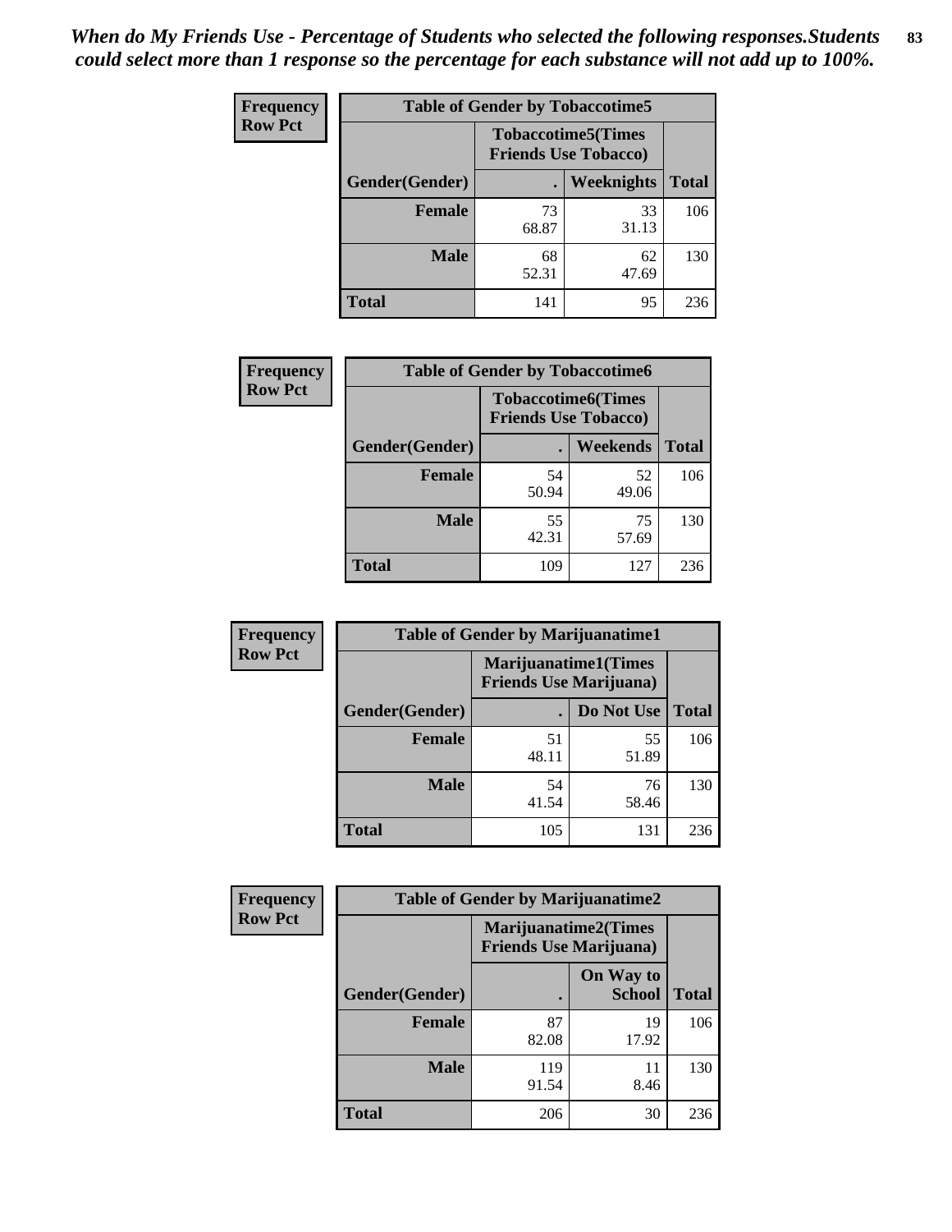*When do My Friends Use - Percentage of Students who selected the following responses.Students could select more than 1 response so the percentage for each substance will not add up to 100%.*

| Frequency Row Pct | Table of Gender by Tobaccotime5 | | |
|---|---|---|---|
| | Tobaccotime5(Times Friends Use Tobacco) | | |
| Gender(Gender) | . | Weeknights | Total |
| Female | 73 68.87 | 33 31.13 | 106 |
| Male | 68 52.31 | 62 47.69 | 130 |
| Total | 141 | 95 | 236 |

| Frequency Row Pct | Table of Gender by Tobaccotime6 | | |
|---|---|---|---|
| | Tobaccotime6(Times Friends Use Tobacco) | | |
| Gender(Gender) | . | Weekends | Total |
| Female | 54 50.94 | 52 49.06 | 106 |
| Male | 55 42.31 | 75 57.69 | 130 |
| Total | 109 | 127 | 236 |

| Frequency Row Pct | Table of Gender by Marijuanatime1 | | |
|---|---|---|---|
| | Marijuanatime1(Times Friends Use Marijuana) | | |
| Gender(Gender) | . | Do Not Use | Total |
| Female | 51 48.11 | 55 51.89 | 106 |
| Male | 54 41.54 | 76 58.46 | 130 |
| Total | 105 | 131 | 236 |

| Frequency Row Pct | Table of Gender by Marijuanatime2 | | |
|---|---|---|---|
| | Marijuanatime2(Times Friends Use Marijuana) | | |
| Gender(Gender) | . | On Way to School | Total |
| Female | 87 82.08 | 19 17.92 | 106 |
| Male | 119 91.54 | 11 8.46 | 130 |
| Total | 206 | 30 | 236 |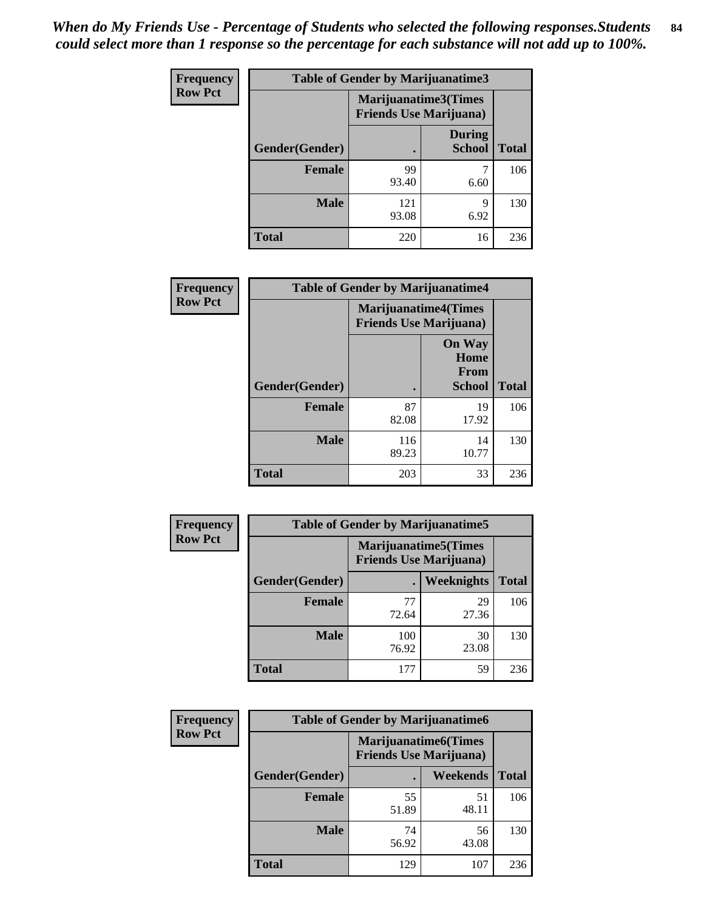*When do My Friends Use - Percentage of Students who selected the following responses.Students could select more than 1 response so the percentage for each substance will not add up to 100%.*

**Frequency**
**Row Pct**

| Table of Gender by Marijuanatime3 | | | |
|---|---|---|---|
| | Marijuanatime3(Times Friends Use Marijuana) | | |
| Gender(Gender) | . | During School | Total |
| **Female** | 99<br>93.40 | 7<br>6.60 | 106 |
| **Male** | 121<br>93.08 | 9<br>6.92 | 130 |
| **Total** | 220 | 16 | 236 |

**Frequency**
**Row Pct**

| Table of Gender by Marijuanatime4 | | | |
|---|---|---|---|
| | Marijuanatime4(Times Friends Use Marijuana) | | |
| Gender(Gender) | . | On Way Home From School | Total |
| **Female** | 87<br>82.08 | 19<br>17.92 | 106 |
| **Male** | 116<br>89.23 | 14<br>10.77 | 130 |
| **Total** | 203 | 33 | 236 |

**Frequency**
**Row Pct**

| Table of Gender by Marijuanatime5 | | | |
|---|---|---|---|
| | Marijuanatime5(Times Friends Use Marijuana) | | |
| Gender(Gender) | . | Weeknights | Total |
| **Female** | 77<br>72.64 | 29<br>27.36 | 106 |
| **Male** | 100<br>76.92 | 30<br>23.08 | 130 |
| **Total** | 177 | 59 | 236 |

**Frequency**
**Row Pct**

| Table of Gender by Marijuanatime6 | | | |
|---|---|---|---|
| | Marijuanatime6(Times Friends Use Marijuana) | | |
| Gender(Gender) | . | Weekends | Total |
| **Female** | 55<br>51.89 | 51<br>48.11 | 106 |
| **Male** | 74<br>56.92 | 56<br>43.08 | 130 |
| **Total** | 129 | 107 | 236 |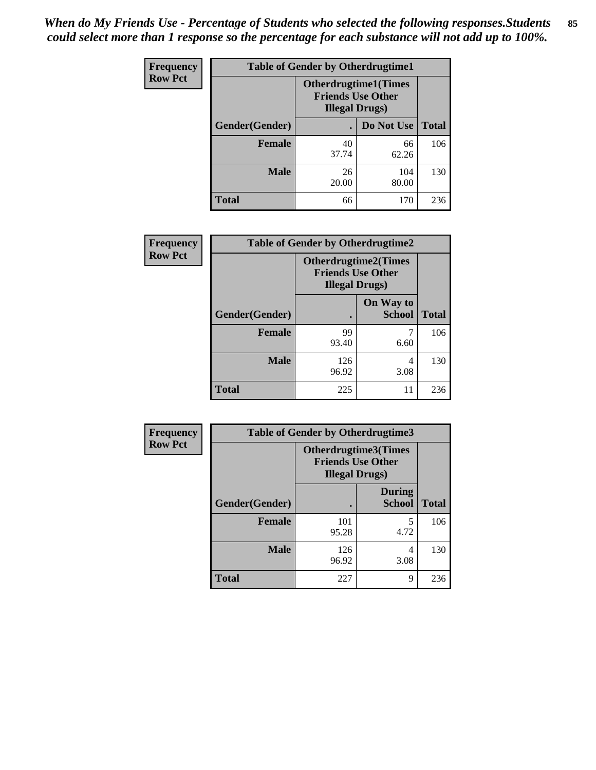*When do My Friends Use - Percentage of Students who selected the following responses.Students could select more than 1 response so the percentage for each substance will not add up to 100%.*

**Frequency**
**Row Pct**

| Table of Gender by Otherdrugtime1 | | | |
|---|---|---|---|
| | Otherdrugtime1(Times Friends Use Other Illegal Drugs) | | |
| Gender(Gender) | . | Do Not Use | Total |
| Female | 40<br>37.74 | 66<br>62.26 | 106 |
| Male | 26<br>20.00 | 104<br>80.00 | 130 |
| Total | 66 | 170 | 236 |

**Frequency**
**Row Pct**

| Table of Gender by Otherdrugtime2 | | | |
|---|---|---|---|
| | Otherdrugtime2(Times Friends Use Other Illegal Drugs) | | |
| Gender(Gender) | . | On Way to School | Total |
| Female | 99<br>93.40 | 7<br>6.60 | 106 |
| Male | 126<br>96.92 | 4<br>3.08 | 130 |
| Total | 225 | 11 | 236 |

**Frequency**
**Row Pct**

| Table of Gender by Otherdrugtime3 | | | |
|---|---|---|---|
| | Otherdrugtime3(Times Friends Use Other Illegal Drugs) | | |
| Gender(Gender) | . | During School | Total |
| Female | 101<br>95.28 | 5<br>4.72 | 106 |
| Male | 126<br>96.92 | 4<br>3.08 | 130 |
| Total | 227 | 9 | 236 |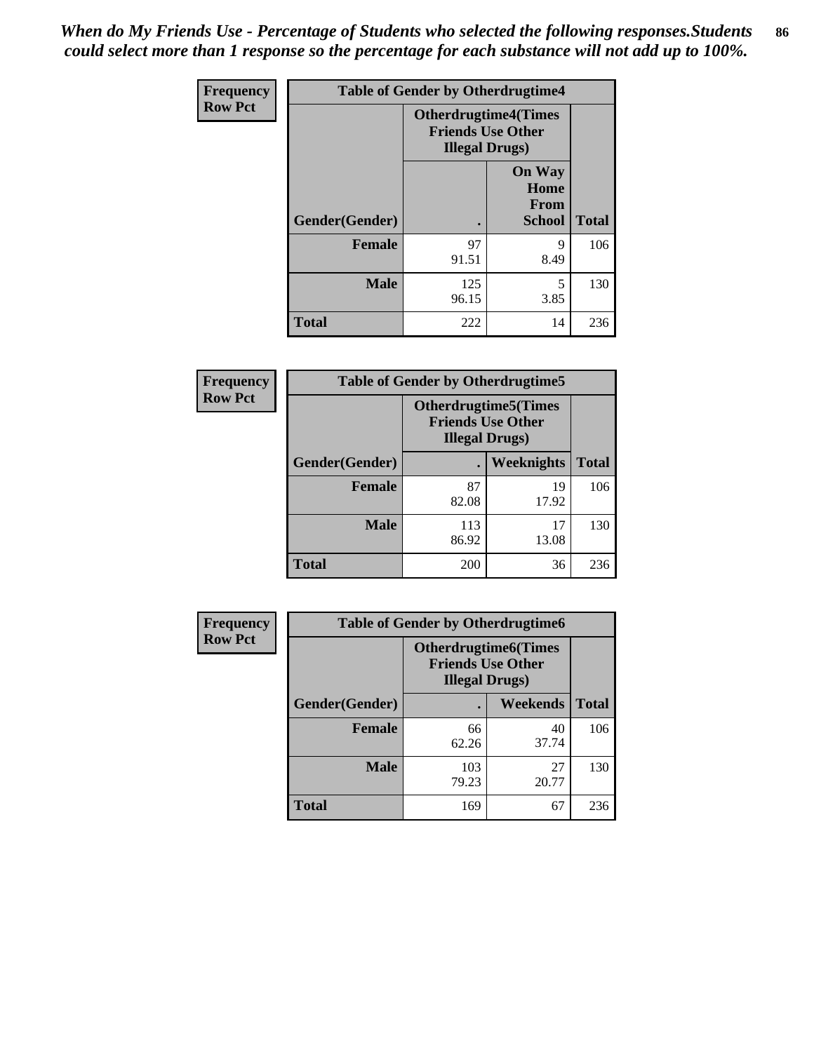*When do My Friends Use - Percentage of Students who selected the following responses.Students could select more than 1 response so the percentage for each substance will not add up to 100%.*

**Frequency**
**Row Pct**

| Table of Gender by Otherdrugtime4 | | | |
|---|---|---|---|
| | Otherdrugtime4(Times Friends Use Other Illegal Drugs) | | |
| Gender(Gender) | . | On Way Home From School | Total |
| **Female** | 97<br>91.51 | 9<br>8.49 | 106 |
| **Male** | 125<br>96.15 | 5<br>3.85 | 130 |
| **Total** | 222 | 14 | 236 |

**Frequency**
**Row Pct**

| Table of Gender by Otherdrugtime5 | | | |
|---|---|---|---|
| | Otherdrugtime5(Times Friends Use Other Illegal Drugs) | | |
| Gender(Gender) | . | Weeknights | Total |
| **Female** | 87<br>82.08 | 19<br>17.92 | 106 |
| **Male** | 113<br>86.92 | 17<br>13.08 | 130 |
| **Total** | 200 | 36 | 236 |

**Frequency**
**Row Pct**

| Table of Gender by Otherdrugtime6 | | | |
|---|---|---|---|
| | Otherdrugtime6(Times Friends Use Other Illegal Drugs) | | |
| Gender(Gender) | . | Weekends | Total |
| **Female** | 66<br>62.26 | 40<br>37.74 | 106 |
| **Male** | 103<br>79.23 | 27<br>20.77 | 130 |
| **Total** | 169 | 67 | 236 |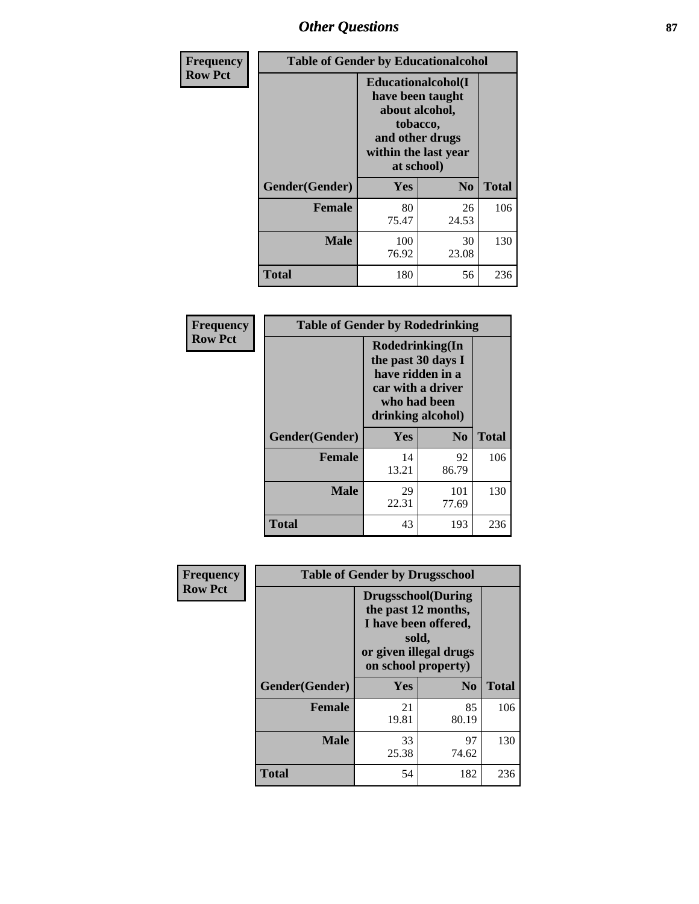# Other Questions

**Frequency**
**Row Pct**

| Table of Gender by Educationalcohol | | | |
|---|---|---|---|
| | Educationalcohol(I have been taught about alcohol, tobacco, and other drugs within the last year at school) | | |
| Gender(Gender) | Yes | No | Total |
| Female | 80<br>75.47 | 26<br>24.53 | 106 |
| Male | 100<br>76.92 | 30<br>23.08 | 130 |
| Total | 180 | 56 | 236 |

**Frequency**
**Row Pct**

| Table of Gender by Rodedrinking | | | |
|---|---|---|---|
| | Rodedrinking(In the past 30 days I have ridden in a car with a driver who had been drinking alcohol) | | |
| Gender(Gender) | Yes | No | Total |
| Female | 14<br>13.21 | 92<br>86.79 | 106 |
| Male | 29<br>22.31 | 101<br>77.69 | 130 |
| Total | 43 | 193 | 236 |

**Frequency**
**Row Pct**

| Table of Gender by Drugsschool | | | |
|---|---|---|---|
| | Drugsschool(During the past 12 months, I have been offered, sold, or given illegal drugs on school property) | | |
| Gender(Gender) | Yes | No | Total |
| Female | 21<br>19.81 | 85<br>80.19 | 106 |
| Male | 33<br>25.38 | 97<br>74.62 | 130 |
| Total | 54 | 182 | 236 |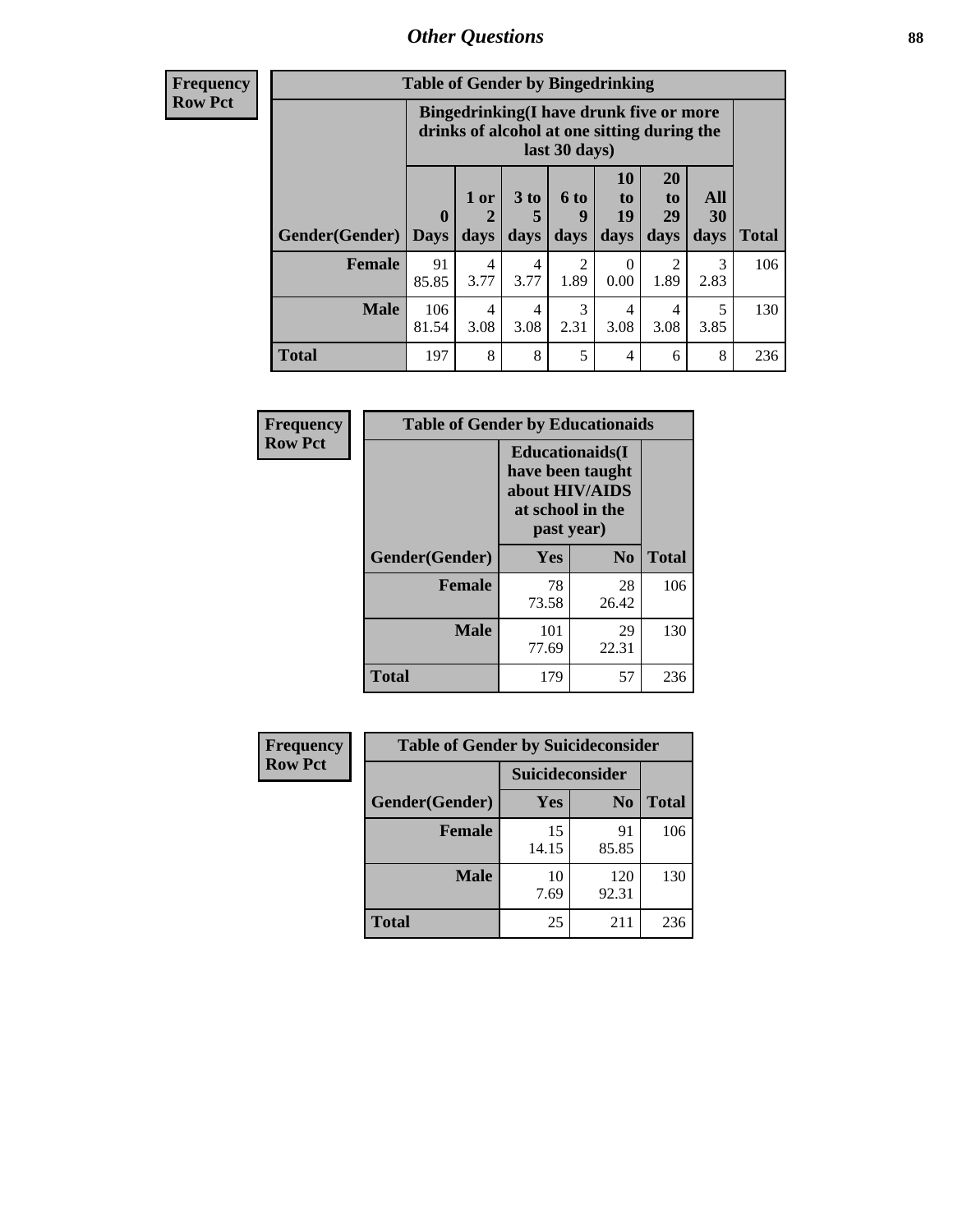## Other Questions

**Frequency**
**Row Pct**

**Table of Gender by Bingedrinking**

| Gender(Gender) | Bingedrinking(I have drunk five or more drinks of alcohol at one sitting during the last 30 days) | | | | | | | Total |
|---|---|---|---|---|---|---|---|---|
| | 0 Days | 1 or 2 days | 3 to 5 days | 6 to 9 days | 10 to 19 days | 20 to 29 days | All 30 days | |
| **Female** | 91<br>85.85 | 4<br>3.77 | 4<br>3.77 | 2<br>1.89 | 0<br>0.00 | 2<br>1.89 | 3<br>2.83 | 106 |
| **Male** | 106<br>81.54 | 4<br>3.08 | 4<br>3.08 | 3<br>2.31 | 4<br>3.08 | 4<br>3.08 | 5<br>3.85 | 130 |
| **Total** | 197 | 8 | 8 | 5 | 4 | 6 | 8 | 236 |

**Frequency**
**Row Pct**

**Table of Gender by Educationaids**

| Gender(Gender) | Educationaids(I have been taught about HIV/AIDS at school in the past year) | | Total |
|---|---|---|---|
| | Yes | No | |
| **Female** | 78<br>73.58 | 28<br>26.42 | 106 |
| **Male** | 101<br>77.69 | 29<br>22.31 | 130 |
| **Total** | 179 | 57 | 236 |

**Frequency**
**Row Pct**

**Table of Gender by Suicideconsider**

| Gender(Gender) | Suicideconsider | | Total |
|---|---|---|---|
| | Yes | No | |
| **Female** | 15<br>14.15 | 91<br>85.85 | 106 |
| **Male** | 10<br>7.69 | 120<br>92.31 | 130 |
| **Total** | 25 | 211 | 236 |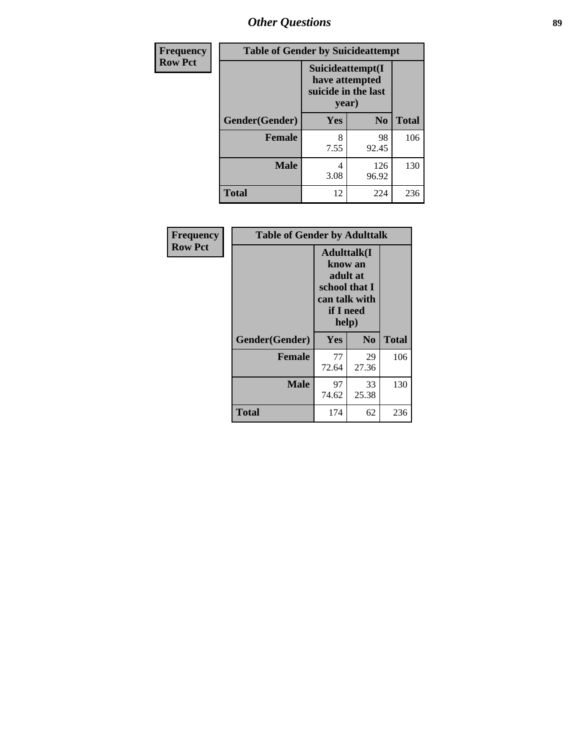# Other Questions

| Frequency Row Pct | Table of Gender by Suicideattempt | | |
|---|---|---|---|
| | Suicideattempt(I have attempted suicide in the last year) | | |
| Gender(Gender) | Yes | No | Total |
| Female | 8<br>7.55 | 98<br>92.45 | 106 |
| Male | 4<br>3.08 | 126<br>96.92 | 130 |
| Total | 12 | 224 | 236 |

| Frequency Row Pct | Table of Gender by Adulttalk | | |
|---|---|---|---|
| | Adulttalk(I know an adult at school that I can talk with if I need help) | | |
| Gender(Gender) | Yes | No | Total |
| Female | 77<br>72.64 | 29<br>27.36 | 106 |
| Male | 97<br>74.62 | 33<br>25.38 | 130 |
| Total | 174 | 62 | 236 |